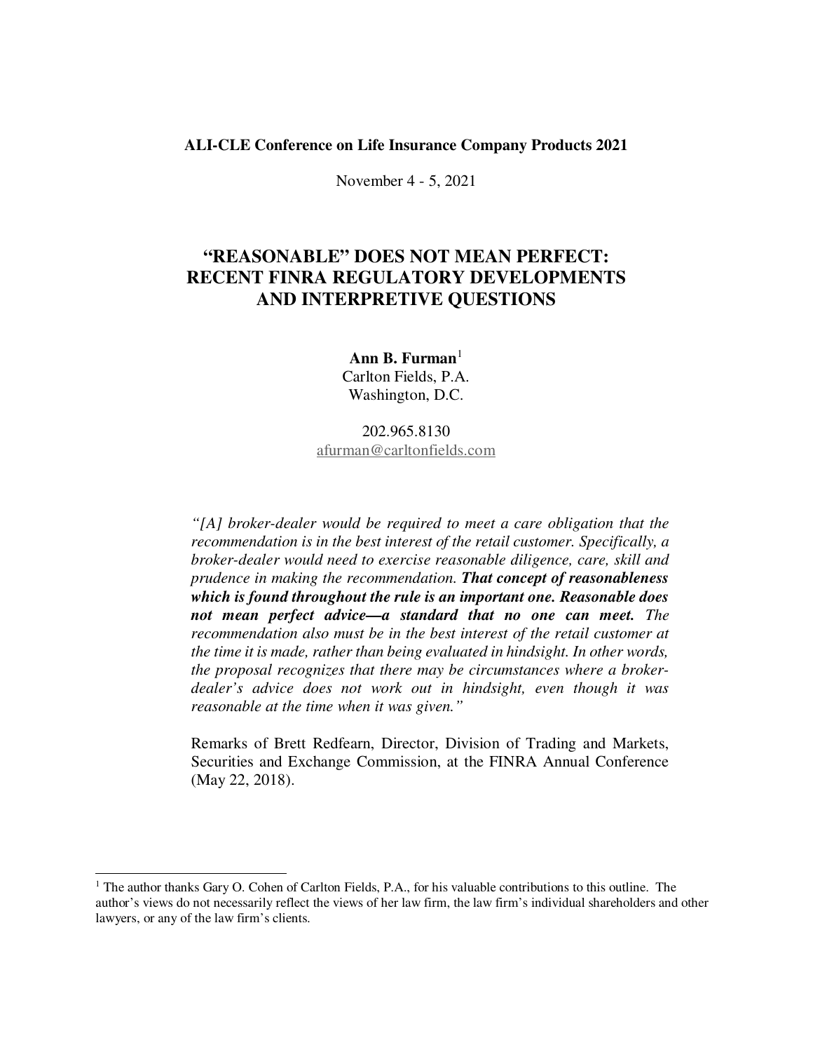**ALI-CLE Conference on Life Insurance Company Products 2021**

November 4 - 5, 2021

# "REASONABLE" DOES NOT MEAN PERFECT: RECENT FINRA REGULATORY DEVELOPMENTS AND INTERPRETIVE QUESTIONS

**Ann B. Furman**[1]
Carlton Fields, P.A.
Washington, D.C.

202.965.8130
afurman@carltonfields.com

> *"[A] broker-dealer would be required to meet a care obligation that the recommendation is in the best interest of the retail customer. Specifically, a broker-dealer would need to exercise reasonable diligence, care, skill and prudence in making the recommendation.* ***That concept of reasonableness which is found throughout the rule is an important one. Reasonable does not mean perfect advice—a standard that no one can meet.*** *The recommendation also must be in the best interest of the retail customer at the time it is made, rather than being evaluated in hindsight. In other words, the proposal recognizes that there may be circumstances where a broker-dealer's advice does not work out in hindsight, even though it was reasonable at the time when it was given."*
>
> Remarks of Brett Redfearn, Director, Division of Trading and Markets, Securities and Exchange Commission, at the FINRA Annual Conference (May 22, 2018).

---

[1] The author thanks Gary O. Cohen of Carlton Fields, P.A., for his valuable contributions to this outline. The author's views do not necessarily reflect the views of her law firm, the law firm's individual shareholders and other lawyers, or any of the law firm's clients.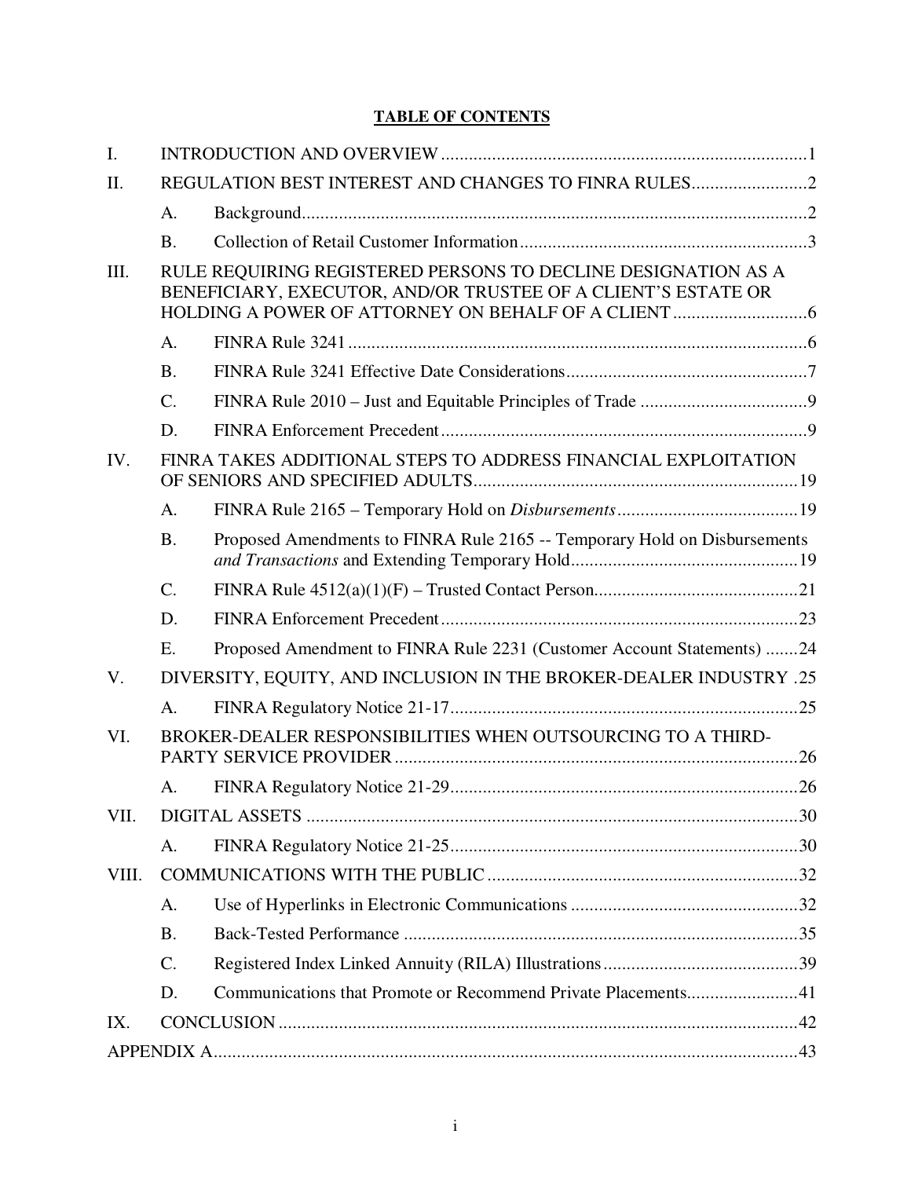## TABLE OF CONTENTS

I. INTRODUCTION AND OVERVIEW .......... 1

II. REGULATION BEST INTEREST AND CHANGES TO FINRA RULES .......... 2

- A. Background .......... 2
- B. Collection of Retail Customer Information .......... 3

III. RULE REQUIRING REGISTERED PERSONS TO DECLINE DESIGNATION AS A BENEFICIARY, EXECUTOR, AND/OR TRUSTEE OF A CLIENT'S ESTATE OR HOLDING A POWER OF ATTORNEY ON BEHALF OF A CLIENT .......... 6

- A. FINRA Rule 3241 .......... 6
- B. FINRA Rule 3241 Effective Date Considerations .......... 7
- C. FINRA Rule 2010 – Just and Equitable Principles of Trade .......... 9
- D. FINRA Enforcement Precedent .......... 9

IV. FINRA TAKES ADDITIONAL STEPS TO ADDRESS FINANCIAL EXPLOITATION OF SENIORS AND SPECIFIED ADULTS .......... 19

- A. FINRA Rule 2165 – Temporary Hold on *Disbursements* .......... 19
- B. Proposed Amendments to FINRA Rule 2165 -- Temporary Hold on Disbursements *and Transactions* and Extending Temporary Hold .......... 19
- C. FINRA Rule 4512(a)(1)(F) – Trusted Contact Person .......... 21
- D. FINRA Enforcement Precedent .......... 23
- E. Proposed Amendment to FINRA Rule 2231 (Customer Account Statements) .......... 24

V. DIVERSITY, EQUITY, AND INCLUSION IN THE BROKER-DEALER INDUSTRY .......... 25

- A. FINRA Regulatory Notice 21-17 .......... 25

VI. BROKER-DEALER RESPONSIBILITIES WHEN OUTSOURCING TO A THIRD-PARTY SERVICE PROVIDER .......... 26

- A. FINRA Regulatory Notice 21-29 .......... 26

VII. DIGITAL ASSETS .......... 30

- A. FINRA Regulatory Notice 21-25 .......... 30

VIII. COMMUNICATIONS WITH THE PUBLIC .......... 32

- A. Use of Hyperlinks in Electronic Communications .......... 32
- B. Back-Tested Performance .......... 35
- C. Registered Index Linked Annuity (RILA) Illustrations .......... 39
- D. Communications that Promote or Recommend Private Placements .......... 41

IX. CONCLUSION .......... 42

APPENDIX A .......... 43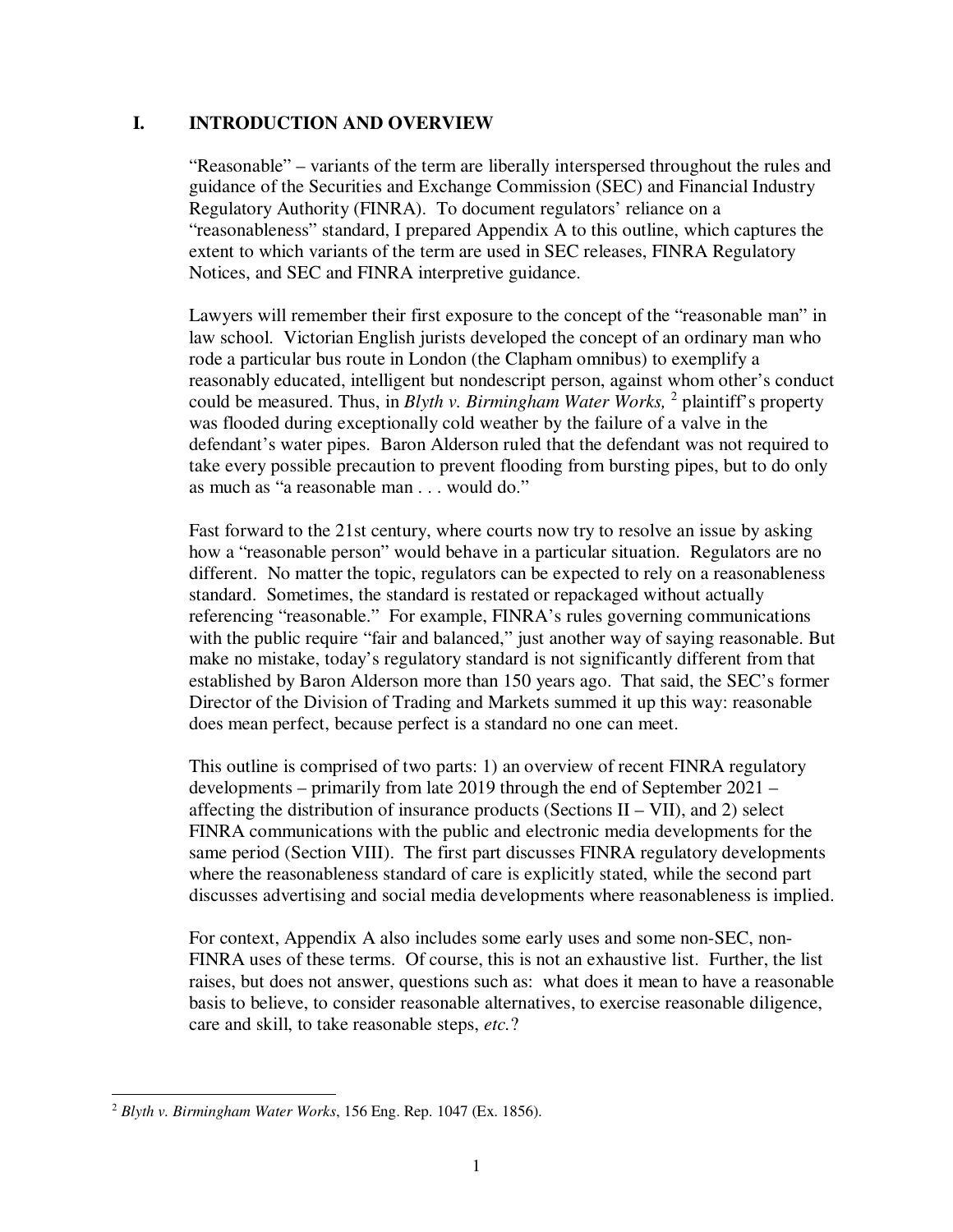## I. INTRODUCTION AND OVERVIEW

"Reasonable" – variants of the term are liberally interspersed throughout the rules and guidance of the Securities and Exchange Commission (SEC) and Financial Industry Regulatory Authority (FINRA). To document regulators' reliance on a "reasonableness" standard, I prepared Appendix A to this outline, which captures the extent to which variants of the term are used in SEC releases, FINRA Regulatory Notices, and SEC and FINRA interpretive guidance.

Lawyers will remember their first exposure to the concept of the "reasonable man" in law school. Victorian English jurists developed the concept of an ordinary man who rode a particular bus route in London (the Clapham omnibus) to exemplify a reasonably educated, intelligent but nondescript person, against whom other's conduct could be measured. Thus, in *Blyth v. Birmingham Water Works,* [2] plaintiff's property was flooded during exceptionally cold weather by the failure of a valve in the defendant's water pipes. Baron Alderson ruled that the defendant was not required to take every possible precaution to prevent flooding from bursting pipes, but to do only as much as "a reasonable man . . . would do."

Fast forward to the 21st century, where courts now try to resolve an issue by asking how a "reasonable person" would behave in a particular situation. Regulators are no different. No matter the topic, regulators can be expected to rely on a reasonableness standard. Sometimes, the standard is restated or repackaged without actually referencing "reasonable." For example, FINRA's rules governing communications with the public require "fair and balanced," just another way of saying reasonable. But make no mistake, today's regulatory standard is not significantly different from that established by Baron Alderson more than 150 years ago. That said, the SEC's former Director of the Division of Trading and Markets summed it up this way: reasonable does mean perfect, because perfect is a standard no one can meet.

This outline is comprised of two parts: 1) an overview of recent FINRA regulatory developments – primarily from late 2019 through the end of September 2021 – affecting the distribution of insurance products (Sections II – VII), and 2) select FINRA communications with the public and electronic media developments for the same period (Section VIII). The first part discusses FINRA regulatory developments where the reasonableness standard of care is explicitly stated, while the second part discusses advertising and social media developments where reasonableness is implied.

For context, Appendix A also includes some early uses and some non-SEC, non-FINRA uses of these terms. Of course, this is not an exhaustive list. Further, the list raises, but does not answer, questions such as: what does it mean to have a reasonable basis to believe, to consider reasonable alternatives, to exercise reasonable diligence, care and skill, to take reasonable steps, *etc.*?

---

[2] *Blyth v. Birmingham Water Works*, 156 Eng. Rep. 1047 (Ex. 1856).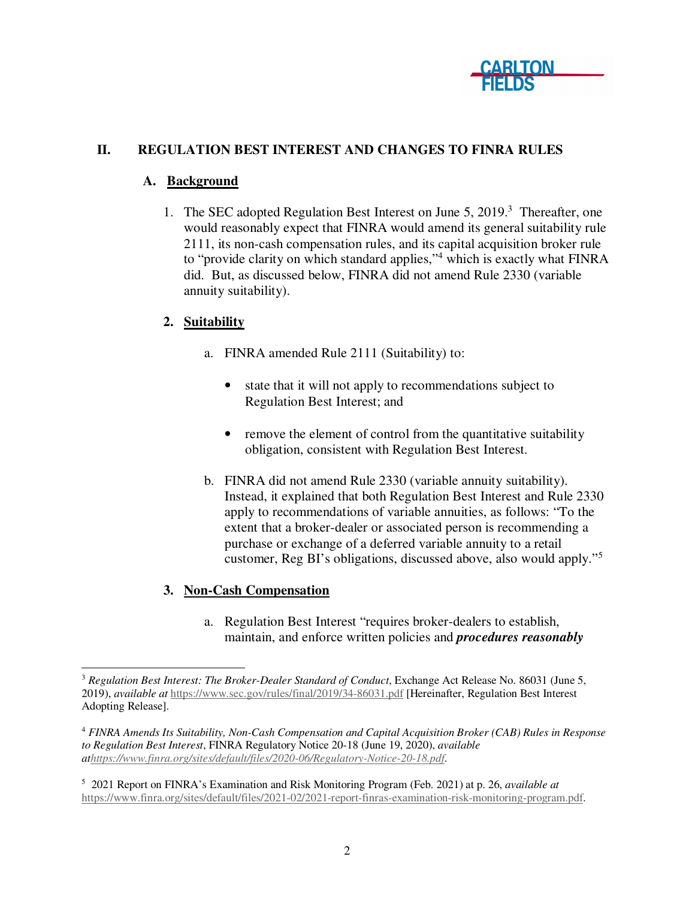## II. REGULATION BEST INTEREST AND CHANGES TO FINRA RULES

### A. Background

1. The SEC adopted Regulation Best Interest on June 5, 2019.[3] Thereafter, one would reasonably expect that FINRA would amend its general suitability rule 2111, its non-cash compensation rules, and its capital acquisition broker rule to "provide clarity on which standard applies,"[4] which is exactly what FINRA did. But, as discussed below, FINRA did not amend Rule 2330 (variable annuity suitability).

### 2. Suitability

a. FINRA amended Rule 2111 (Suitability) to:

- state that it will not apply to recommendations subject to Regulation Best Interest; and
- remove the element of control from the quantitative suitability obligation, consistent with Regulation Best Interest.

b. FINRA did not amend Rule 2330 (variable annuity suitability). Instead, it explained that both Regulation Best Interest and Rule 2330 apply to recommendations of variable annuities, as follows: "To the extent that a broker-dealer or associated person is recommending a purchase or exchange of a deferred variable annuity to a retail customer, Reg BI's obligations, discussed above, also would apply."[5]

### 3. Non-Cash Compensation

a. Regulation Best Interest "requires broker-dealers to establish, maintain, and enforce written policies and ***procedures reasonably***

---

[3] *Regulation Best Interest: The Broker-Dealer Standard of Conduct*, Exchange Act Release No. 86031 (June 5, 2019), *available at* https://www.sec.gov/rules/final/2019/34-86031.pdf [Hereinafter, Regulation Best Interest Adopting Release].

[4] *FINRA Amends Its Suitability, Non-Cash Compensation and Capital Acquisition Broker (CAB) Rules in Response to Regulation Best Interest*, FINRA Regulatory Notice 20-18 (June 19, 2020), *available at https://www.finra.org/sites/default/files/2020-06/Regulatory-Notice-20-18.pdf*.

[5] 2021 Report on FINRA's Examination and Risk Monitoring Program (Feb. 2021) at p. 26, *available at* https://www.finra.org/sites/default/files/2021-02/2021-report-finras-examination-risk-monitoring-program.pdf.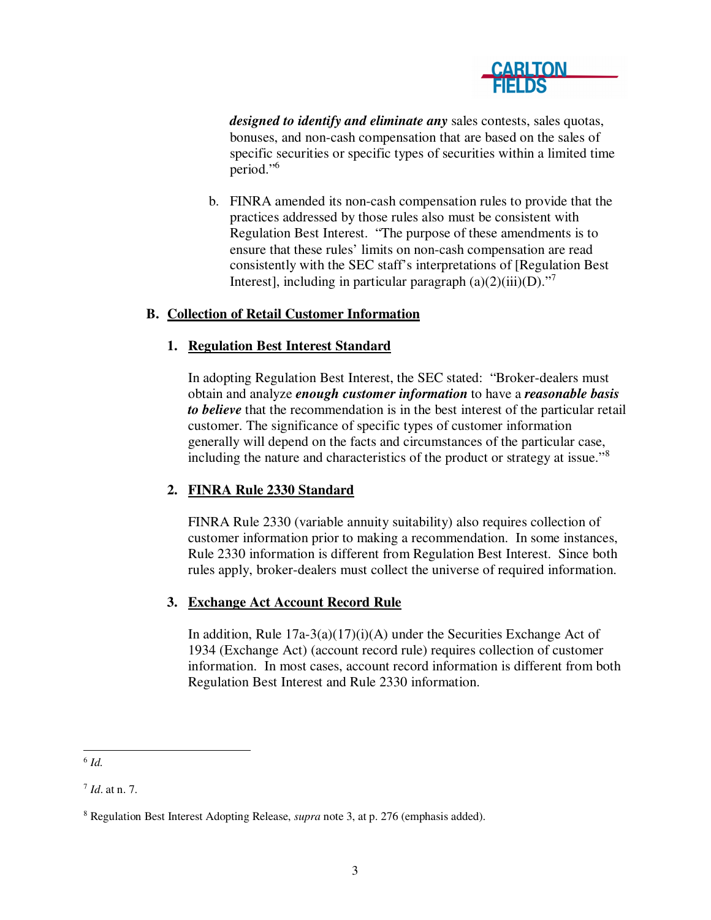***designed to identify and eliminate any*** sales contests, sales quotas, bonuses, and non-cash compensation that are based on the sales of specific securities or specific types of securities within a limited time period."[6]

b. FINRA amended its non-cash compensation rules to provide that the practices addressed by those rules also must be consistent with Regulation Best Interest. "The purpose of these amendments is to ensure that these rules' limits on non-cash compensation are read consistently with the SEC staff's interpretations of [Regulation Best Interest], including in particular paragraph (a)(2)(iii)(D)."[7]

## B. Collection of Retail Customer Information

### 1. Regulation Best Interest Standard

In adopting Regulation Best Interest, the SEC stated: "Broker-dealers must obtain and analyze ***enough customer information*** to have a ***reasonable basis to believe*** that the recommendation is in the best interest of the particular retail customer. The significance of specific types of customer information generally will depend on the facts and circumstances of the particular case, including the nature and characteristics of the product or strategy at issue."[8]

### 2. FINRA Rule 2330 Standard

FINRA Rule 2330 (variable annuity suitability) also requires collection of customer information prior to making a recommendation. In some instances, Rule 2330 information is different from Regulation Best Interest. Since both rules apply, broker-dealers must collect the universe of required information.

### 3. Exchange Act Account Record Rule

In addition, Rule 17a-3(a)(17)(i)(A) under the Securities Exchange Act of 1934 (Exchange Act) (account record rule) requires collection of customer information. In most cases, account record information is different from both Regulation Best Interest and Rule 2330 information.

---

[6] *Id.*

[7] *Id*. at n. 7.

[8] Regulation Best Interest Adopting Release, *supra* note 3, at p. 276 (emphasis added).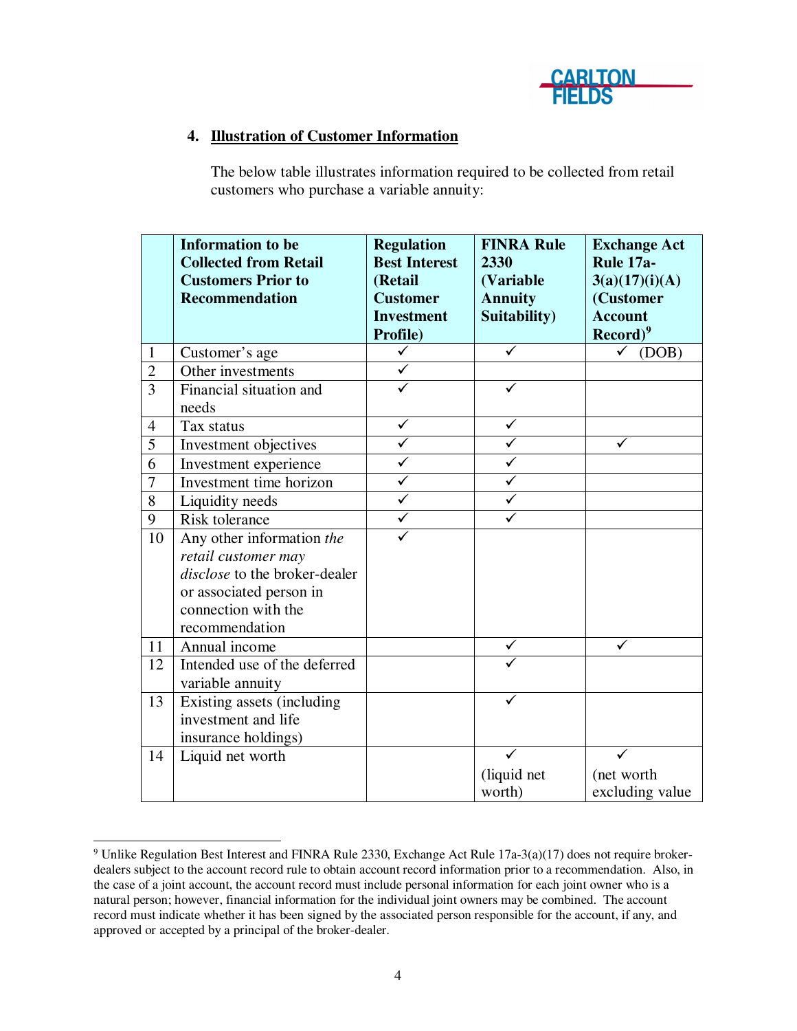## 4. Illustration of Customer Information

The below table illustrates information required to be collected from retail customers who purchase a variable annuity:

| | Information to be Collected from Retail Customers Prior to Recommendation | Regulation Best Interest (Retail Customer Investment Profile) | FINRA Rule 2330 (Variable Annuity Suitability) | Exchange Act Rule 17a-3(a)(17)(i)(A) (Customer Account Record)[9] |
|---|---|---|---|---|
| 1 | Customer's age | ✓ | ✓ | ✓ (DOB) |
| 2 | Other investments | ✓ | | |
| 3 | Financial situation and needs | ✓ | ✓ | |
| 4 | Tax status | ✓ | ✓ | |
| 5 | Investment objectives | ✓ | ✓ | ✓ |
| 6 | Investment experience | ✓ | ✓ | |
| 7 | Investment time horizon | ✓ | ✓ | |
| 8 | Liquidity needs | ✓ | ✓ | |
| 9 | Risk tolerance | ✓ | ✓ | |
| 10 | Any other information *the retail customer may disclose* to the broker-dealer or associated person in connection with the recommendation | ✓ | | |
| 11 | Annual income | | ✓ | ✓ |
| 12 | Intended use of the deferred variable annuity | | ✓ | |
| 13 | Existing assets (including investment and life insurance holdings) | | ✓ | |
| 14 | Liquid net worth | | ✓ (liquid net worth) | ✓ (net worth excluding value |

[9] Unlike Regulation Best Interest and FINRA Rule 2330, Exchange Act Rule 17a-3(a)(17) does not require broker-dealers subject to the account record rule to obtain account record information prior to a recommendation. Also, in the case of a joint account, the account record must include personal information for each joint owner who is a natural person; however, financial information for the individual joint owners may be combined. The account record must indicate whether it has been signed by the associated person responsible for the account, if any, and approved or accepted by a principal of the broker-dealer.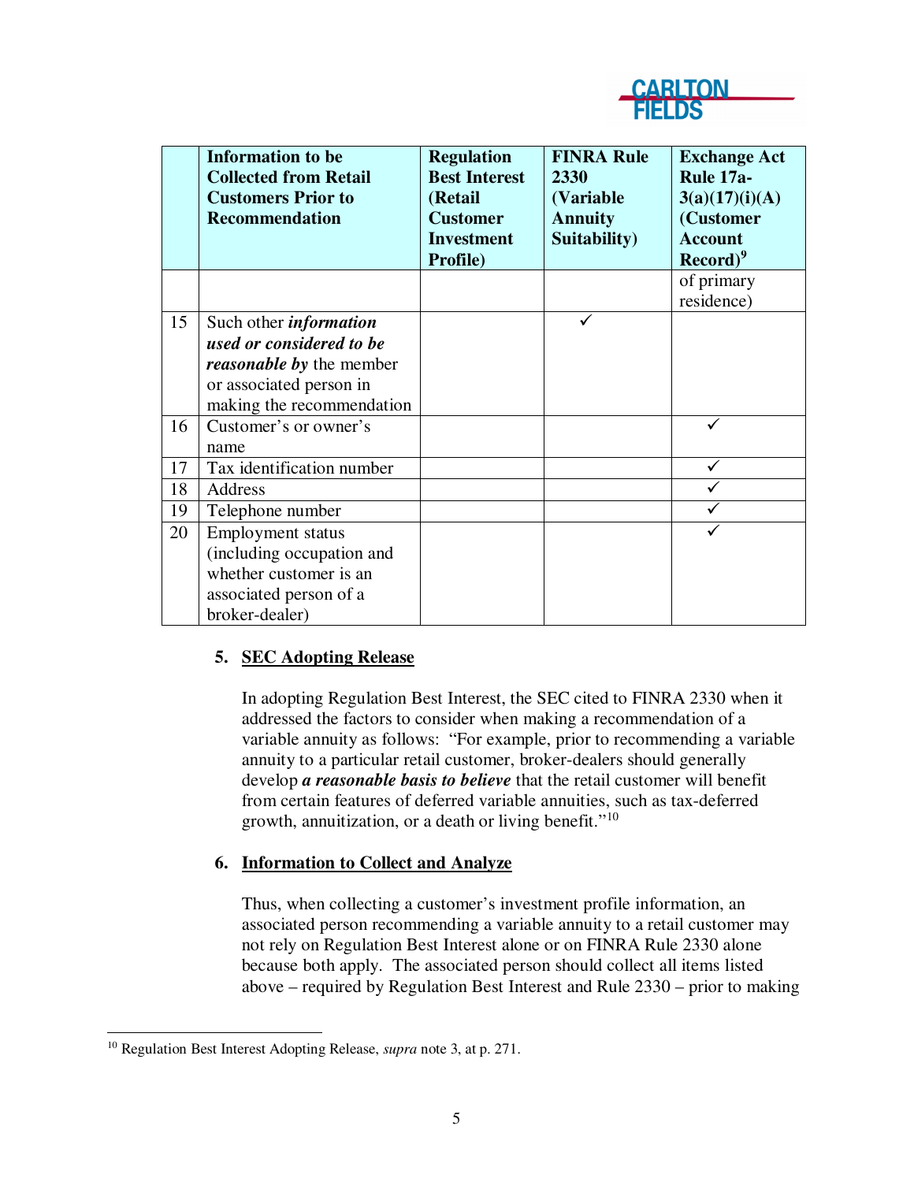| | Information to be Collected from Retail Customers Prior to Recommendation | Regulation Best Interest (Retail Customer Investment Profile) | FINRA Rule 2330 (Variable Annuity Suitability) | Exchange Act Rule 17a-3(a)(17)(i)(A) (Customer Account Record)[9] |
|---|---|---|---|---|
| | | | | of primary residence) |
| 15 | Such other ***information used or considered to be reasonable by*** the member or associated person in making the recommendation | | ✓ | |
| 16 | Customer's or owner's name | | | ✓ |
| 17 | Tax identification number | | | ✓ |
| 18 | Address | | | ✓ |
| 19 | Telephone number | | | ✓ |
| 20 | Employment status (including occupation and whether customer is an associated person of a broker-dealer) | | | ✓ |

## 5. SEC Adopting Release

In adopting Regulation Best Interest, the SEC cited to FINRA 2330 when it addressed the factors to consider when making a recommendation of a variable annuity as follows: "For example, prior to recommending a variable annuity to a particular retail customer, broker-dealers should generally develop ***a reasonable basis to believe*** that the retail customer will benefit from certain features of deferred variable annuities, such as tax-deferred growth, annuitization, or a death or living benefit."[10]

## 6. Information to Collect and Analyze

Thus, when collecting a customer's investment profile information, an associated person recommending a variable annuity to a retail customer may not rely on Regulation Best Interest alone or on FINRA Rule 2330 alone because both apply. The associated person should collect all items listed above – required by Regulation Best Interest and Rule 2330 – prior to making

[10] Regulation Best Interest Adopting Release, *supra* note 3, at p. 271.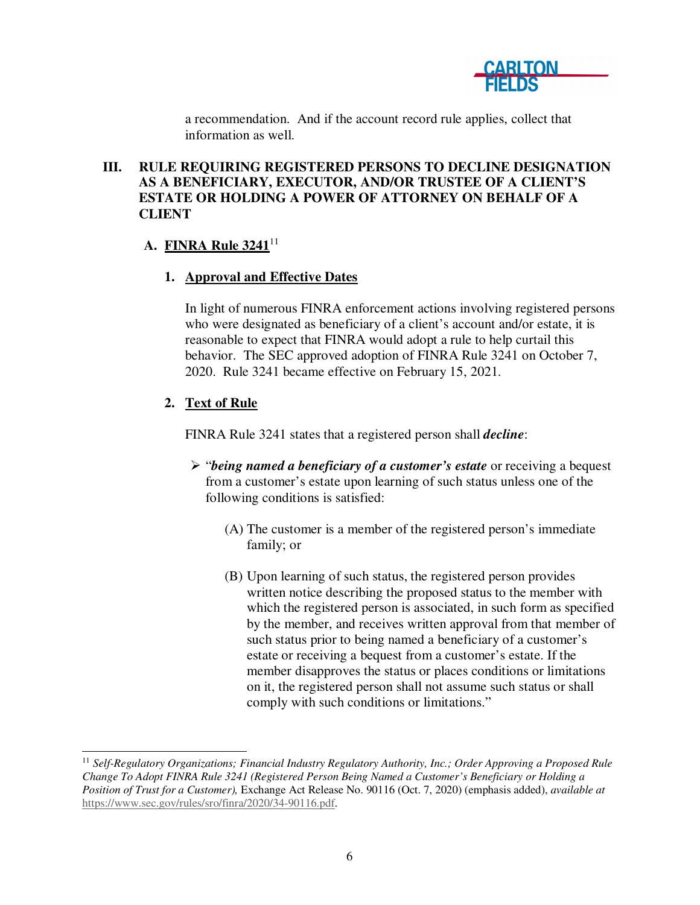a recommendation. And if the account record rule applies, collect that information as well.

## III. RULE REQUIRING REGISTERED PERSONS TO DECLINE DESIGNATION AS A BENEFICIARY, EXECUTOR, AND/OR TRUSTEE OF A CLIENT'S ESTATE OR HOLDING A POWER OF ATTORNEY ON BEHALF OF A CLIENT

### A. FINRA Rule 3241[11]

#### 1. Approval and Effective Dates

In light of numerous FINRA enforcement actions involving registered persons who were designated as beneficiary of a client's account and/or estate, it is reasonable to expect that FINRA would adopt a rule to help curtail this behavior. The SEC approved adoption of FINRA Rule 3241 on October 7, 2020. Rule 3241 became effective on February 15, 2021.

#### 2. Text of Rule

FINRA Rule 3241 states that a registered person shall ***decline***:

- "***being named a beneficiary of a customer's estate*** or receiving a bequest from a customer's estate upon learning of such status unless one of the following conditions is satisfied:

  (A) The customer is a member of the registered person's immediate family; or

  (B) Upon learning of such status, the registered person provides written notice describing the proposed status to the member with which the registered person is associated, in such form as specified by the member, and receives written approval from that member of such status prior to being named a beneficiary of a customer's estate or receiving a bequest from a customer's estate. If the member disapproves the status or places conditions or limitations on it, the registered person shall not assume such status or shall comply with such conditions or limitations."

---

[11] *Self-Regulatory Organizations; Financial Industry Regulatory Authority, Inc.; Order Approving a Proposed Rule Change To Adopt FINRA Rule 3241 (Registered Person Being Named a Customer's Beneficiary or Holding a Position of Trust for a Customer),* Exchange Act Release No. 90116 (Oct. 7, 2020) (emphasis added), *available at* https://www.sec.gov/rules/sro/finra/2020/34-90116.pdf.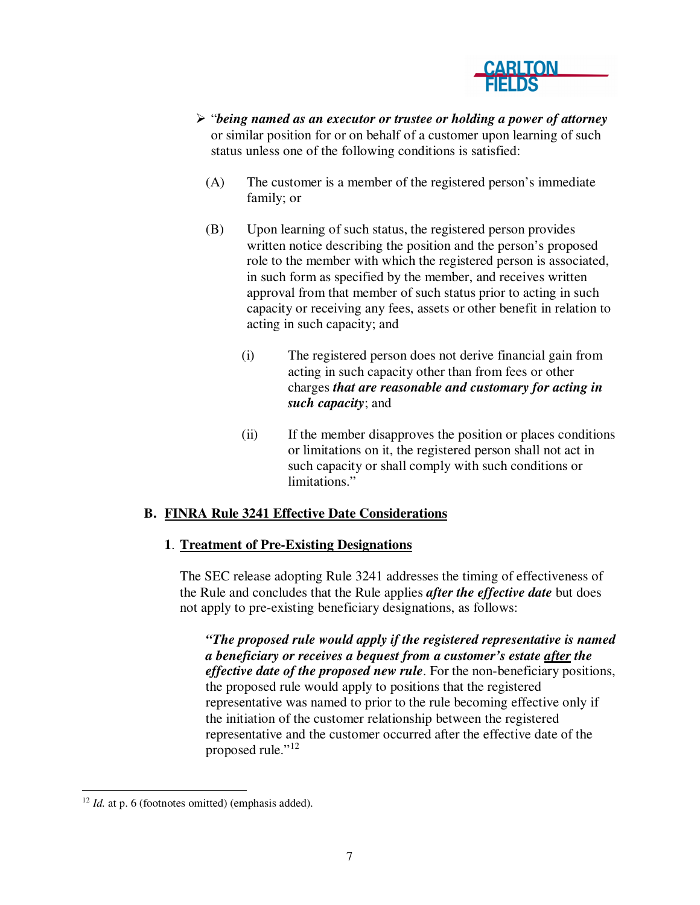- "*being named as an executor or trustee or holding a power of attorney* or similar position for or on behalf of a customer upon learning of such status unless one of the following conditions is satisfied:

  (A) The customer is a member of the registered person's immediate family; or

  (B) Upon learning of such status, the registered person provides written notice describing the position and the person's proposed role to the member with which the registered person is associated, in such form as specified by the member, and receives written approval from that member of such status prior to acting in such capacity or receiving any fees, assets or other benefit in relation to acting in such capacity; and

    (i) The registered person does not derive financial gain from acting in such capacity other than from fees or other charges ***that are reasonable and customary for acting in such capacity***; and

    (ii) If the member disapproves the position or places conditions or limitations on it, the registered person shall not act in such capacity or shall comply with such conditions or limitations."

## B. <u>FINRA Rule 3241 Effective Date Considerations</u>

### 1. <u>Treatment of Pre-Existing Designations</u>

The SEC release adopting Rule 3241 addresses the timing of effectiveness of the Rule and concludes that the Rule applies ***after the effective date*** but does not apply to pre-existing beneficiary designations, as follows:

> ***"The proposed rule would apply if the registered representative is named a beneficiary or receives a bequest from a customer's estate <u>after</u> the effective date of the proposed new rule***. For the non-beneficiary positions, the proposed rule would apply to positions that the registered representative was named to prior to the rule becoming effective only if the initiation of the customer relationship between the registered representative and the customer occurred after the effective date of the proposed rule."[12]

---

[12] *Id.* at p. 6 (footnotes omitted) (emphasis added).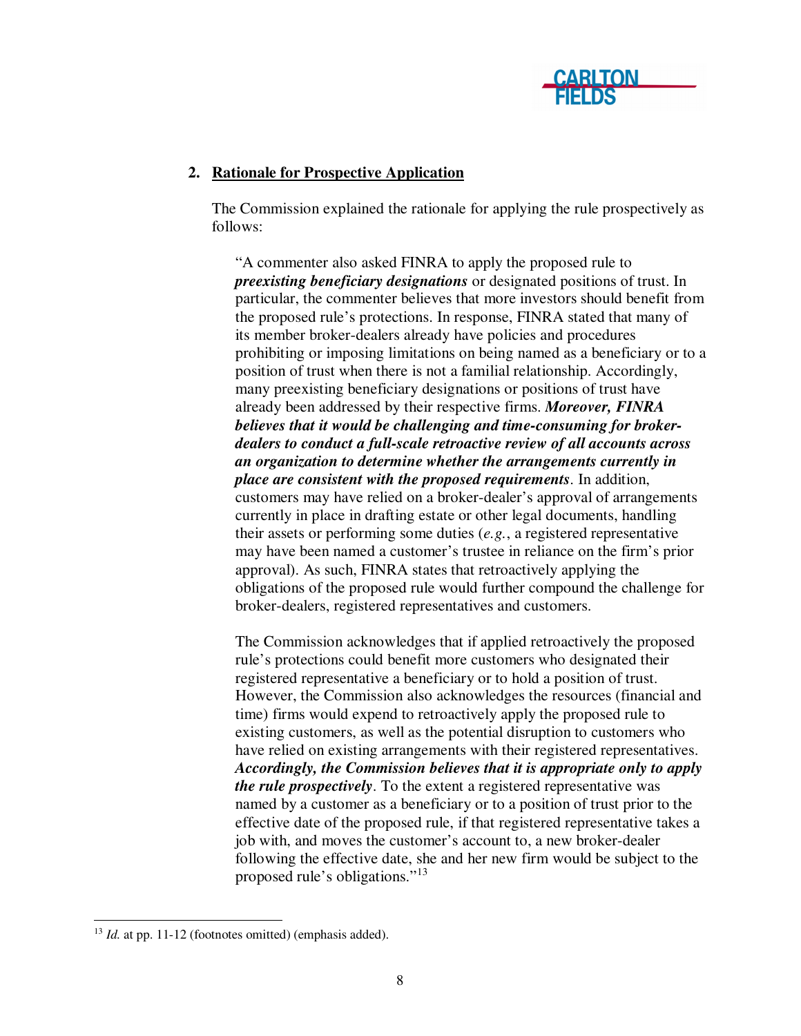**2. Rationale for Prospective Application**

The Commission explained the rationale for applying the rule prospectively as follows:

> "A commenter also asked FINRA to apply the proposed rule to ***preexisting beneficiary designations*** or designated positions of trust. In particular, the commenter believes that more investors should benefit from the proposed rule's protections. In response, FINRA stated that many of its member broker-dealers already have policies and procedures prohibiting or imposing limitations on being named as a beneficiary or to a position of trust when there is not a familial relationship. Accordingly, many preexisting beneficiary designations or positions of trust have already been addressed by their respective firms. ***Moreover, FINRA believes that it would be challenging and time-consuming for broker-dealers to conduct a full-scale retroactive review of all accounts across an organization to determine whether the arrangements currently in place are consistent with the proposed requirements***. In addition, customers may have relied on a broker-dealer's approval of arrangements currently in place in drafting estate or other legal documents, handling their assets or performing some duties (*e.g.*, a registered representative may have been named a customer's trustee in reliance on the firm's prior approval). As such, FINRA states that retroactively applying the obligations of the proposed rule would further compound the challenge for broker-dealers, registered representatives and customers.
>
> The Commission acknowledges that if applied retroactively the proposed rule's protections could benefit more customers who designated their registered representative a beneficiary or to hold a position of trust. However, the Commission also acknowledges the resources (financial and time) firms would expend to retroactively apply the proposed rule to existing customers, as well as the potential disruption to customers who have relied on existing arrangements with their registered representatives. ***Accordingly, the Commission believes that it is appropriate only to apply the rule prospectively***. To the extent a registered representative was named by a customer as a beneficiary or to a position of trust prior to the effective date of the proposed rule, if that registered representative takes a job with, and moves the customer's account to, a new broker-dealer following the effective date, she and her new firm would be subject to the proposed rule's obligations."[13]

---

[13] *Id.* at pp. 11-12 (footnotes omitted) (emphasis added).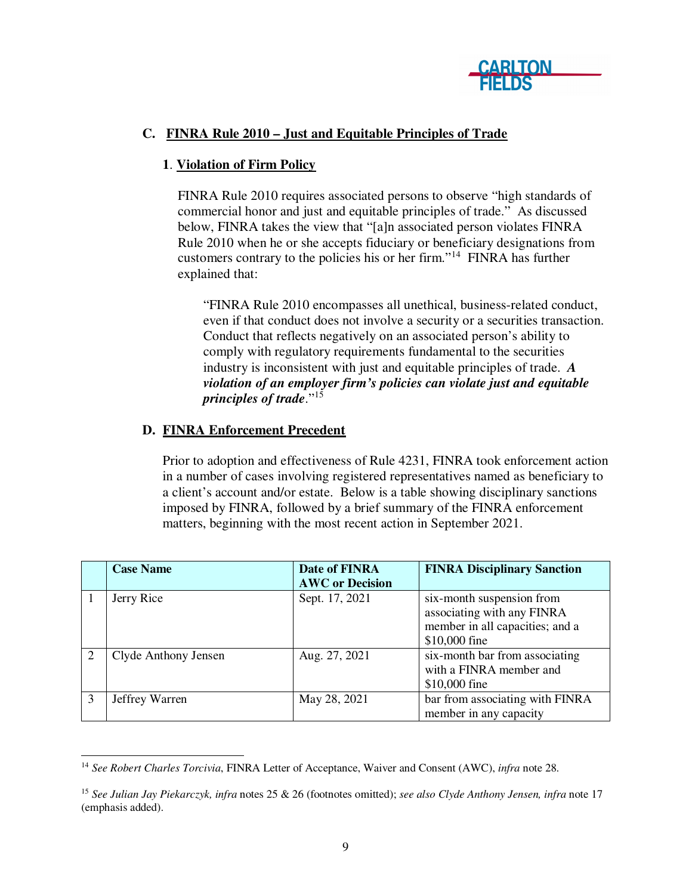## C. FINRA Rule 2010 – Just and Equitable Principles of Trade

### 1. Violation of Firm Policy

FINRA Rule 2010 requires associated persons to observe "high standards of commercial honor and just and equitable principles of trade." As discussed below, FINRA takes the view that "[a]n associated person violates FINRA Rule 2010 when he or she accepts fiduciary or beneficiary designations from customers contrary to the policies his or her firm."[14] FINRA has further explained that:

> "FINRA Rule 2010 encompasses all unethical, business-related conduct, even if that conduct does not involve a security or a securities transaction. Conduct that reflects negatively on an associated person's ability to comply with regulatory requirements fundamental to the securities industry is inconsistent with just and equitable principles of trade. ***A violation of an employer firm's policies can violate just and equitable principles of trade***."[15]

## D. FINRA Enforcement Precedent

Prior to adoption and effectiveness of Rule 4231, FINRA took enforcement action in a number of cases involving registered representatives named as beneficiary to a client's account and/or estate. Below is a table showing disciplinary sanctions imposed by FINRA, followed by a brief summary of the FINRA enforcement matters, beginning with the most recent action in September 2021.

| | Case Name | Date of FINRA AWC or Decision | FINRA Disciplinary Sanction |
|---|---|---|---|
| 1 | Jerry Rice | Sept. 17, 2021 | six-month suspension from associating with any FINRA member in all capacities; and a $10,000 fine |
| 2 | Clyde Anthony Jensen | Aug. 27, 2021 | six-month bar from associating with a FINRA member and $10,000 fine |
| 3 | Jeffrey Warren | May 28, 2021 | bar from associating with FINRA member in any capacity |

[14] *See Robert Charles Torcivia*, FINRA Letter of Acceptance, Waiver and Consent (AWC), *infra* note 28.

[15] *See Julian Jay Piekarczyk, infra* notes 25 & 26 (footnotes omitted); *see also Clyde Anthony Jensen, infra* note 17 (emphasis added).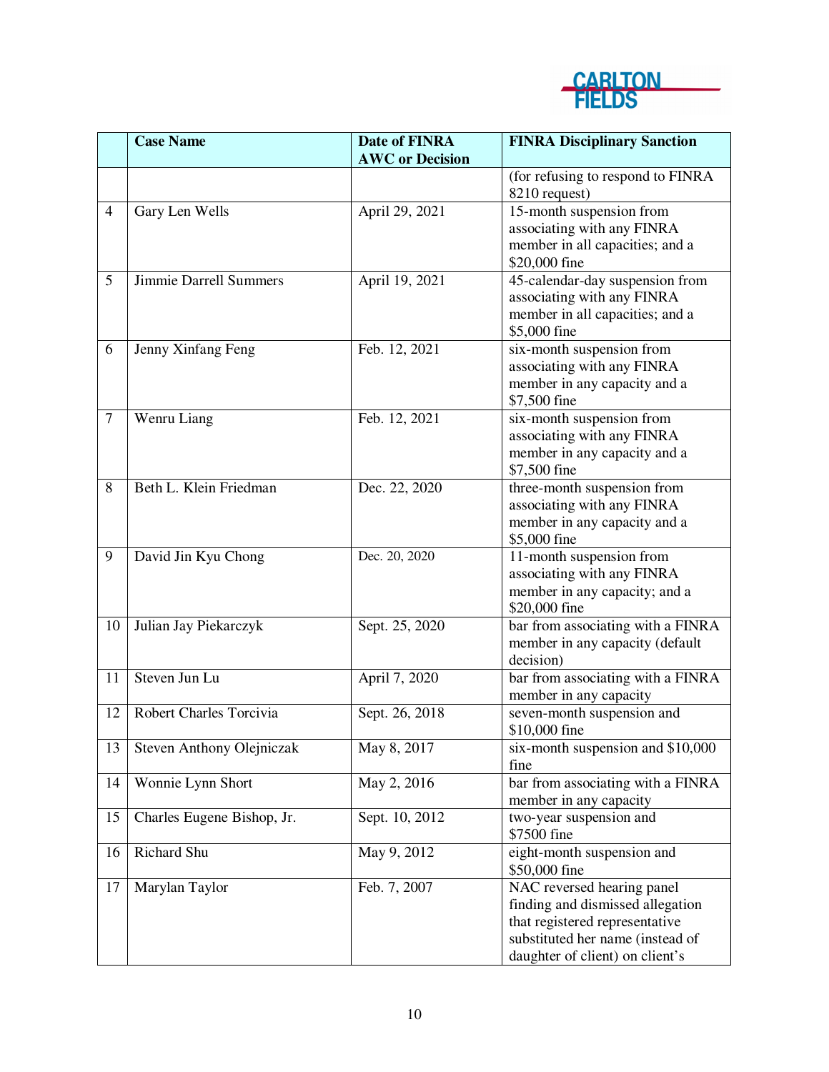|  | Case Name | Date of FINRA AWC or Decision | FINRA Disciplinary Sanction |
|---|---|---|---|
|  |  |  | (for refusing to respond to FINRA 8210 request) |
| 4 | Gary Len Wells | April 29, 2021 | 15-month suspension from associating with any FINRA member in all capacities; and a $20,000 fine |
| 5 | Jimmie Darrell Summers | April 19, 2021 | 45-calendar-day suspension from associating with any FINRA member in all capacities; and a $5,000 fine |
| 6 | Jenny Xinfang Feng | Feb. 12, 2021 | six-month suspension from associating with any FINRA member in any capacity and a $7,500 fine |
| 7 | Wenru Liang | Feb. 12, 2021 | six-month suspension from associating with any FINRA member in any capacity and a $7,500 fine |
| 8 | Beth L. Klein Friedman | Dec. 22, 2020 | three-month suspension from associating with any FINRA member in any capacity and a $5,000 fine |
| 9 | David Jin Kyu Chong | Dec. 20, 2020 | 11-month suspension from associating with any FINRA member in any capacity; and a $20,000 fine |
| 10 | Julian Jay Piekarczyk | Sept. 25, 2020 | bar from associating with a FINRA member in any capacity (default decision) |
| 11 | Steven Jun Lu | April 7, 2020 | bar from associating with a FINRA member in any capacity |
| 12 | Robert Charles Torcivia | Sept. 26, 2018 | seven-month suspension and $10,000 fine |
| 13 | Steven Anthony Olejniczak | May 8, 2017 | six-month suspension and $10,000 fine |
| 14 | Wonnie Lynn Short | May 2, 2016 | bar from associating with a FINRA member in any capacity |
| 15 | Charles Eugene Bishop, Jr. | Sept. 10, 2012 | two-year suspension and $7500 fine |
| 16 | Richard Shu | May 9, 2012 | eight-month suspension and $50,000 fine |
| 17 | Marylan Taylor | Feb. 7, 2007 | NAC reversed hearing panel finding and dismissed allegation that registered representative substituted her name (instead of daughter of client) on client's |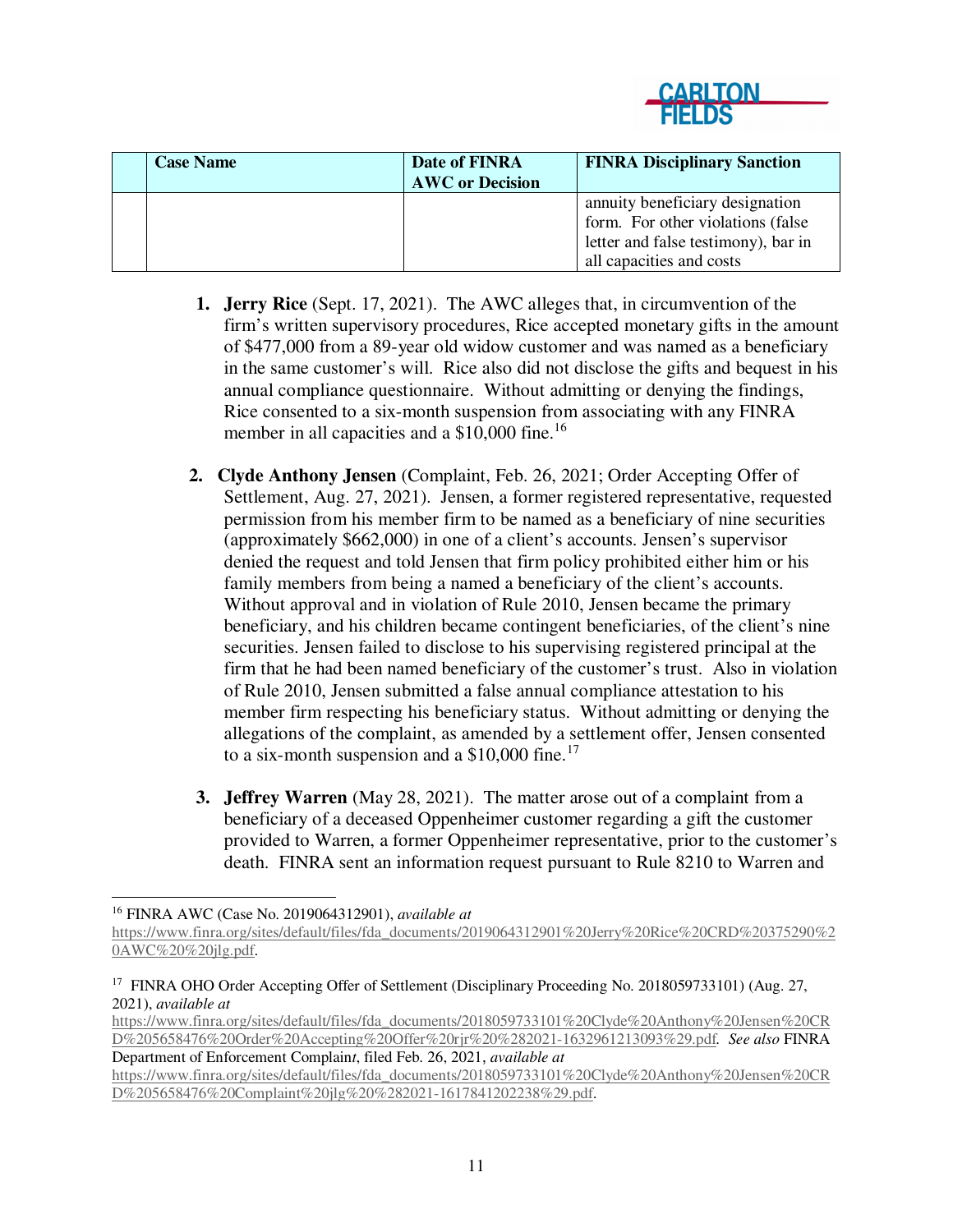| | Case Name | Date of FINRA AWC or Decision | FINRA Disciplinary Sanction |
|---|---|---|---|
| | | | annuity beneficiary designation form. For other violations (false letter and false testimony), bar in all capacities and costs |

1. **Jerry Rice** (Sept. 17, 2021). The AWC alleges that, in circumvention of the firm's written supervisory procedures, Rice accepted monetary gifts in the amount of $477,000 from a 89-year old widow customer and was named as a beneficiary in the same customer's will. Rice also did not disclose the gifts and bequest in his annual compliance questionnaire. Without admitting or denying the findings, Rice consented to a six-month suspension from associating with any FINRA member in all capacities and a $10,000 fine.[16]

2. **Clyde Anthony Jensen** (Complaint, Feb. 26, 2021; Order Accepting Offer of Settlement, Aug. 27, 2021). Jensen, a former registered representative, requested permission from his member firm to be named as a beneficiary of nine securities (approximately $662,000) in one of a client's accounts. Jensen's supervisor denied the request and told Jensen that firm policy prohibited either him or his family members from being a named a beneficiary of the client's accounts. Without approval and in violation of Rule 2010, Jensen became the primary beneficiary, and his children became contingent beneficiaries, of the client's nine securities. Jensen failed to disclose to his supervising registered principal at the firm that he had been named beneficiary of the customer's trust. Also in violation of Rule 2010, Jensen submitted a false annual compliance attestation to his member firm respecting his beneficiary status. Without admitting or denying the allegations of the complaint, as amended by a settlement offer, Jensen consented to a six-month suspension and a $10,000 fine.[17]

3. **Jeffrey Warren** (May 28, 2021). The matter arose out of a complaint from a beneficiary of a deceased Oppenheimer customer regarding a gift the customer provided to Warren, a former Oppenheimer representative, prior to the customer's death. FINRA sent an information request pursuant to Rule 8210 to Warren and

---

[16] FINRA AWC (Case No. 2019064312901), *available at* https://www.finra.org/sites/default/files/fda_documents/2019064312901%20Jerry%20Rice%20CRD%20375290%20AWC%20%20jlg.pdf.

[17] FINRA OHO Order Accepting Offer of Settlement (Disciplinary Proceeding No. 2018059733101) (Aug. 27, 2021), *available at* https://www.finra.org/sites/default/files/fda_documents/2018059733101%20Clyde%20Anthony%20Jensen%20CRD%205658476%20Order%20Accepting%20Offer%20rjr%20%282021-1632961213093%29.pdf. *See also* FINRA Department of Enforcement Complain*t*, filed Feb. 26, 2021, *available at* https://www.finra.org/sites/default/files/fda_documents/2018059733101%20Clyde%20Anthony%20Jensen%20CRD%205658476%20Complaint%20jlg%20%282021-1617841202238%29.pdf.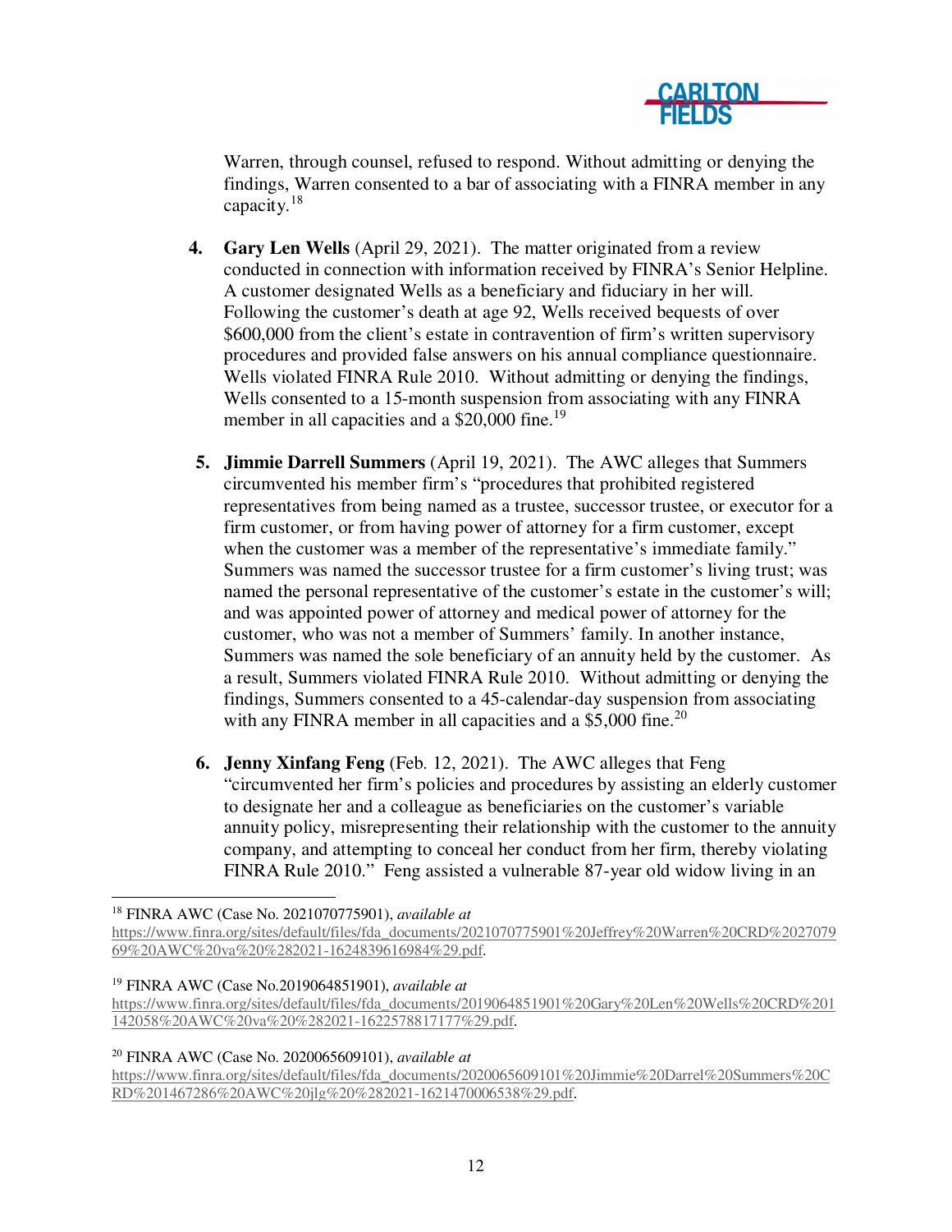Warren, through counsel, refused to respond. Without admitting or denying the findings, Warren consented to a bar of associating with a FINRA member in any capacity.[18]

4. **Gary Len Wells** (April 29, 2021). The matter originated from a review conducted in connection with information received by FINRA's Senior Helpline. A customer designated Wells as a beneficiary and fiduciary in her will. Following the customer's death at age 92, Wells received bequests of over $600,000 from the client's estate in contravention of firm's written supervisory procedures and provided false answers on his annual compliance questionnaire. Wells violated FINRA Rule 2010. Without admitting or denying the findings, Wells consented to a 15-month suspension from associating with any FINRA member in all capacities and a $20,000 fine.[19]

5. **Jimmie Darrell Summers** (April 19, 2021). The AWC alleges that Summers circumvented his member firm's "procedures that prohibited registered representatives from being named as a trustee, successor trustee, or executor for a firm customer, or from having power of attorney for a firm customer, except when the customer was a member of the representative's immediate family." Summers was named the successor trustee for a firm customer's living trust; was named the personal representative of the customer's estate in the customer's will; and was appointed power of attorney and medical power of attorney for the customer, who was not a member of Summers' family. In another instance, Summers was named the sole beneficiary of an annuity held by the customer. As a result, Summers violated FINRA Rule 2010. Without admitting or denying the findings, Summers consented to a 45-calendar-day suspension from associating with any FINRA member in all capacities and a $5,000 fine.[20]

6. **Jenny Xinfang Feng** (Feb. 12, 2021). The AWC alleges that Feng "circumvented her firm's policies and procedures by assisting an elderly customer to designate her and a colleague as beneficiaries on the customer's variable annuity policy, misrepresenting their relationship with the customer to the annuity company, and attempting to conceal her conduct from her firm, thereby violating FINRA Rule 2010." Feng assisted a vulnerable 87-year old widow living in an

---

[18] FINRA AWC (Case No. 2021070775901), *available at* https://www.finra.org/sites/default/files/fda_documents/2021070775901%20Jeffrey%20Warren%20CRD%2027079 69%20AWC%20va%20%282021-1624839616984%29.pdf.

[19] FINRA AWC (Case No.2019064851901), *available at* https://www.finra.org/sites/default/files/fda_documents/2019064851901%20Gary%20Len%20Wells%20CRD%201 142058%20AWC%20va%20%282021-1622578817177%29.pdf.

[20] FINRA AWC (Case No. 2020065609101), *available at* https://www.finra.org/sites/default/files/fda_documents/2020065609101%20Jimmie%20Darrel%20Summers%20C RD%201467286%20AWC%20jlg%20%282021-1621470006538%29.pdf.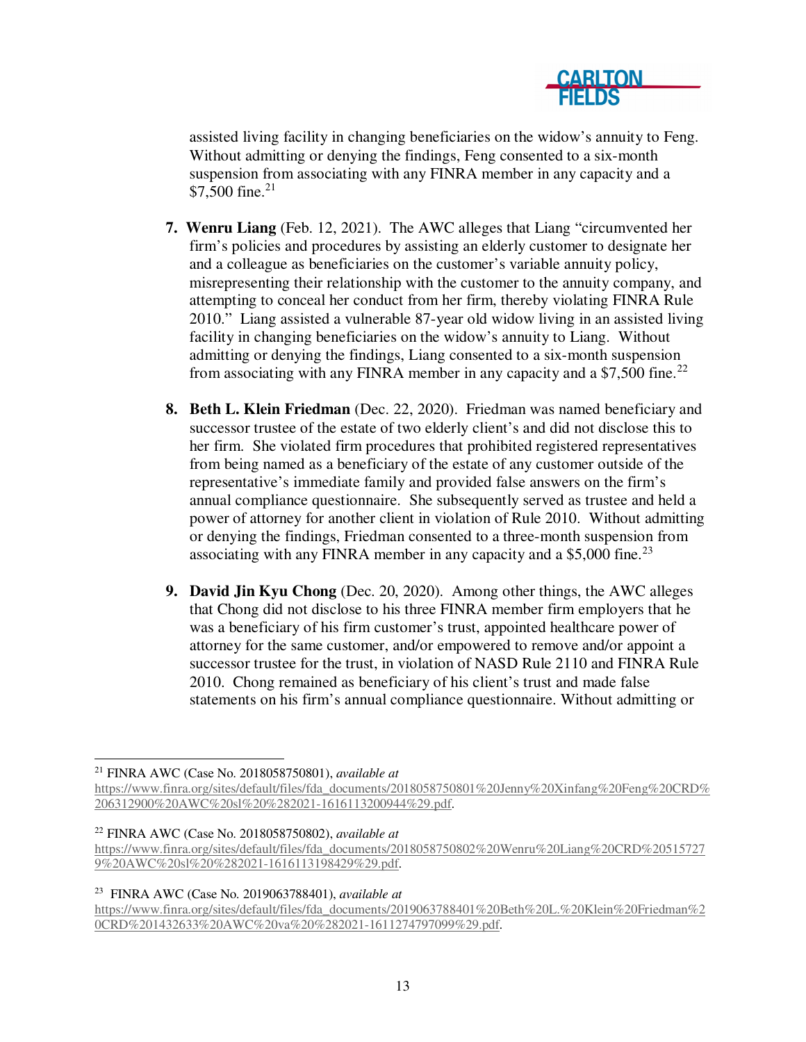assisted living facility in changing beneficiaries on the widow's annuity to Feng. Without admitting or denying the findings, Feng consented to a six-month suspension from associating with any FINRA member in any capacity and a $7,500 fine.[21]

7. **Wenru Liang** (Feb. 12, 2021). The AWC alleges that Liang "circumvented her firm's policies and procedures by assisting an elderly customer to designate her and a colleague as beneficiaries on the customer's variable annuity policy, misrepresenting their relationship with the customer to the annuity company, and attempting to conceal her conduct from her firm, thereby violating FINRA Rule 2010." Liang assisted a vulnerable 87-year old widow living in an assisted living facility in changing beneficiaries on the widow's annuity to Liang. Without admitting or denying the findings, Liang consented to a six-month suspension from associating with any FINRA member in any capacity and a $7,500 fine.[22]

8. **Beth L. Klein Friedman** (Dec. 22, 2020). Friedman was named beneficiary and successor trustee of the estate of two elderly client's and did not disclose this to her firm. She violated firm procedures that prohibited registered representatives from being named as a beneficiary of the estate of any customer outside of the representative's immediate family and provided false answers on the firm's annual compliance questionnaire. She subsequently served as trustee and held a power of attorney for another client in violation of Rule 2010. Without admitting or denying the findings, Friedman consented to a three-month suspension from associating with any FINRA member in any capacity and a $5,000 fine.[23]

9. **David Jin Kyu Chong** (Dec. 20, 2020). Among other things, the AWC alleges that Chong did not disclose to his three FINRA member firm employers that he was a beneficiary of his firm customer's trust, appointed healthcare power of attorney for the same customer, and/or empowered to remove and/or appoint a successor trustee for the trust, in violation of NASD Rule 2110 and FINRA Rule 2010. Chong remained as beneficiary of his client's trust and made false statements on his firm's annual compliance questionnaire. Without admitting or

---

[21] FINRA AWC (Case No. 2018058750801), *available at* https://www.finra.org/sites/default/files/fda_documents/2018058750801%20Jenny%20Xinfang%20Feng%20CRD%206312900%20AWC%20sl%20%282021-1616113200944%29.pdf.

[22] FINRA AWC (Case No. 2018058750802), *available at* https://www.finra.org/sites/default/files/fda_documents/2018058750802%20Wenru%20Liang%20CRD%205157279%20AWC%20sl%20%282021-1616113198429%29.pdf.

[23] FINRA AWC (Case No. 2019063788401), *available at* https://www.finra.org/sites/default/files/fda_documents/2019063788401%20Beth%20L.%20Klein%20Friedman%20CRD%201432633%20AWC%20va%20%282021-1611274797099%29.pdf.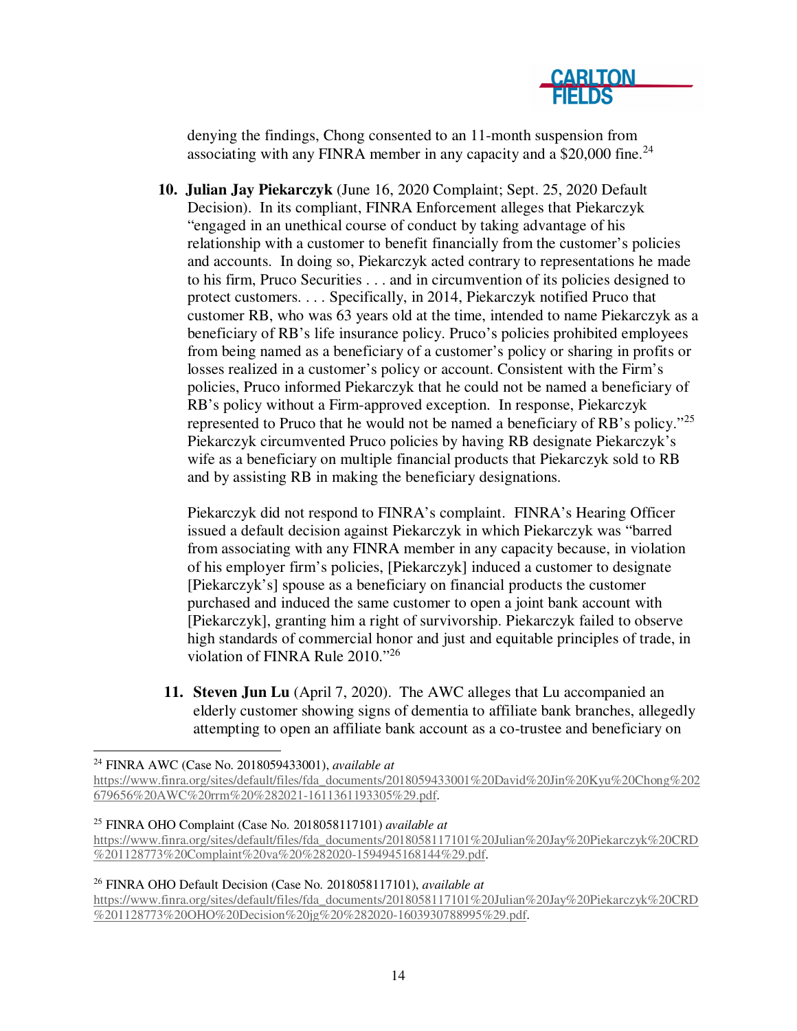denying the findings, Chong consented to an 11-month suspension from associating with any FINRA member in any capacity and a $20,000 fine.[24]

10. **Julian Jay Piekarczyk** (June 16, 2020 Complaint; Sept. 25, 2020 Default Decision). In its compliant, FINRA Enforcement alleges that Piekarczyk "engaged in an unethical course of conduct by taking advantage of his relationship with a customer to benefit financially from the customer's policies and accounts. In doing so, Piekarczyk acted contrary to representations he made to his firm, Pruco Securities . . . and in circumvention of its policies designed to protect customers. . . . Specifically, in 2014, Piekarczyk notified Pruco that customer RB, who was 63 years old at the time, intended to name Piekarczyk as a beneficiary of RB's life insurance policy. Pruco's policies prohibited employees from being named as a beneficiary of a customer's policy or sharing in profits or losses realized in a customer's policy or account. Consistent with the Firm's policies, Pruco informed Piekarczyk that he could not be named a beneficiary of RB's policy without a Firm-approved exception. In response, Piekarczyk represented to Pruco that he would not be named a beneficiary of RB's policy."[25] Piekarczyk circumvented Pruco policies by having RB designate Piekarczyk's wife as a beneficiary on multiple financial products that Piekarczyk sold to RB and by assisting RB in making the beneficiary designations.

    Piekarczyk did not respond to FINRA's complaint. FINRA's Hearing Officer issued a default decision against Piekarczyk in which Piekarczyk was "barred from associating with any FINRA member in any capacity because, in violation of his employer firm's policies, [Piekarczyk] induced a customer to designate [Piekarczyk's] spouse as a beneficiary on financial products the customer purchased and induced the same customer to open a joint bank account with [Piekarczyk], granting him a right of survivorship. Piekarczyk failed to observe high standards of commercial honor and just and equitable principles of trade, in violation of FINRA Rule 2010."[26]

11. **Steven Jun Lu** (April 7, 2020). The AWC alleges that Lu accompanied an elderly customer showing signs of dementia to affiliate bank branches, allegedly attempting to open an affiliate bank account as a co-trustee and beneficiary on

---

[24] FINRA AWC (Case No. 2018059433001), *available at* https://www.finra.org/sites/default/files/fda_documents/2018059433001%20David%20Jin%20Kyu%20Chong%202679656%20AWC%20rrm%20%282021-1611361193305%29.pdf.

[25] FINRA OHO Complaint (Case No. 2018058117101) *available at* https://www.finra.org/sites/default/files/fda_documents/2018058117101%20Julian%20Jay%20Piekarczyk%20CRD%201128773%20Complaint%20va%20%282020-1594945168144%29.pdf.

[26] FINRA OHO Default Decision (Case No. 2018058117101), *available at* https://www.finra.org/sites/default/files/fda_documents/2018058117101%20Julian%20Jay%20Piekarczyk%20CRD%201128773%20OHO%20Decision%20jg%20%282020-1603930788995%29.pdf.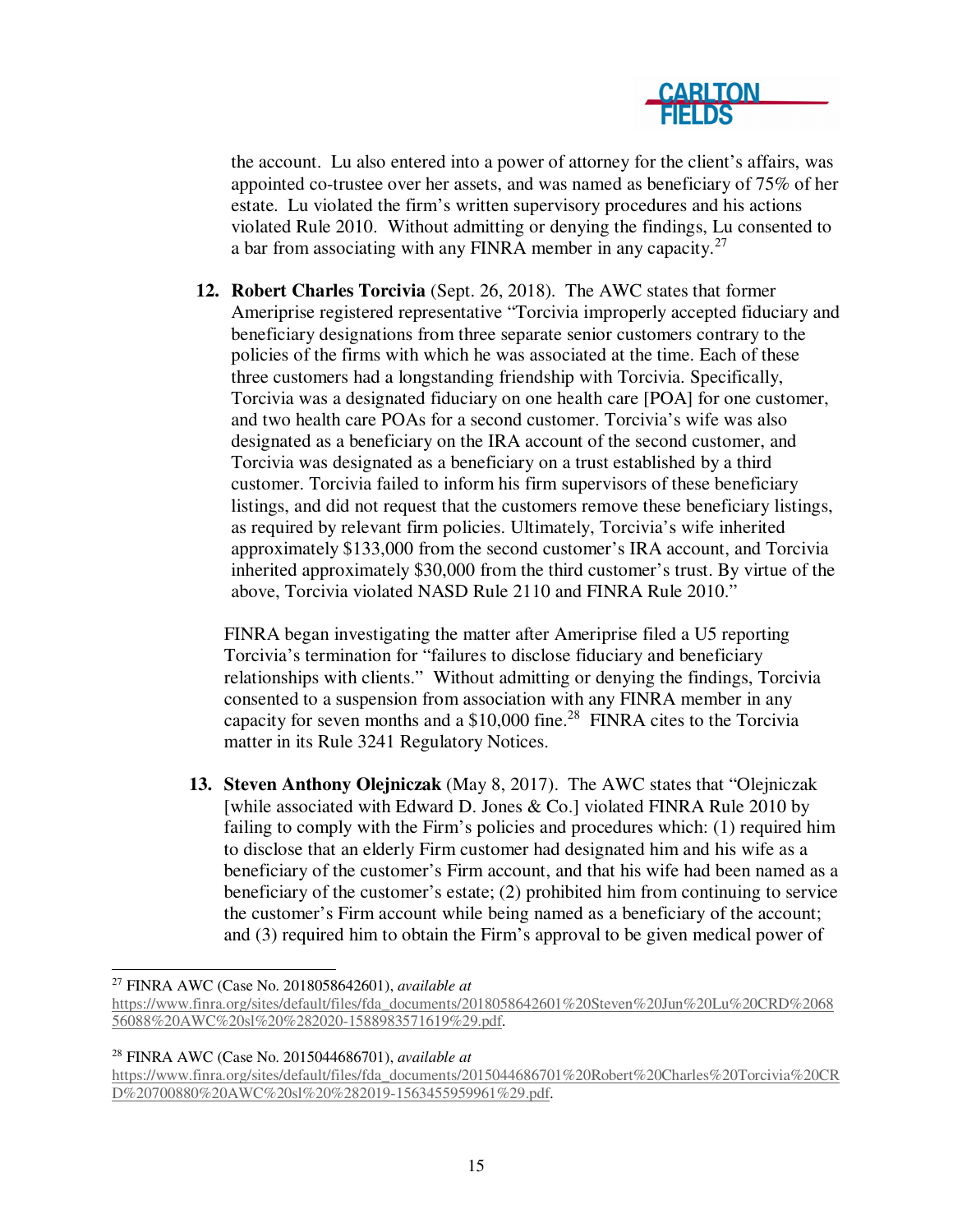the account. Lu also entered into a power of attorney for the client's affairs, was appointed co-trustee over her assets, and was named as beneficiary of 75% of her estate. Lu violated the firm's written supervisory procedures and his actions violated Rule 2010. Without admitting or denying the findings, Lu consented to a bar from associating with any FINRA member in any capacity.[27]

12. **Robert Charles Torcivia** (Sept. 26, 2018). The AWC states that former Ameriprise registered representative "Torcivia improperly accepted fiduciary and beneficiary designations from three separate senior customers contrary to the policies of the firms with which he was associated at the time. Each of these three customers had a longstanding friendship with Torcivia. Specifically, Torcivia was a designated fiduciary on one health care [POA] for one customer, and two health care POAs for a second customer. Torcivia's wife was also designated as a beneficiary on the IRA account of the second customer, and Torcivia was designated as a beneficiary on a trust established by a third customer. Torcivia failed to inform his firm supervisors of these beneficiary listings, and did not request that the customers remove these beneficiary listings, as required by relevant firm policies. Ultimately, Torcivia's wife inherited approximately $133,000 from the second customer's IRA account, and Torcivia inherited approximately $30,000 from the third customer's trust. By virtue of the above, Torcivia violated NASD Rule 2110 and FINRA Rule 2010."

    FINRA began investigating the matter after Ameriprise filed a U5 reporting Torcivia's termination for "failures to disclose fiduciary and beneficiary relationships with clients." Without admitting or denying the findings, Torcivia consented to a suspension from association with any FINRA member in any capacity for seven months and a $10,000 fine.[28] FINRA cites to the Torcivia matter in its Rule 3241 Regulatory Notices.

13. **Steven Anthony Olejniczak** (May 8, 2017). The AWC states that "Olejniczak [while associated with Edward D. Jones & Co.] violated FINRA Rule 2010 by failing to comply with the Firm's policies and procedures which: (1) required him to disclose that an elderly Firm customer had designated him and his wife as a beneficiary of the customer's Firm account, and that his wife had been named as a beneficiary of the customer's estate; (2) prohibited him from continuing to service the customer's Firm account while being named as a beneficiary of the account; and (3) required him to obtain the Firm's approval to be given medical power of

---

[27] FINRA AWC (Case No. 2018058642601), *available at* https://www.finra.org/sites/default/files/fda_documents/2018058642601%20Steven%20Jun%20Lu%20CRD%206856088%20AWC%20sl%20%282020-1588983571619%29.pdf.

[28] FINRA AWC (Case No. 2015044686701), *available at* https://www.finra.org/sites/default/files/fda_documents/2015044686701%20Robert%20Charles%20Torcivia%20CRD%20700880%20AWC%20sl%20%282019-1563455959961%29.pdf.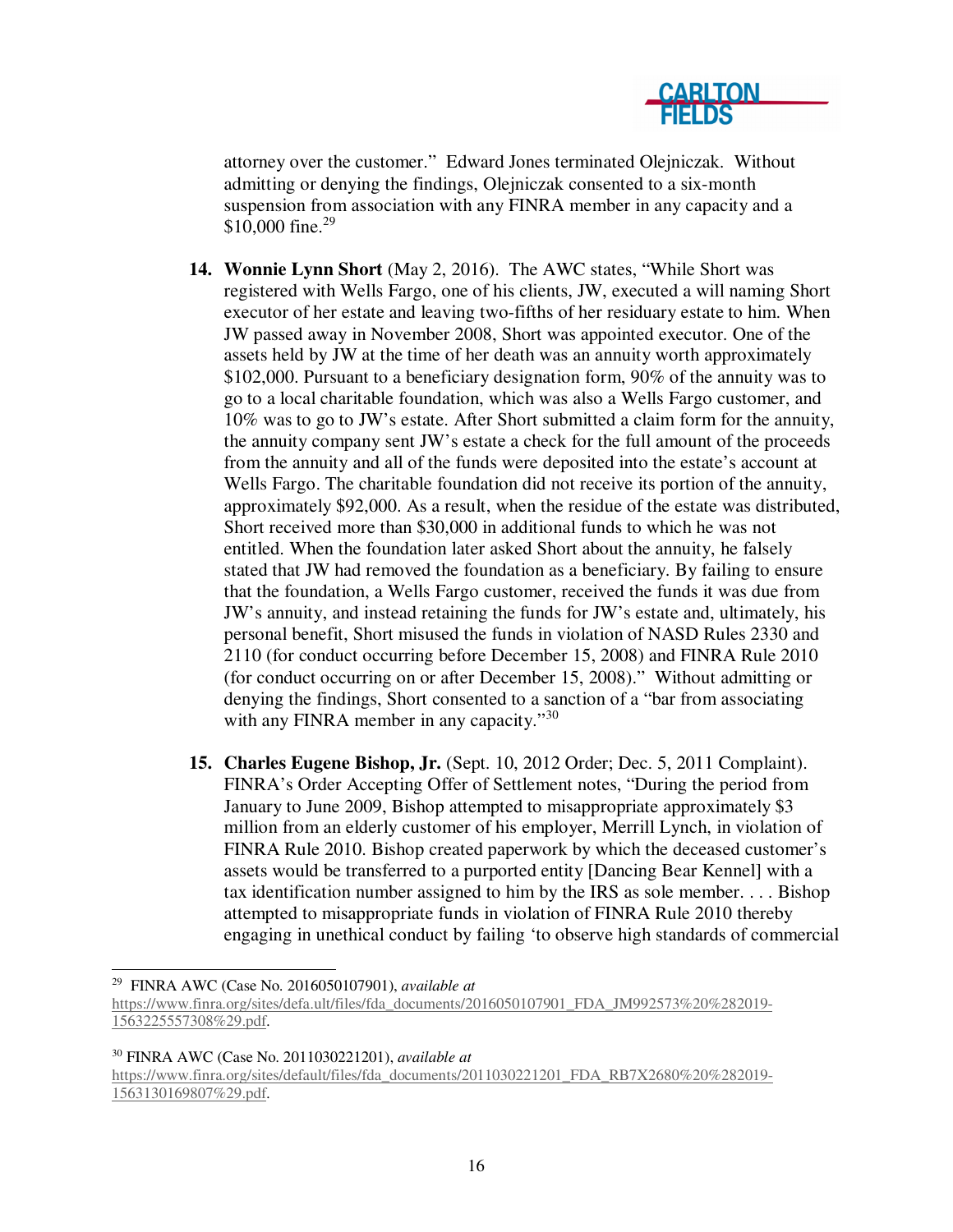attorney over the customer." Edward Jones terminated Olejniczak. Without admitting or denying the findings, Olejniczak consented to a six-month suspension from association with any FINRA member in any capacity and a $10,000 fine.[29]

14. **Wonnie Lynn Short** (May 2, 2016). The AWC states, "While Short was registered with Wells Fargo, one of his clients, JW, executed a will naming Short executor of her estate and leaving two-fifths of her residuary estate to him. When JW passed away in November 2008, Short was appointed executor. One of the assets held by JW at the time of her death was an annuity worth approximately $102,000. Pursuant to a beneficiary designation form, 90% of the annuity was to go to a local charitable foundation, which was also a Wells Fargo customer, and 10% was to go to JW's estate. After Short submitted a claim form for the annuity, the annuity company sent JW's estate a check for the full amount of the proceeds from the annuity and all of the funds were deposited into the estate's account at Wells Fargo. The charitable foundation did not receive its portion of the annuity, approximately $92,000. As a result, when the residue of the estate was distributed, Short received more than $30,000 in additional funds to which he was not entitled. When the foundation later asked Short about the annuity, he falsely stated that JW had removed the foundation as a beneficiary. By failing to ensure that the foundation, a Wells Fargo customer, received the funds it was due from JW's annuity, and instead retaining the funds for JW's estate and, ultimately, his personal benefit, Short misused the funds in violation of NASD Rules 2330 and 2110 (for conduct occurring before December 15, 2008) and FINRA Rule 2010 (for conduct occurring on or after December 15, 2008)." Without admitting or denying the findings, Short consented to a sanction of a "bar from associating with any FINRA member in any capacity."[30]

15. **Charles Eugene Bishop, Jr.** (Sept. 10, 2012 Order; Dec. 5, 2011 Complaint). FINRA's Order Accepting Offer of Settlement notes, "During the period from January to June 2009, Bishop attempted to misappropriate approximately $3 million from an elderly customer of his employer, Merrill Lynch, in violation of FINRA Rule 2010. Bishop created paperwork by which the deceased customer's assets would be transferred to a purported entity [Dancing Bear Kennel] with a tax identification number assigned to him by the IRS as sole member. . . . Bishop attempted to misappropriate funds in violation of FINRA Rule 2010 thereby engaging in unethical conduct by failing 'to observe high standards of commercial

---

[29] FINRA AWC (Case No. 2016050107901), *available at* https://www.finra.org/sites/defa.ult/files/fda_documents/2016050107901_FDA_JM992573%20%282019-1563225557308%29.pdf.

[30] FINRA AWC (Case No. 2011030221201), *available at* https://www.finra.org/sites/default/files/fda_documents/2011030221201_FDA_RB7X2680%20%282019-1563130169807%29.pdf.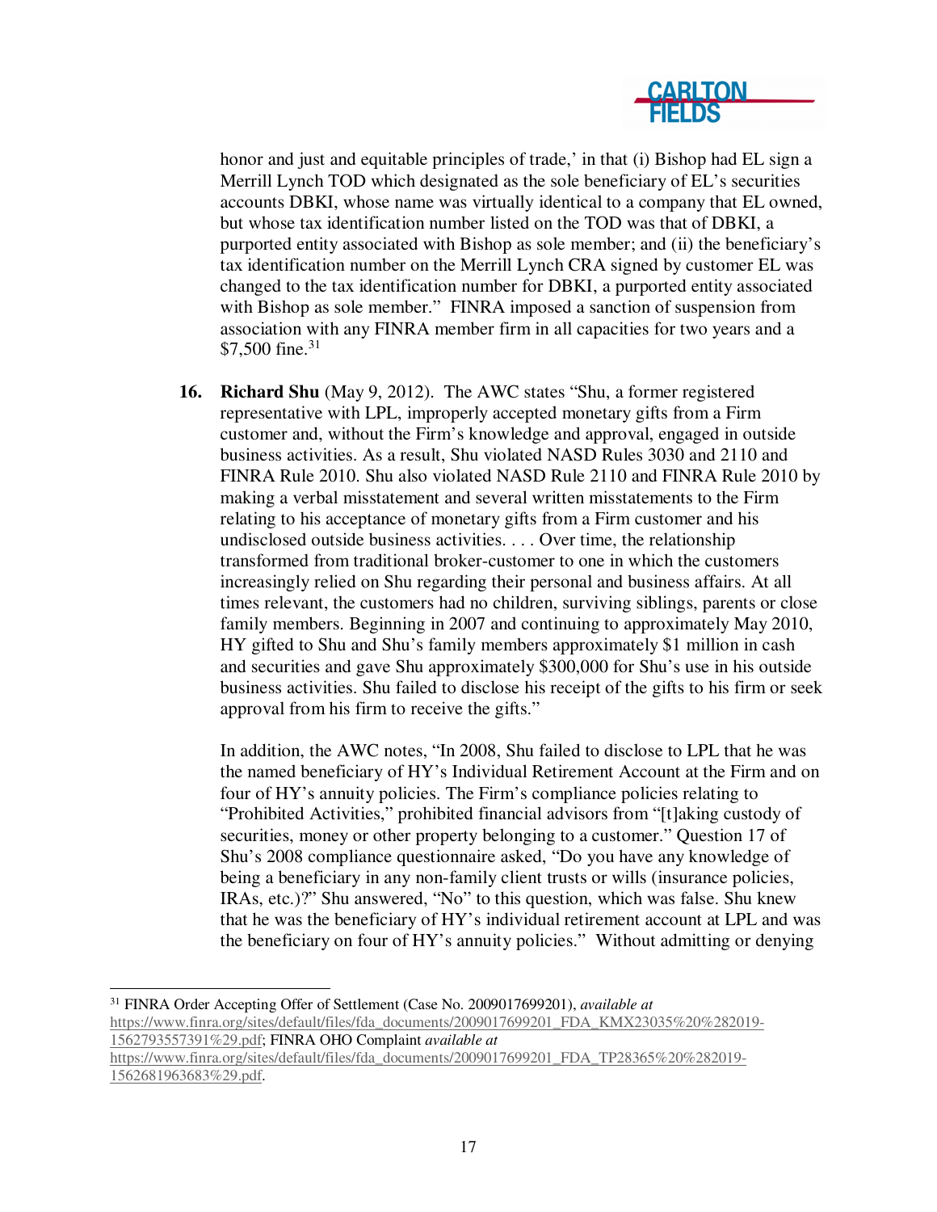honor and just and equitable principles of trade,' in that (i) Bishop had EL sign a Merrill Lynch TOD which designated as the sole beneficiary of EL's securities accounts DBKI, whose name was virtually identical to a company that EL owned, but whose tax identification number listed on the TOD was that of DBKI, a purported entity associated with Bishop as sole member; and (ii) the beneficiary's tax identification number on the Merrill Lynch CRA signed by customer EL was changed to the tax identification number for DBKI, a purported entity associated with Bishop as sole member." FINRA imposed a sanction of suspension from association with any FINRA member firm in all capacities for two years and a $7,500 fine.[31]

16. **Richard Shu** (May 9, 2012). The AWC states "Shu, a former registered representative with LPL, improperly accepted monetary gifts from a Firm customer and, without the Firm's knowledge and approval, engaged in outside business activities. As a result, Shu violated NASD Rules 3030 and 2110 and FINRA Rule 2010. Shu also violated NASD Rule 2110 and FINRA Rule 2010 by making a verbal misstatement and several written misstatements to the Firm relating to his acceptance of monetary gifts from a Firm customer and his undisclosed outside business activities. . . . Over time, the relationship transformed from traditional broker-customer to one in which the customers increasingly relied on Shu regarding their personal and business affairs. At all times relevant, the customers had no children, surviving siblings, parents or close family members. Beginning in 2007 and continuing to approximately May 2010, HY gifted to Shu and Shu's family members approximately $1 million in cash and securities and gave Shu approximately $300,000 for Shu's use in his outside business activities. Shu failed to disclose his receipt of the gifts to his firm or seek approval from his firm to receive the gifts."

    In addition, the AWC notes, "In 2008, Shu failed to disclose to LPL that he was the named beneficiary of HY's Individual Retirement Account at the Firm and on four of HY's annuity policies. The Firm's compliance policies relating to "Prohibited Activities," prohibited financial advisors from "[t]aking custody of securities, money or other property belonging to a customer." Question 17 of Shu's 2008 compliance questionnaire asked, "Do you have any knowledge of being a beneficiary in any non-family client trusts or wills (insurance policies, IRAs, etc.)?" Shu answered, "No" to this question, which was false. Shu knew that he was the beneficiary of HY's individual retirement account at LPL and was the beneficiary on four of HY's annuity policies." Without admitting or denying

---

[31] FINRA Order Accepting Offer of Settlement (Case No. 2009017699201), *available at* https://www.finra.org/sites/default/files/fda_documents/2009017699201_FDA_KMX23035%20%282019-1562793557391%29.pdf; FINRA OHO Complaint *available at* https://www.finra.org/sites/default/files/fda_documents/2009017699201_FDA_TP28365%20%282019-1562681963683%29.pdf.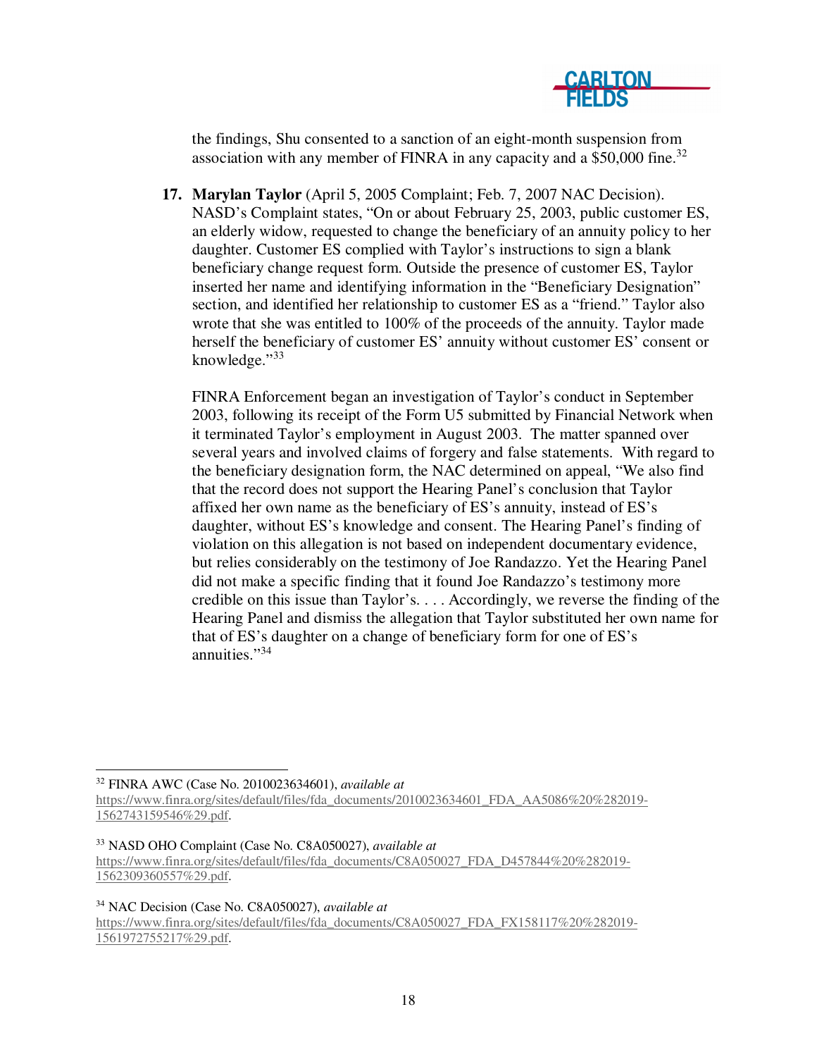the findings, Shu consented to a sanction of an eight-month suspension from association with any member of FINRA in any capacity and a $50,000 fine.[32]

17. **Marylan Taylor** (April 5, 2005 Complaint; Feb. 7, 2007 NAC Decision). NASD's Complaint states, "On or about February 25, 2003, public customer ES, an elderly widow, requested to change the beneficiary of an annuity policy to her daughter. Customer ES complied with Taylor's instructions to sign a blank beneficiary change request form. Outside the presence of customer ES, Taylor inserted her name and identifying information in the "Beneficiary Designation" section, and identified her relationship to customer ES as a "friend." Taylor also wrote that she was entitled to 100% of the proceeds of the annuity. Taylor made herself the beneficiary of customer ES' annuity without customer ES' consent or knowledge."[33]

    FINRA Enforcement began an investigation of Taylor's conduct in September 2003, following its receipt of the Form U5 submitted by Financial Network when it terminated Taylor's employment in August 2003. The matter spanned over several years and involved claims of forgery and false statements. With regard to the beneficiary designation form, the NAC determined on appeal, "We also find that the record does not support the Hearing Panel's conclusion that Taylor affixed her own name as the beneficiary of ES's annuity, instead of ES's daughter, without ES's knowledge and consent. The Hearing Panel's finding of violation on this allegation is not based on independent documentary evidence, but relies considerably on the testimony of Joe Randazzo. Yet the Hearing Panel did not make a specific finding that it found Joe Randazzo's testimony more credible on this issue than Taylor's. . . . Accordingly, we reverse the finding of the Hearing Panel and dismiss the allegation that Taylor substituted her own name for that of ES's daughter on a change of beneficiary form for one of ES's annuities."[34]

---

[32] FINRA AWC (Case No. 2010023634601), *available at* https://www.finra.org/sites/default/files/fda_documents/2010023634601_FDA_AA5086%20%282019-1562743159546%29.pdf.

[33] NASD OHO Complaint (Case No. C8A050027), *available at* https://www.finra.org/sites/default/files/fda_documents/C8A050027_FDA_D457844%20%282019-1562309360557%29.pdf.

[34] NAC Decision (Case No. C8A050027), *available at* https://www.finra.org/sites/default/files/fda_documents/C8A050027_FDA_FX158117%20%282019-1561972755217%29.pdf.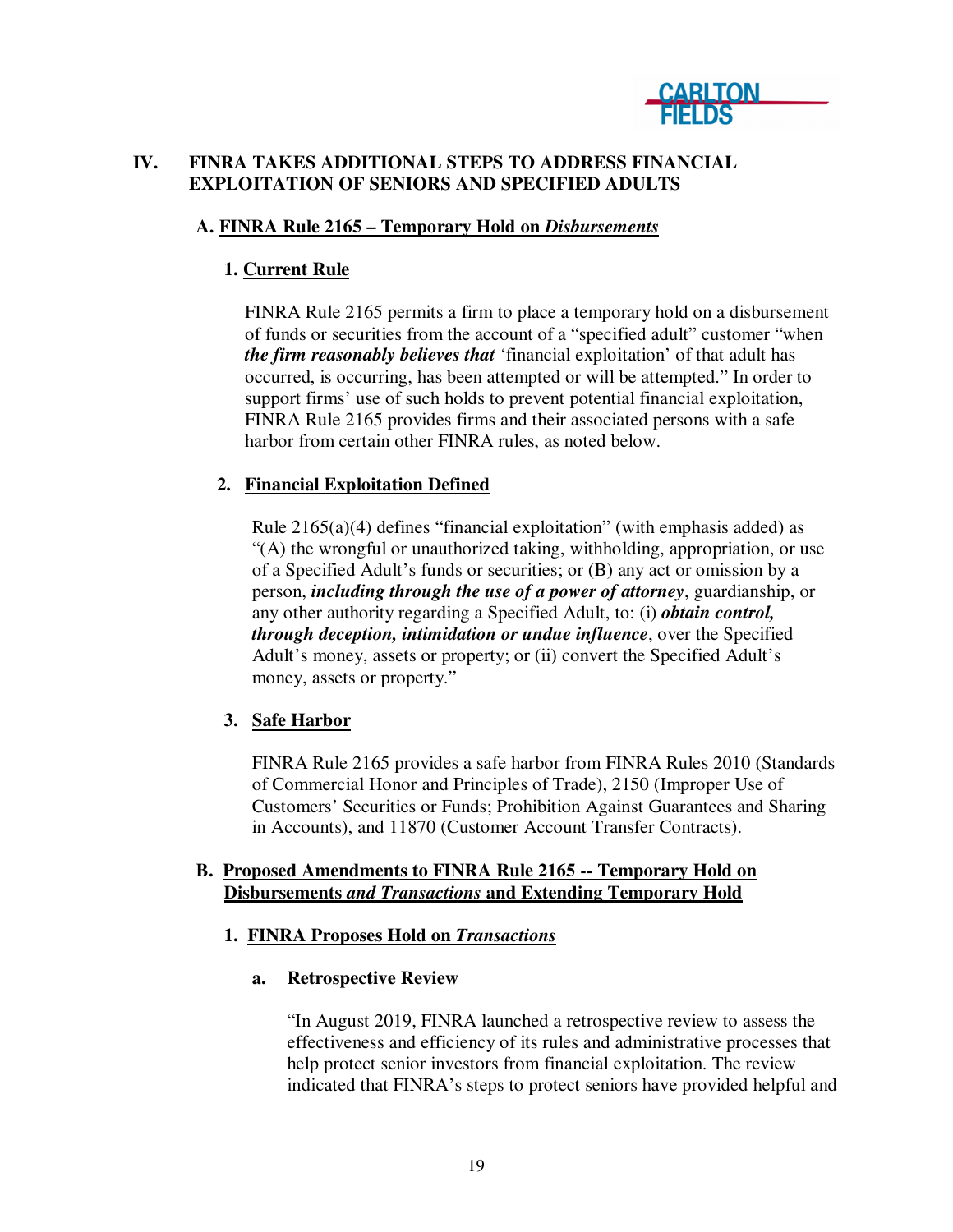## IV. FINRA TAKES ADDITIONAL STEPS TO ADDRESS FINANCIAL EXPLOITATION OF SENIORS AND SPECIFIED ADULTS

### A. FINRA Rule 2165 – Temporary Hold on *Disbursements*

#### 1. Current Rule

FINRA Rule 2165 permits a firm to place a temporary hold on a disbursement of funds or securities from the account of a "specified adult" customer "when ***the firm reasonably believes that*** 'financial exploitation' of that adult has occurred, is occurring, has been attempted or will be attempted." In order to support firms' use of such holds to prevent potential financial exploitation, FINRA Rule 2165 provides firms and their associated persons with a safe harbor from certain other FINRA rules, as noted below.

#### 2. Financial Exploitation Defined

Rule 2165(a)(4) defines "financial exploitation" (with emphasis added) as "(A) the wrongful or unauthorized taking, withholding, appropriation, or use of a Specified Adult's funds or securities; or (B) any act or omission by a person, ***including through the use of a power of attorney***, guardianship, or any other authority regarding a Specified Adult, to: (i) ***obtain control, through deception, intimidation or undue influence***, over the Specified Adult's money, assets or property; or (ii) convert the Specified Adult's money, assets or property."

#### 3. Safe Harbor

FINRA Rule 2165 provides a safe harbor from FINRA Rules 2010 (Standards of Commercial Honor and Principles of Trade), 2150 (Improper Use of Customers' Securities or Funds; Prohibition Against Guarantees and Sharing in Accounts), and 11870 (Customer Account Transfer Contracts).

### B. Proposed Amendments to FINRA Rule 2165 -- Temporary Hold on Disbursements *and Transactions* and Extending Temporary Hold

#### 1. FINRA Proposes Hold on *Transactions*

##### a. Retrospective Review

"In August 2019, FINRA launched a retrospective review to assess the effectiveness and efficiency of its rules and administrative processes that help protect senior investors from financial exploitation. The review indicated that FINRA's steps to protect seniors have provided helpful and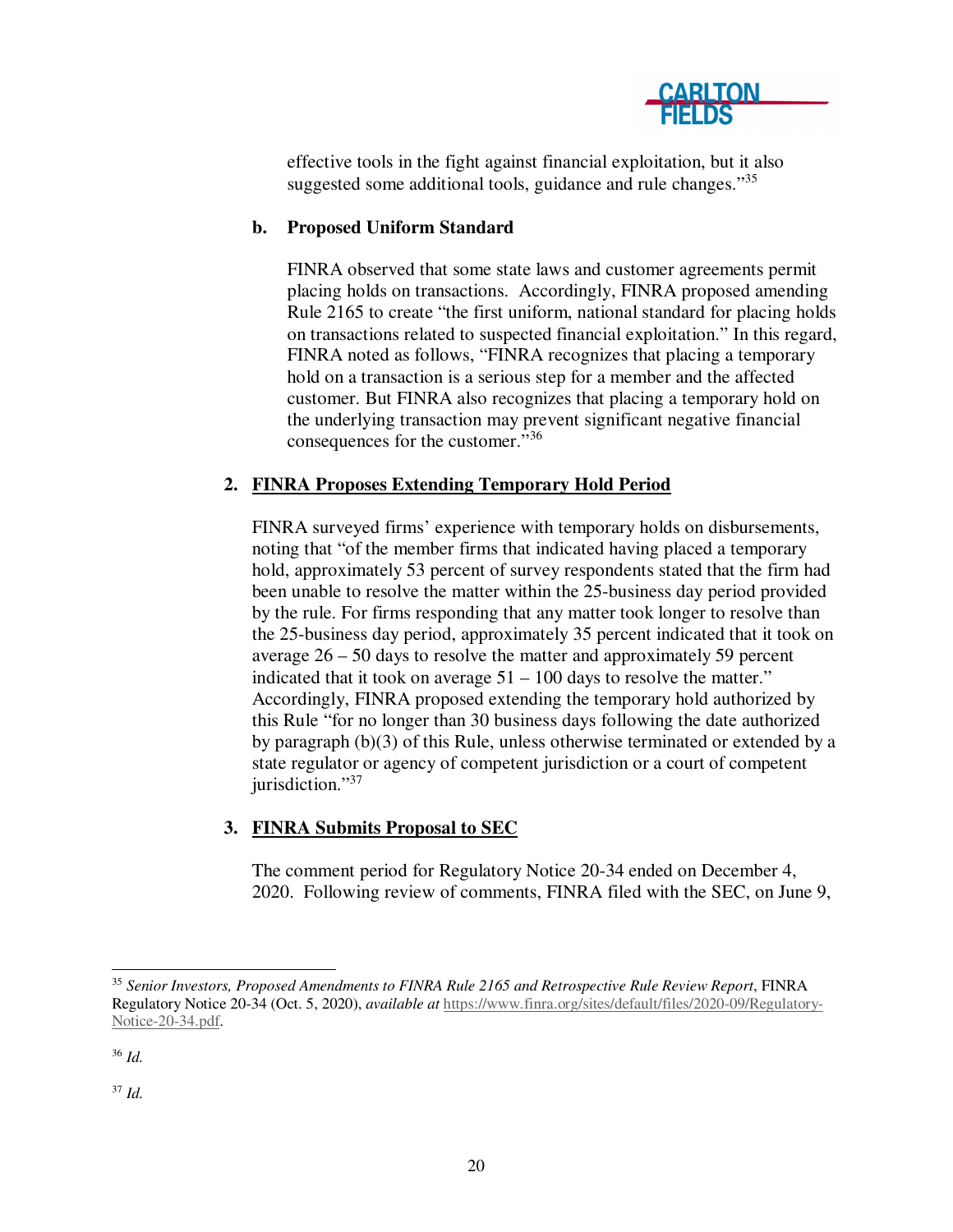effective tools in the fight against financial exploitation, but it also suggested some additional tools, guidance and rule changes."[35]

**b. Proposed Uniform Standard**

FINRA observed that some state laws and customer agreements permit placing holds on transactions. Accordingly, FINRA proposed amending Rule 2165 to create "the first uniform, national standard for placing holds on transactions related to suspected financial exploitation." In this regard, FINRA noted as follows, "FINRA recognizes that placing a temporary hold on a transaction is a serious step for a member and the affected customer. But FINRA also recognizes that placing a temporary hold on the underlying transaction may prevent significant negative financial consequences for the customer."[36]

**2. <u>FINRA Proposes Extending Temporary Hold Period</u>**

FINRA surveyed firms' experience with temporary holds on disbursements, noting that "of the member firms that indicated having placed a temporary hold, approximately 53 percent of survey respondents stated that the firm had been unable to resolve the matter within the 25-business day period provided by the rule. For firms responding that any matter took longer to resolve than the 25-business day period, approximately 35 percent indicated that it took on average 26 – 50 days to resolve the matter and approximately 59 percent indicated that it took on average 51 – 100 days to resolve the matter." Accordingly, FINRA proposed extending the temporary hold authorized by this Rule "for no longer than 30 business days following the date authorized by paragraph (b)(3) of this Rule, unless otherwise terminated or extended by a state regulator or agency of competent jurisdiction or a court of competent jurisdiction."[37]

**3. <u>FINRA Submits Proposal to SEC</u>**

The comment period for Regulatory Notice 20-34 ended on December 4, 2020. Following review of comments, FINRA filed with the SEC, on June 9,

---

[35] *Senior Investors, Proposed Amendments to FINRA Rule 2165 and Retrospective Rule Review Report*, FINRA Regulatory Notice 20-34 (Oct. 5, 2020), *available at* https://www.finra.org/sites/default/files/2020-09/Regulatory-Notice-20-34.pdf.

[36] *Id.*

[37] *Id.*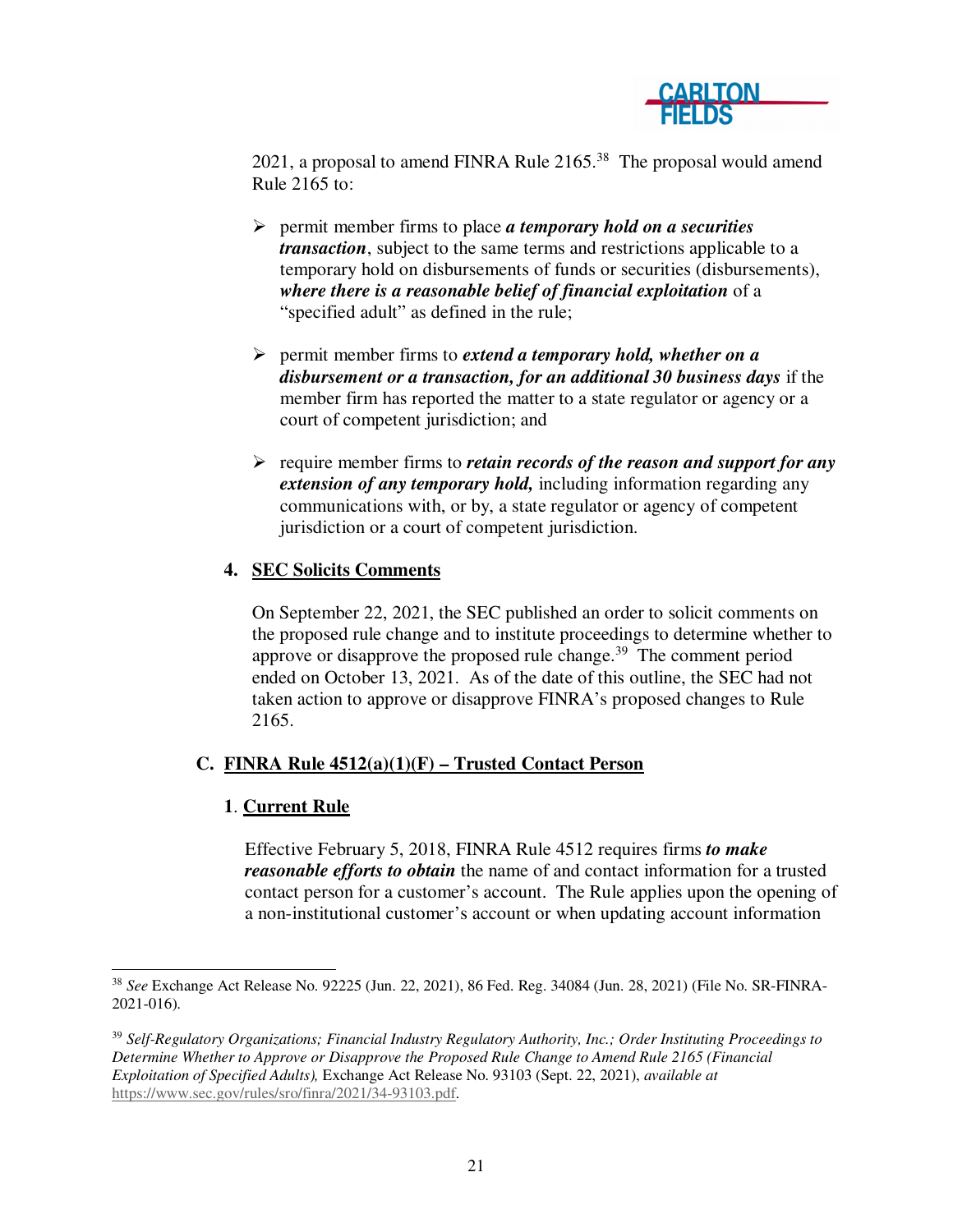2021, a proposal to amend FINRA Rule 2165.[38] The proposal would amend Rule 2165 to:

- permit member firms to place ***a temporary hold on a securities transaction***, subject to the same terms and restrictions applicable to a temporary hold on disbursements of funds or securities (disbursements), ***where there is a reasonable belief of financial exploitation*** of a "specified adult" as defined in the rule;

- permit member firms to ***extend a temporary hold, whether on a disbursement or a transaction, for an additional 30 business days*** if the member firm has reported the matter to a state regulator or agency or a court of competent jurisdiction; and

- require member firms to ***retain records of the reason and support for any extension of any temporary hold,*** including information regarding any communications with, or by, a state regulator or agency of competent jurisdiction or a court of competent jurisdiction.

#### 4. SEC Solicits Comments

On September 22, 2021, the SEC published an order to solicit comments on the proposed rule change and to institute proceedings to determine whether to approve or disapprove the proposed rule change.[39] The comment period ended on October 13, 2021. As of the date of this outline, the SEC had not taken action to approve or disapprove FINRA's proposed changes to Rule 2165.

### C. FINRA Rule 4512(a)(1)(F) – Trusted Contact Person

#### 1. Current Rule

Effective February 5, 2018, FINRA Rule 4512 requires firms ***to make reasonable efforts to obtain*** the name of and contact information for a trusted contact person for a customer's account. The Rule applies upon the opening of a non-institutional customer's account or when updating account information

---

[38] *See* Exchange Act Release No. 92225 (Jun. 22, 2021), 86 Fed. Reg. 34084 (Jun. 28, 2021) (File No. SR-FINRA-2021-016).

[39] *Self-Regulatory Organizations; Financial Industry Regulatory Authority, Inc.; Order Instituting Proceedings to Determine Whether to Approve or Disapprove the Proposed Rule Change to Amend Rule 2165 (Financial Exploitation of Specified Adults),* Exchange Act Release No. 93103 (Sept. 22, 2021), *available at* https://www.sec.gov/rules/sro/finra/2021/34-93103.pdf.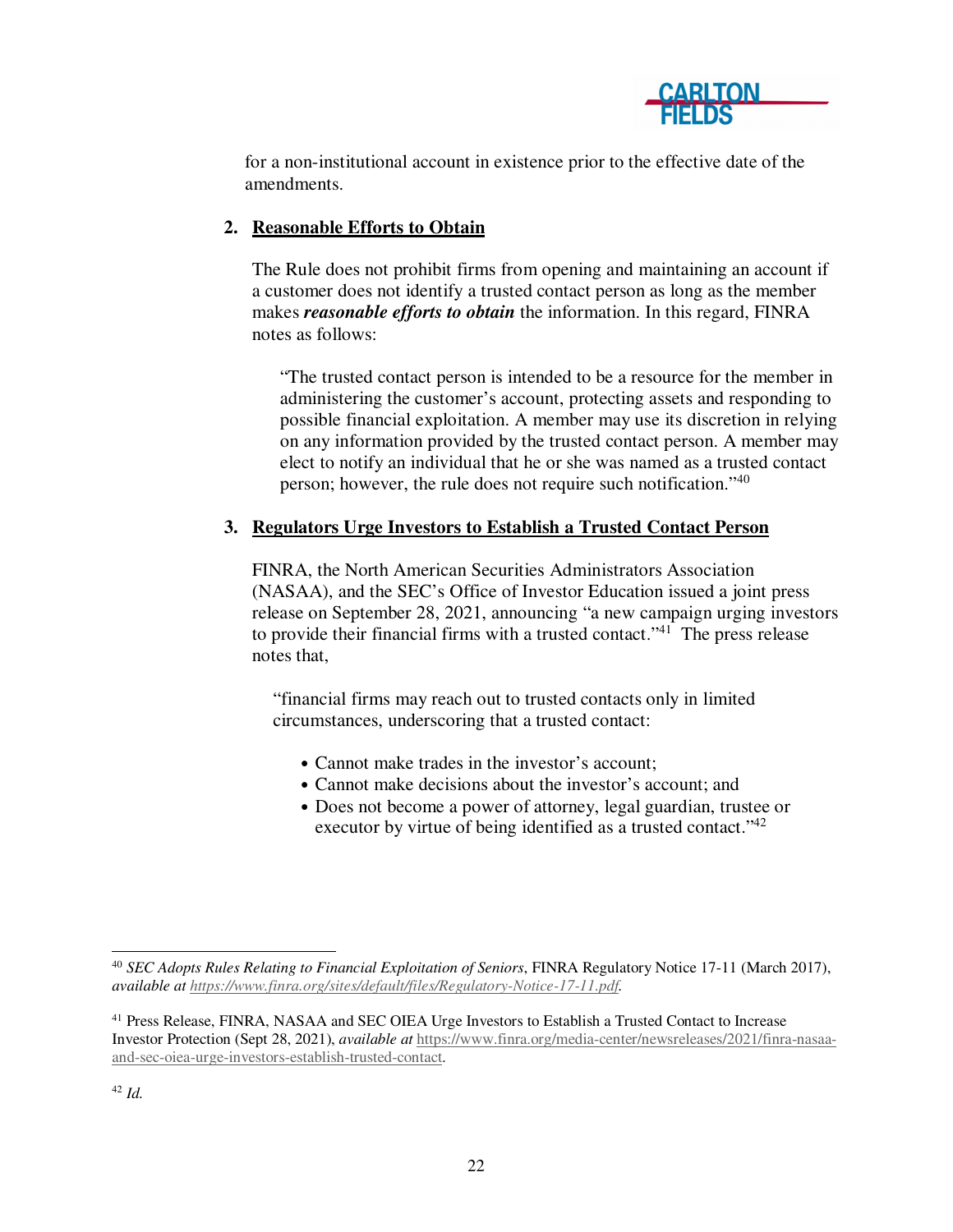for a non-institutional account in existence prior to the effective date of the amendments.

### 2. Reasonable Efforts to Obtain

The Rule does not prohibit firms from opening and maintaining an account if a customer does not identify a trusted contact person as long as the member makes ***reasonable efforts to obtain*** the information. In this regard, FINRA notes as follows:

> "The trusted contact person is intended to be a resource for the member in administering the customer's account, protecting assets and responding to possible financial exploitation. A member may use its discretion in relying on any information provided by the trusted contact person. A member may elect to notify an individual that he or she was named as a trusted contact person; however, the rule does not require such notification."[40]

### 3. Regulators Urge Investors to Establish a Trusted Contact Person

FINRA, the North American Securities Administrators Association (NASAA), and the SEC's Office of Investor Education issued a joint press release on September 28, 2021, announcing "a new campaign urging investors to provide their financial firms with a trusted contact."[41] The press release notes that,

> "financial firms may reach out to trusted contacts only in limited circumstances, underscoring that a trusted contact:
>
> - Cannot make trades in the investor's account;
> - Cannot make decisions about the investor's account; and
> - Does not become a power of attorney, legal guardian, trustee or executor by virtue of being identified as a trusted contact."[42]

---

[40] *SEC Adopts Rules Relating to Financial Exploitation of Seniors*, FINRA Regulatory Notice 17-11 (March 2017), *available at https://www.finra.org/sites/default/files/Regulatory-Notice-17-11.pdf*.

[41] Press Release, FINRA, NASAA and SEC OIEA Urge Investors to Establish a Trusted Contact to Increase Investor Protection (Sept 28, 2021), *available at* https://www.finra.org/media-center/newsreleases/2021/finra-nasaa-and-sec-oiea-urge-investors-establish-trusted-contact.

[42] *Id.*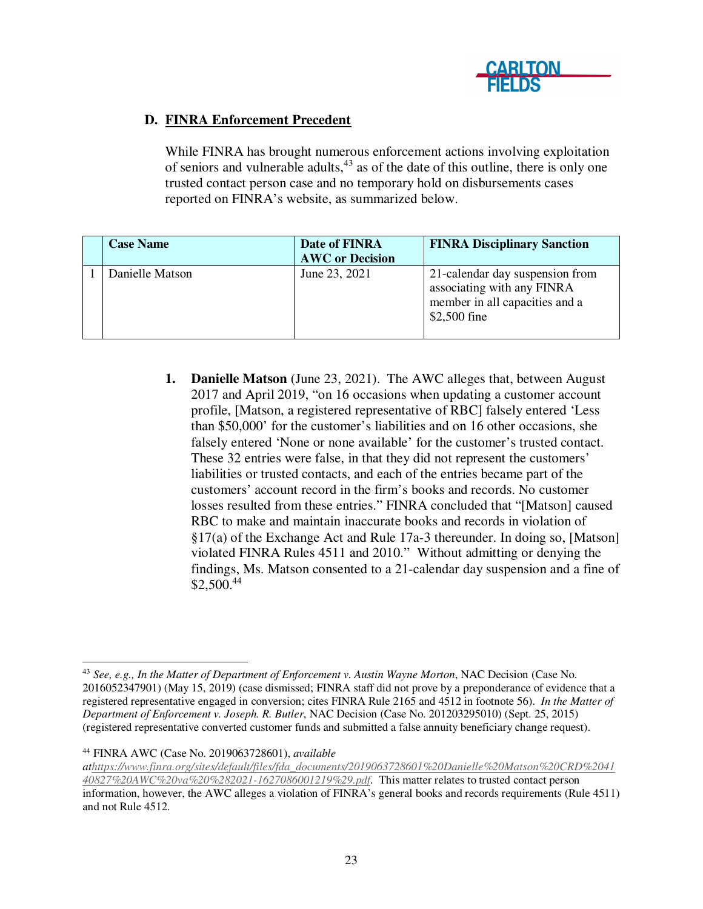### D. FINRA Enforcement Precedent

While FINRA has brought numerous enforcement actions involving exploitation of seniors and vulnerable adults,[43] as of the date of this outline, there is only one trusted contact person case and no temporary hold on disbursements cases reported on FINRA's website, as summarized below.

| | Case Name | Date of FINRA AWC or Decision | FINRA Disciplinary Sanction |
|---|---|---|---|
| 1 | Danielle Matson | June 23, 2021 | 21-calendar day suspension from associating with any FINRA member in all capacities and a $2,500 fine |

1. **Danielle Matson** (June 23, 2021). The AWC alleges that, between August 2017 and April 2019, "on 16 occasions when updating a customer account profile, [Matson, a registered representative of RBC] falsely entered 'Less than $50,000' for the customer's liabilities and on 16 other occasions, she falsely entered 'None or none available' for the customer's trusted contact. These 32 entries were false, in that they did not represent the customers' liabilities or trusted contacts, and each of the entries became part of the customers' account record in the firm's books and records. No customer losses resulted from these entries." FINRA concluded that "[Matson] caused RBC to make and maintain inaccurate books and records in violation of §17(a) of the Exchange Act and Rule 17a-3 thereunder. In doing so, [Matson] violated FINRA Rules 4511 and 2010." Without admitting or denying the findings, Ms. Matson consented to a 21-calendar day suspension and a fine of $2,500.[44]

---

[43] *See, e.g., In the Matter of Department of Enforcement v. Austin Wayne Morton*, NAC Decision (Case No. 2016052347901) (May 15, 2019) (case dismissed; FINRA staff did not prove by a preponderance of evidence that a registered representative engaged in conversion; cites FINRA Rule 2165 and 4512 in footnote 56). *In the Matter of Department of Enforcement v. Joseph. R. Butler*, NAC Decision (Case No. 201203295010) (Sept. 25, 2015) (registered representative converted customer funds and submitted a false annuity beneficiary change request).

[44] FINRA AWC (Case No. 2019063728601), *available at*[https://www.finra.org/sites/default/files/fda_documents/2019063728601%20Danielle%20Matson%20CRD%204140827%20AWC%20va%20%282021-1627086001219%29.pdf](https://www.finra.org/sites/default/files/fda_documents/2019063728601%20Danielle%20Matson%20CRD%204140827%20AWC%20va%20%282021-1627086001219%29.pdf). This matter relates to trusted contact person information, however, the AWC alleges a violation of FINRA's general books and records requirements (Rule 4511) and not Rule 4512.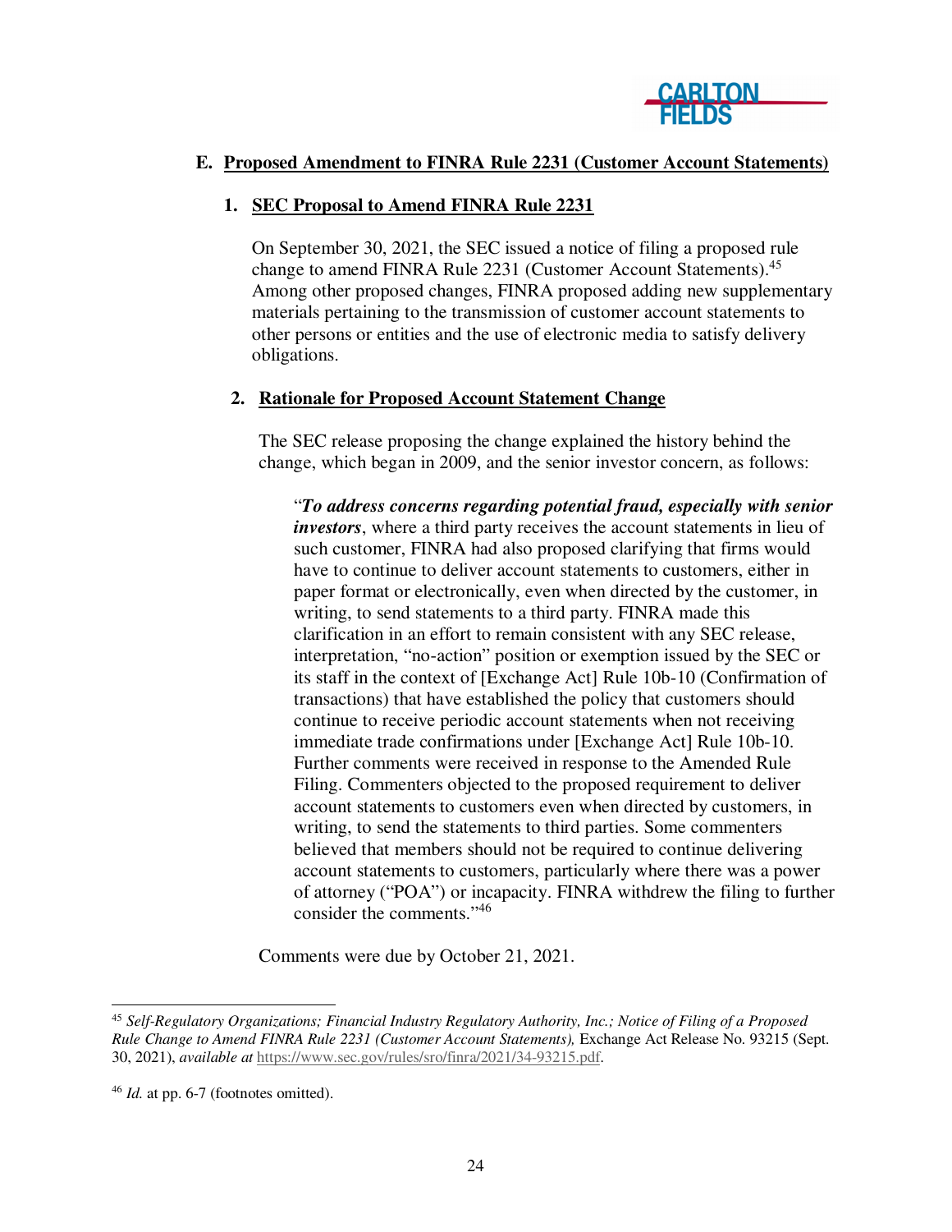## E. Proposed Amendment to FINRA Rule 2231 (Customer Account Statements)

### 1. SEC Proposal to Amend FINRA Rule 2231

On September 30, 2021, the SEC issued a notice of filing a proposed rule change to amend FINRA Rule 2231 (Customer Account Statements).[45] Among other proposed changes, FINRA proposed adding new supplementary materials pertaining to the transmission of customer account statements to other persons or entities and the use of electronic media to satisfy delivery obligations.

### 2. Rationale for Proposed Account Statement Change

The SEC release proposing the change explained the history behind the change, which began in 2009, and the senior investor concern, as follows:

> "***To address concerns regarding potential fraud, especially with senior investors***, where a third party receives the account statements in lieu of such customer, FINRA had also proposed clarifying that firms would have to continue to deliver account statements to customers, either in paper format or electronically, even when directed by the customer, in writing, to send statements to a third party. FINRA made this clarification in an effort to remain consistent with any SEC release, interpretation, "no-action" position or exemption issued by the SEC or its staff in the context of [Exchange Act] Rule 10b-10 (Confirmation of transactions) that have established the policy that customers should continue to receive periodic account statements when not receiving immediate trade confirmations under [Exchange Act] Rule 10b-10. Further comments were received in response to the Amended Rule Filing. Commenters objected to the proposed requirement to deliver account statements to customers even when directed by customers, in writing, to send the statements to third parties. Some commenters believed that members should not be required to continue delivering account statements to customers, particularly where there was a power of attorney ("POA") or incapacity. FINRA withdrew the filing to further consider the comments."[46]

Comments were due by October 21, 2021.

---

[45] *Self-Regulatory Organizations; Financial Industry Regulatory Authority, Inc.; Notice of Filing of a Proposed Rule Change to Amend FINRA Rule 2231 (Customer Account Statements),* Exchange Act Release No. 93215 (Sept. 30, 2021), *available at* https://www.sec.gov/rules/sro/finra/2021/34-93215.pdf.

[46] *Id.* at pp. 6-7 (footnotes omitted).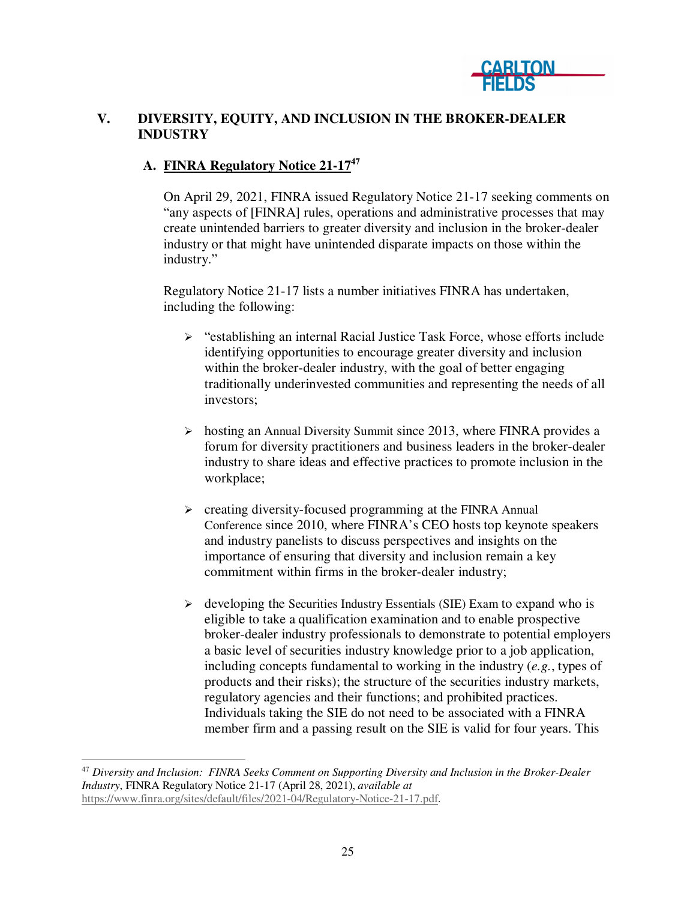## V. DIVERSITY, EQUITY, AND INCLUSION IN THE BROKER-DEALER INDUSTRY

### A. FINRA Regulatory Notice 21-17[47]

On April 29, 2021, FINRA issued Regulatory Notice 21-17 seeking comments on "any aspects of [FINRA] rules, operations and administrative processes that may create unintended barriers to greater diversity and inclusion in the broker-dealer industry or that might have unintended disparate impacts on those within the industry."

Regulatory Notice 21-17 lists a number initiatives FINRA has undertaken, including the following:

- "establishing an internal Racial Justice Task Force, whose efforts include identifying opportunities to encourage greater diversity and inclusion within the broker-dealer industry, with the goal of better engaging traditionally underinvested communities and representing the needs of all investors;
- hosting an Annual Diversity Summit since 2013, where FINRA provides a forum for diversity practitioners and business leaders in the broker-dealer industry to share ideas and effective practices to promote inclusion in the workplace;
- creating diversity-focused programming at the FINRA Annual Conference since 2010, where FINRA's CEO hosts top keynote speakers and industry panelists to discuss perspectives and insights on the importance of ensuring that diversity and inclusion remain a key commitment within firms in the broker-dealer industry;
- developing the Securities Industry Essentials (SIE) Exam to expand who is eligible to take a qualification examination and to enable prospective broker-dealer industry professionals to demonstrate to potential employers a basic level of securities industry knowledge prior to a job application, including concepts fundamental to working in the industry (*e.g.*, types of products and their risks); the structure of the securities industry markets, regulatory agencies and their functions; and prohibited practices. Individuals taking the SIE do not need to be associated with a FINRA member firm and a passing result on the SIE is valid for four years. This

---

[47] *Diversity and Inclusion: FINRA Seeks Comment on Supporting Diversity and Inclusion in the Broker-Dealer Industry*, FINRA Regulatory Notice 21-17 (April 28, 2021), *available at* https://www.finra.org/sites/default/files/2021-04/Regulatory-Notice-21-17.pdf.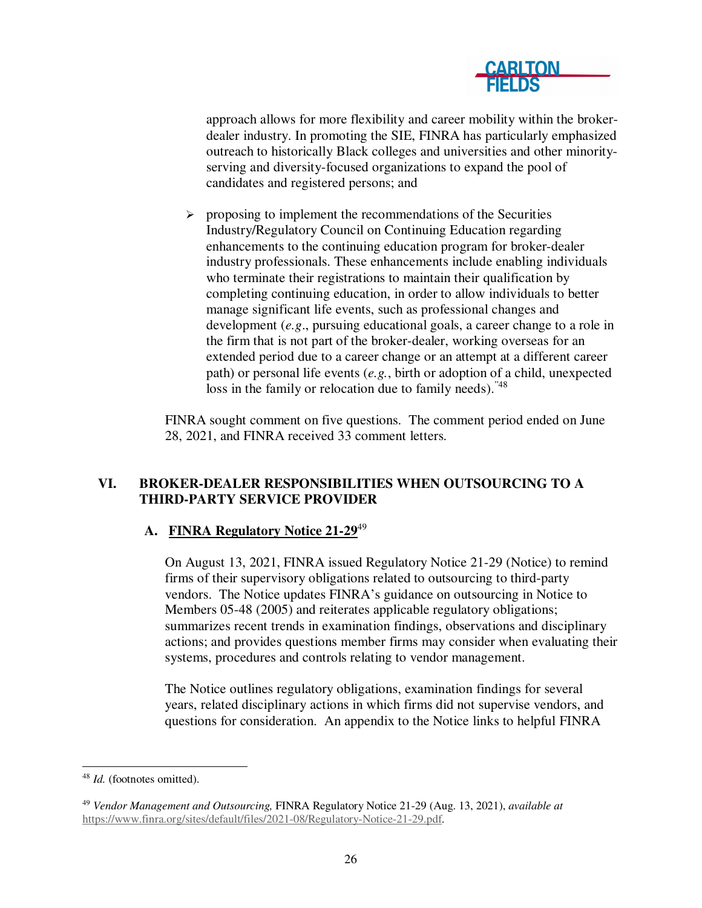approach allows for more flexibility and career mobility within the broker-dealer industry. In promoting the SIE, FINRA has particularly emphasized outreach to historically Black colleges and universities and other minority-serving and diversity-focused organizations to expand the pool of candidates and registered persons; and

- proposing to implement the recommendations of the Securities Industry/Regulatory Council on Continuing Education regarding enhancements to the continuing education program for broker-dealer industry professionals. These enhancements include enabling individuals who terminate their registrations to maintain their qualification by completing continuing education, in order to allow individuals to better manage significant life events, such as professional changes and development (*e.g*., pursuing educational goals, a career change to a role in the firm that is not part of the broker-dealer, working overseas for an extended period due to a career change or an attempt at a different career path) or personal life events (*e.g.*, birth or adoption of a child, unexpected loss in the family or relocation due to family needs)."[48]

FINRA sought comment on five questions. The comment period ended on June 28, 2021, and FINRA received 33 comment letters.

## VI. BROKER-DEALER RESPONSIBILITIES WHEN OUTSOURCING TO A THIRD-PARTY SERVICE PROVIDER

### A. FINRA Regulatory Notice 21-29[49]

On August 13, 2021, FINRA issued Regulatory Notice 21-29 (Notice) to remind firms of their supervisory obligations related to outsourcing to third-party vendors. The Notice updates FINRA's guidance on outsourcing in Notice to Members 05-48 (2005) and reiterates applicable regulatory obligations; summarizes recent trends in examination findings, observations and disciplinary actions; and provides questions member firms may consider when evaluating their systems, procedures and controls relating to vendor management.

The Notice outlines regulatory obligations, examination findings for several years, related disciplinary actions in which firms did not supervise vendors, and questions for consideration. An appendix to the Notice links to helpful FINRA

---

[48] *Id.* (footnotes omitted).

[49] *Vendor Management and Outsourcing,* FINRA Regulatory Notice 21-29 (Aug. 13, 2021), *available at* https://www.finra.org/sites/default/files/2021-08/Regulatory-Notice-21-29.pdf.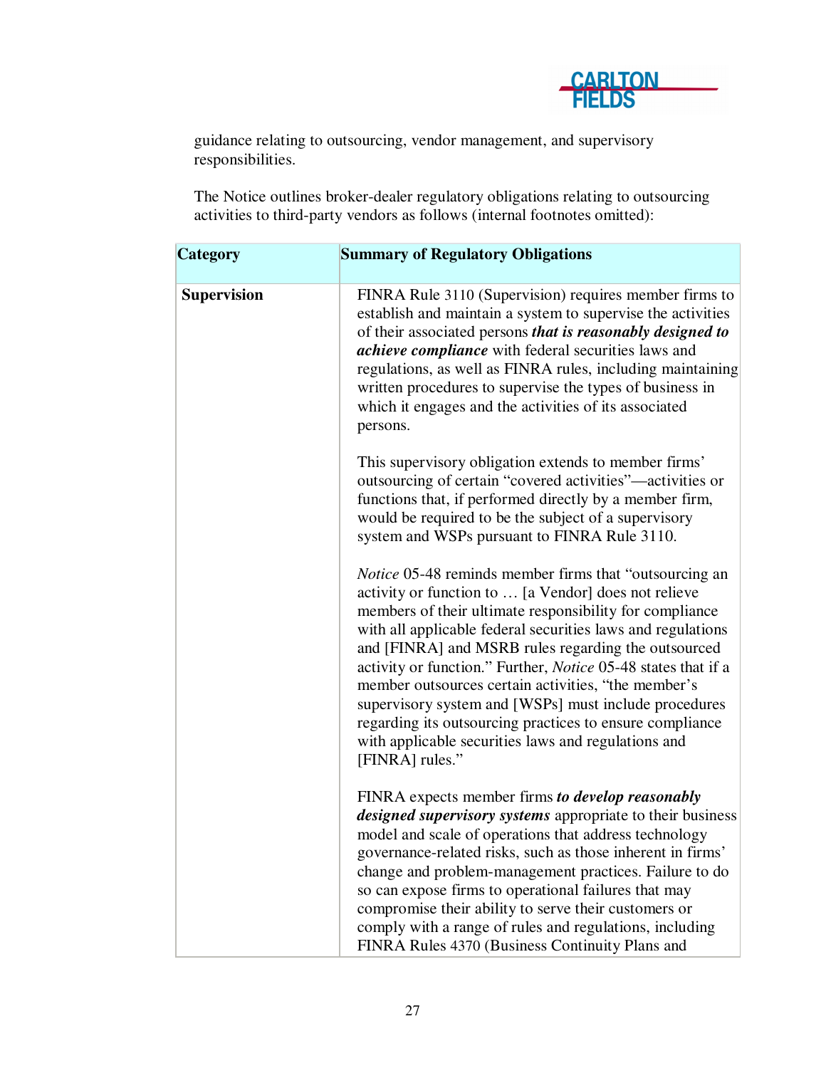guidance relating to outsourcing, vendor management, and supervisory responsibilities.

The Notice outlines broker-dealer regulatory obligations relating to outsourcing activities to third-party vendors as follows (internal footnotes omitted):

| Category | Summary of Regulatory Obligations |
|---|---|
| **Supervision** | FINRA Rule 3110 (Supervision) requires member firms to establish and maintain a system to supervise the activities of their associated persons ***that is reasonably designed to achieve compliance*** with federal securities laws and regulations, as well as FINRA rules, including maintaining written procedures to supervise the types of business in which it engages and the activities of its associated persons.<br><br>This supervisory obligation extends to member firms' outsourcing of certain "covered activities"—activities or functions that, if performed directly by a member firm, would be required to be the subject of a supervisory system and WSPs pursuant to FINRA Rule 3110.<br><br>*Notice* 05-48 reminds member firms that "outsourcing an activity or function to … [a Vendor] does not relieve members of their ultimate responsibility for compliance with all applicable federal securities laws and regulations and [FINRA] and MSRB rules regarding the outsourced activity or function." Further, *Notice* 05-48 states that if a member outsources certain activities, "the member's supervisory system and [WSPs] must include procedures regarding its outsourcing practices to ensure compliance with applicable securities laws and regulations and [FINRA] rules."<br><br>FINRA expects member firms ***to develop reasonably designed supervisory systems*** appropriate to their business model and scale of operations that address technology governance-related risks, such as those inherent in firms' change and problem-management practices. Failure to do so can expose firms to operational failures that may compromise their ability to serve their customers or comply with a range of rules and regulations, including FINRA Rules 4370 (Business Continuity Plans and |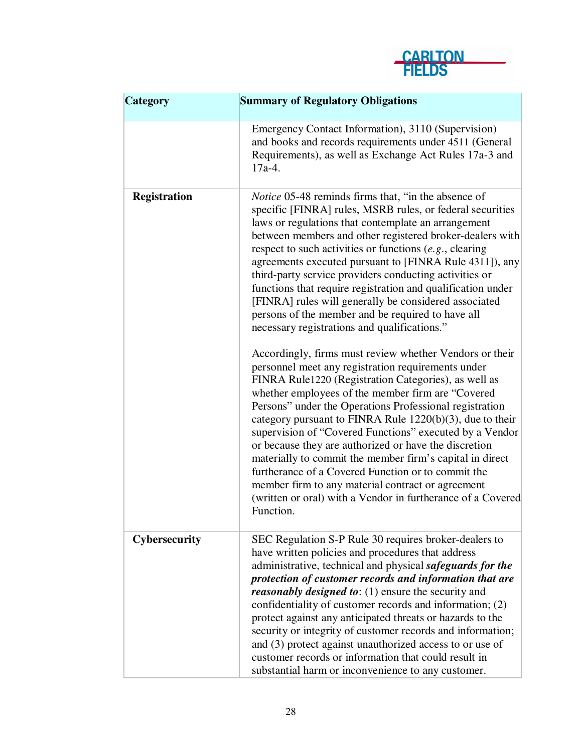| Category | Summary of Regulatory Obligations |
| --- | --- |
| | Emergency Contact Information), 3110 (Supervision) and books and records requirements under 4511 (General Requirements), as well as Exchange Act Rules 17a-3 and 17a-4. |
| **Registration** | *Notice* 05-48 reminds firms that, "in the absence of specific [FINRA] rules, MSRB rules, or federal securities laws or regulations that contemplate an arrangement between members and other registered broker-dealers with respect to such activities or functions (*e.g.*, clearing agreements executed pursuant to [FINRA Rule 4311]), any third-party service providers conducting activities or functions that require registration and qualification under [FINRA] rules will generally be considered associated persons of the member and be required to have all necessary registrations and qualifications."<br><br>Accordingly, firms must review whether Vendors or their personnel meet any registration requirements under FINRA Rule1220 (Registration Categories), as well as whether employees of the member firm are "Covered Persons" under the Operations Professional registration category pursuant to FINRA Rule 1220(b)(3), due to their supervision of "Covered Functions" executed by a Vendor or because they are authorized or have the discretion materially to commit the member firm's capital in direct furtherance of a Covered Function or to commit the member firm to any material contract or agreement (written or oral) with a Vendor in furtherance of a Covered Function. |
| **Cybersecurity** | SEC Regulation S-P Rule 30 requires broker-dealers to have written policies and procedures that address administrative, technical and physical ***safeguards for the protection of customer records and information that are reasonably designed to***: (1) ensure the security and confidentiality of customer records and information; (2) protect against any anticipated threats or hazards to the security or integrity of customer records and information; and (3) protect against unauthorized access to or use of customer records or information that could result in substantial harm or inconvenience to any customer. |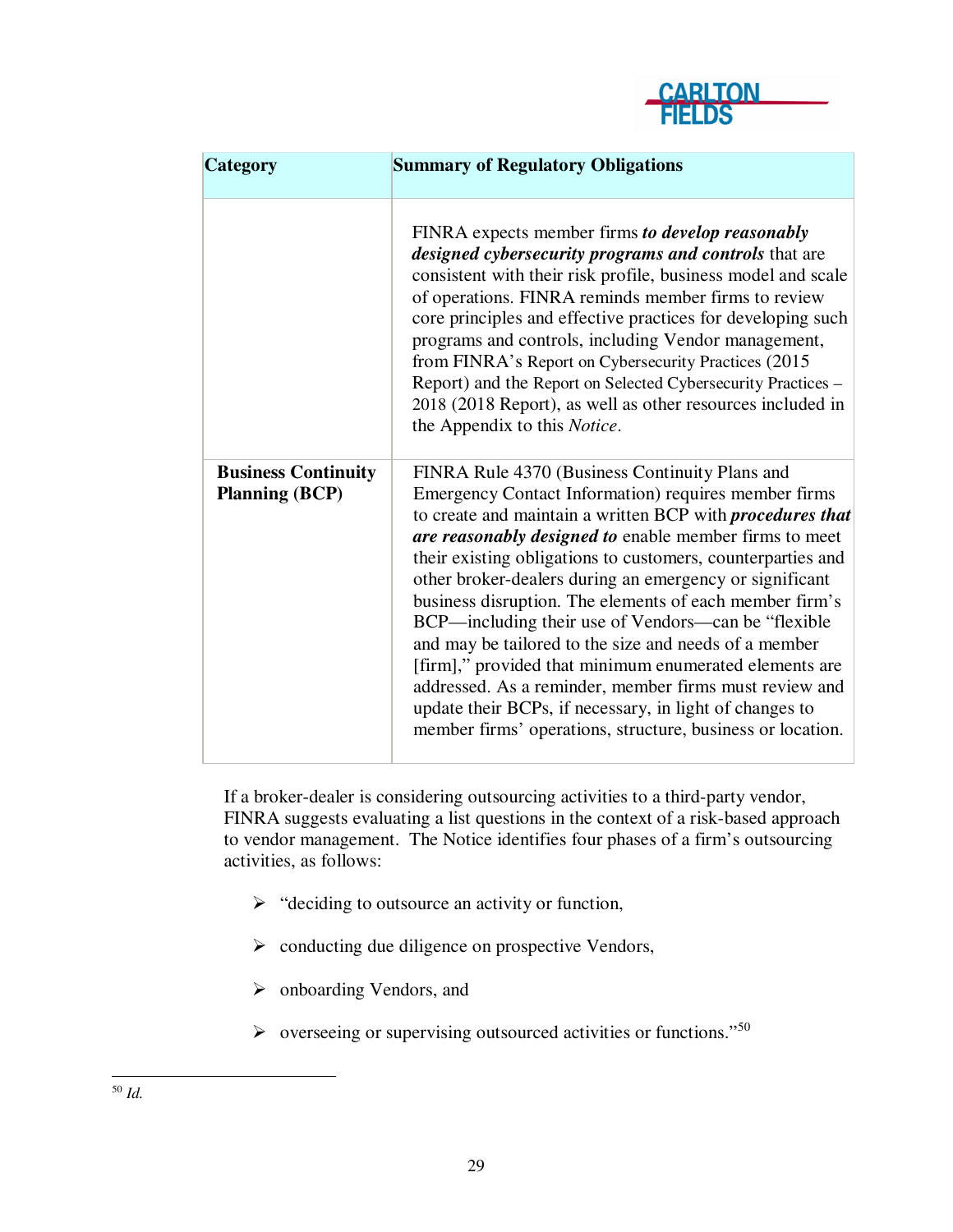| Category | Summary of Regulatory Obligations |
|---|---|
| | FINRA expects member firms ***to develop reasonably designed cybersecurity programs and controls*** that are consistent with their risk profile, business model and scale of operations. FINRA reminds member firms to review core principles and effective practices for developing such programs and controls, including Vendor management, from FINRA's Report on Cybersecurity Practices (2015 Report) and the Report on Selected Cybersecurity Practices – 2018 (2018 Report), as well as other resources included in the Appendix to this *Notice*. |
| **Business Continuity Planning (BCP)** | FINRA Rule 4370 (Business Continuity Plans and Emergency Contact Information) requires member firms to create and maintain a written BCP with ***procedures that are reasonably designed to*** enable member firms to meet their existing obligations to customers, counterparties and other broker-dealers during an emergency or significant business disruption. The elements of each member firm's BCP—including their use of Vendors—can be "flexible and may be tailored to the size and needs of a member [firm]," provided that minimum enumerated elements are addressed. As a reminder, member firms must review and update their BCPs, if necessary, in light of changes to member firms' operations, structure, business or location. |

If a broker-dealer is considering outsourcing activities to a third-party vendor, FINRA suggests evaluating a list questions in the context of a risk-based approach to vendor management. The Notice identifies four phases of a firm's outsourcing activities, as follows:

- "deciding to outsource an activity or function,
- conducting due diligence on prospective Vendors,
- onboarding Vendors, and
- overseeing or supervising outsourced activities or functions."[50]

[50] *Id.*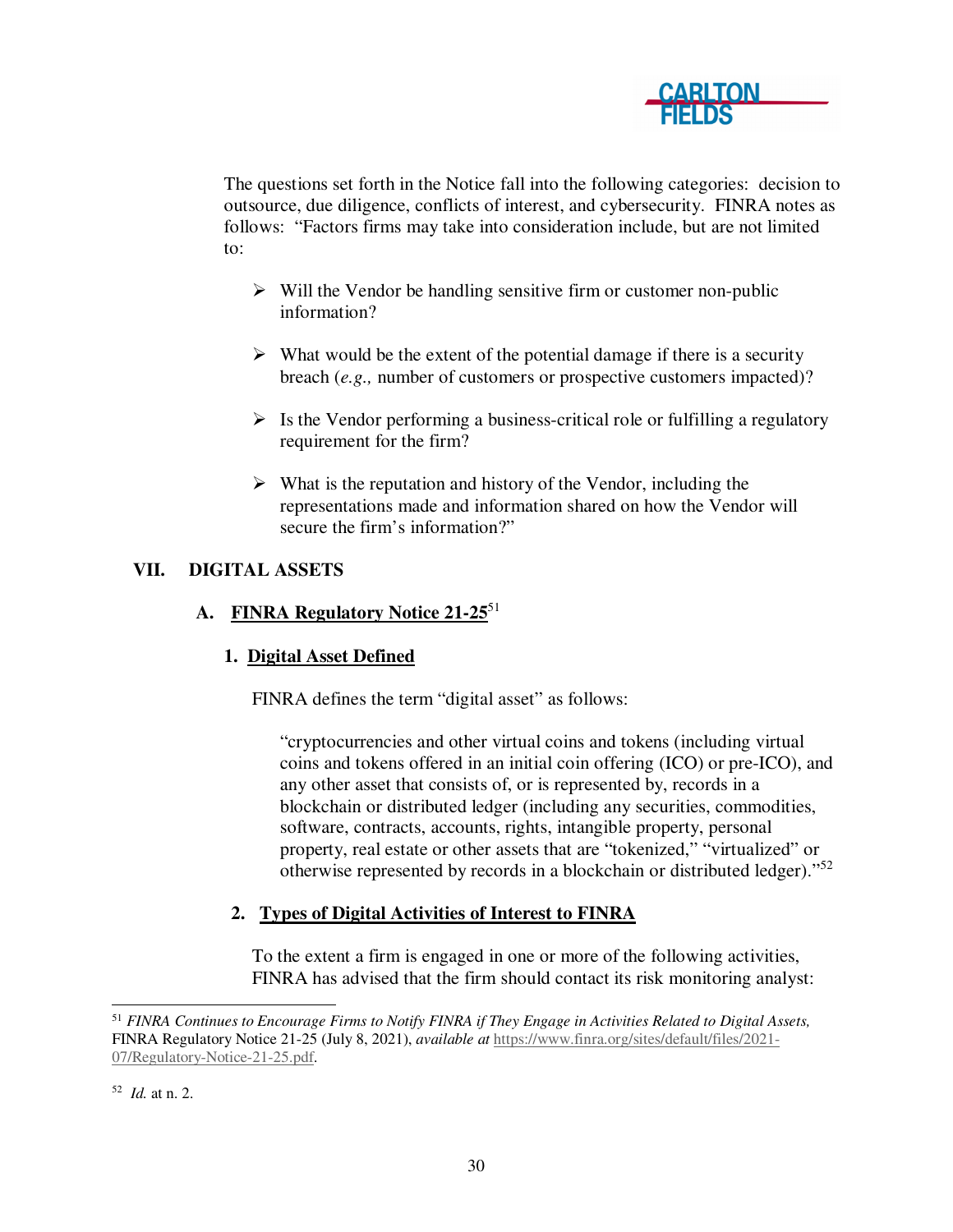The questions set forth in the Notice fall into the following categories: decision to outsource, due diligence, conflicts of interest, and cybersecurity. FINRA notes as follows: "Factors firms may take into consideration include, but are not limited to:

- Will the Vendor be handling sensitive firm or customer non-public information?
- What would be the extent of the potential damage if there is a security breach (*e.g.,* number of customers or prospective customers impacted)?
- Is the Vendor performing a business-critical role or fulfilling a regulatory requirement for the firm?
- What is the reputation and history of the Vendor, including the representations made and information shared on how the Vendor will secure the firm's information?"

## VII. DIGITAL ASSETS

### A. FINRA Regulatory Notice 21-25[51]

#### 1. Digital Asset Defined

FINRA defines the term "digital asset" as follows:

> "cryptocurrencies and other virtual coins and tokens (including virtual coins and tokens offered in an initial coin offering (ICO) or pre-ICO), and any other asset that consists of, or is represented by, records in a blockchain or distributed ledger (including any securities, commodities, software, contracts, accounts, rights, intangible property, personal property, real estate or other assets that are "tokenized," "virtualized" or otherwise represented by records in a blockchain or distributed ledger)."[52]

#### 2. Types of Digital Activities of Interest to FINRA

To the extent a firm is engaged in one or more of the following activities, FINRA has advised that the firm should contact its risk monitoring analyst:

---

[51] *FINRA Continues to Encourage Firms to Notify FINRA if They Engage in Activities Related to Digital Assets,* FINRA Regulatory Notice 21-25 (July 8, 2021), *available at* https://www.finra.org/sites/default/files/2021-07/Regulatory-Notice-21-25.pdf.

[52] *Id.* at n. 2.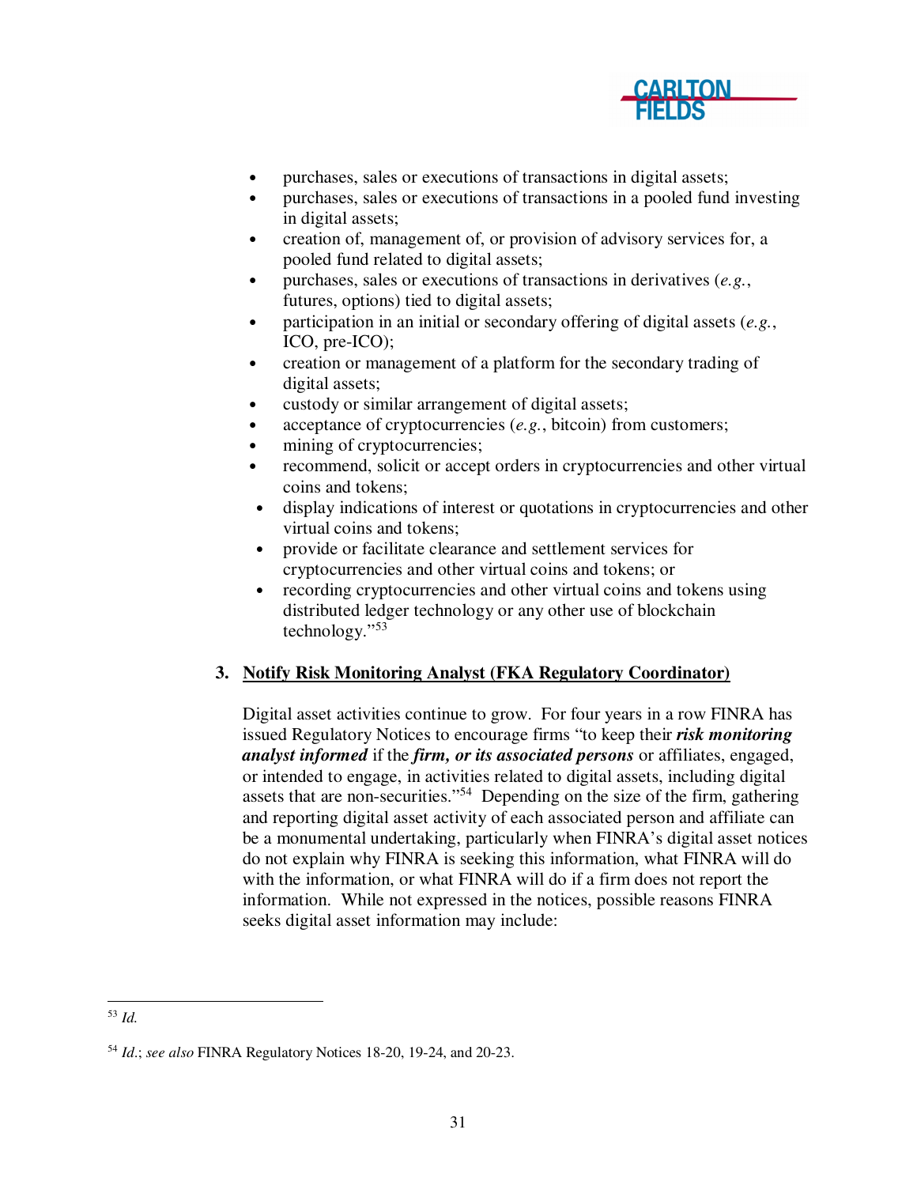- purchases, sales or executions of transactions in digital assets;
- purchases, sales or executions of transactions in a pooled fund investing in digital assets;
- creation of, management of, or provision of advisory services for, a pooled fund related to digital assets;
- purchases, sales or executions of transactions in derivatives (*e.g.*, futures, options) tied to digital assets;
- participation in an initial or secondary offering of digital assets (*e.g.*, ICO, pre-ICO);
- creation or management of a platform for the secondary trading of digital assets;
- custody or similar arrangement of digital assets;
- acceptance of cryptocurrencies (*e.g.*, bitcoin) from customers;
- mining of cryptocurrencies;
- recommend, solicit or accept orders in cryptocurrencies and other virtual coins and tokens;
- display indications of interest or quotations in cryptocurrencies and other virtual coins and tokens;
- provide or facilitate clearance and settlement services for cryptocurrencies and other virtual coins and tokens; or
- recording cryptocurrencies and other virtual coins and tokens using distributed ledger technology or any other use of blockchain technology."[53]

### 3. <u>Notify Risk Monitoring Analyst (FKA Regulatory Coordinator)</u>

Digital asset activities continue to grow. For four years in a row FINRA has issued Regulatory Notices to encourage firms "to keep their ***risk monitoring analyst informed*** if the ***firm, or its associated persons*** or affiliates, engaged, or intended to engage, in activities related to digital assets, including digital assets that are non-securities."[54] Depending on the size of the firm, gathering and reporting digital asset activity of each associated person and affiliate can be a monumental undertaking, particularly when FINRA's digital asset notices do not explain why FINRA is seeking this information, what FINRA will do with the information, or what FINRA will do if a firm does not report the information. While not expressed in the notices, possible reasons FINRA seeks digital asset information may include:

---

[53] *Id.*

[54] *Id.*; *see also* FINRA Regulatory Notices 18-20, 19-24, and 20-23.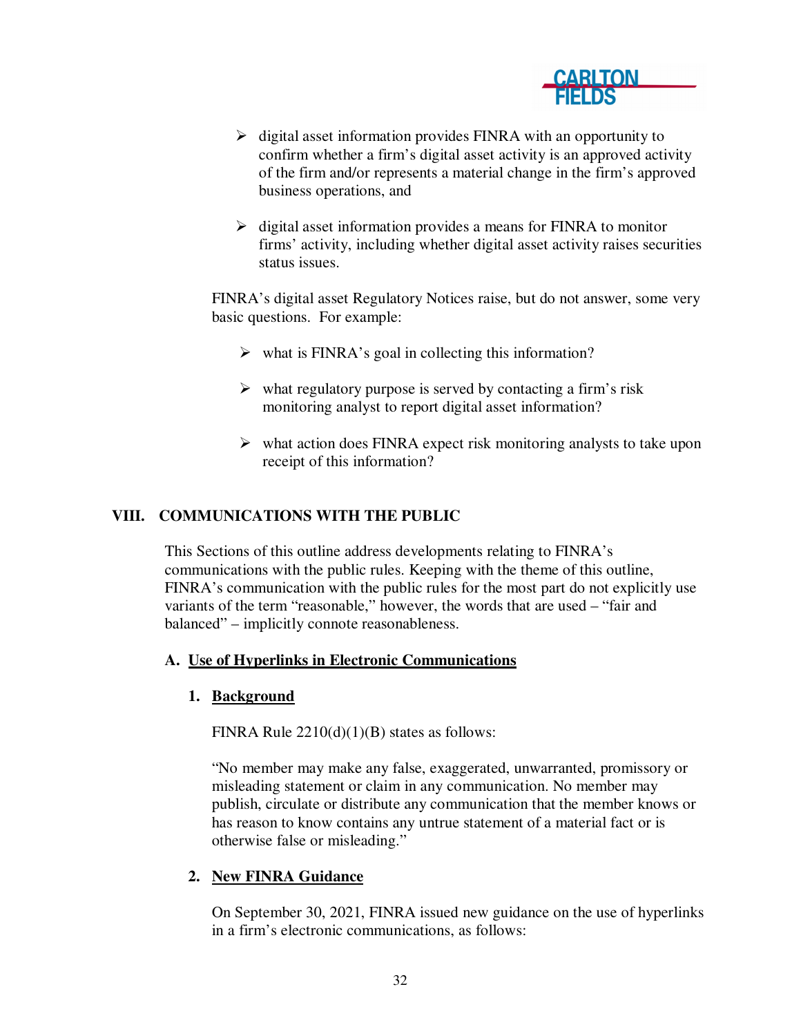- digital asset information provides FINRA with an opportunity to confirm whether a firm's digital asset activity is an approved activity of the firm and/or represents a material change in the firm's approved business operations, and

- digital asset information provides a means for FINRA to monitor firms' activity, including whether digital asset activity raises securities status issues.

FINRA's digital asset Regulatory Notices raise, but do not answer, some very basic questions. For example:

- what is FINRA's goal in collecting this information?

- what regulatory purpose is served by contacting a firm's risk monitoring analyst to report digital asset information?

- what action does FINRA expect risk monitoring analysts to take upon receipt of this information?

## VIII. COMMUNICATIONS WITH THE PUBLIC

This Sections of this outline address developments relating to FINRA's communications with the public rules. Keeping with the theme of this outline, FINRA's communication with the public rules for the most part do not explicitly use variants of the term "reasonable," however, the words that are used – "fair and balanced" – implicitly connote reasonableness.

### A. Use of Hyperlinks in Electronic Communications

#### 1. Background

FINRA Rule 2210(d)(1)(B) states as follows:

"No member may make any false, exaggerated, unwarranted, promissory or misleading statement or claim in any communication. No member may publish, circulate or distribute any communication that the member knows or has reason to know contains any untrue statement of a material fact or is otherwise false or misleading."

#### 2. New FINRA Guidance

On September 30, 2021, FINRA issued new guidance on the use of hyperlinks in a firm's electronic communications, as follows: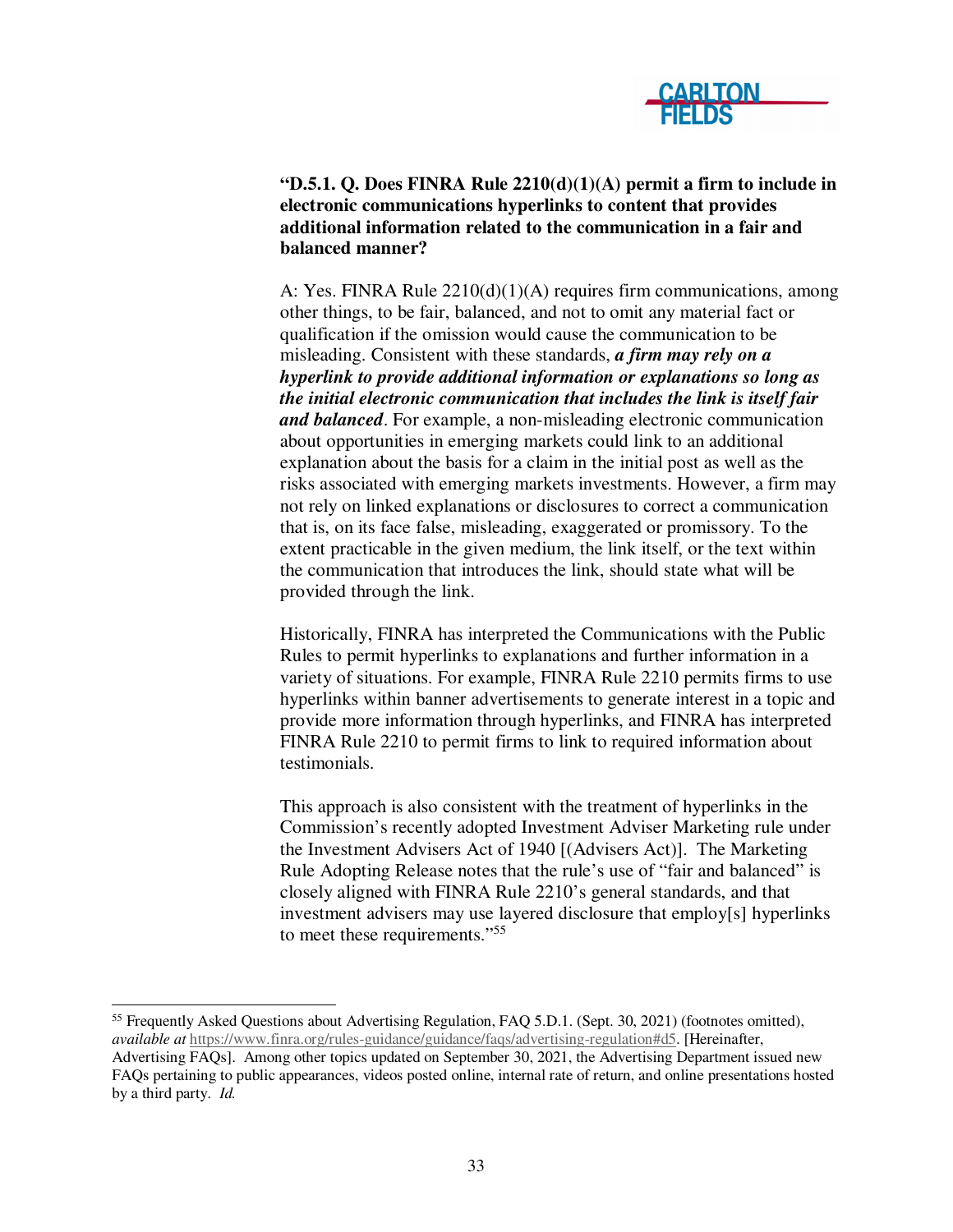**"D.5.1. Q. Does FINRA Rule 2210(d)(1)(A) permit a firm to include in electronic communications hyperlinks to content that provides additional information related to the communication in a fair and balanced manner?**

A: Yes. FINRA Rule 2210(d)(1)(A) requires firm communications, among other things, to be fair, balanced, and not to omit any material fact or qualification if the omission would cause the communication to be misleading. Consistent with these standards, ***a firm may rely on a hyperlink to provide additional information or explanations so long as the initial electronic communication that includes the link is itself fair and balanced***. For example, a non-misleading electronic communication about opportunities in emerging markets could link to an additional explanation about the basis for a claim in the initial post as well as the risks associated with emerging markets investments. However, a firm may not rely on linked explanations or disclosures to correct a communication that is, on its face false, misleading, exaggerated or promissory. To the extent practicable in the given medium, the link itself, or the text within the communication that introduces the link, should state what will be provided through the link.

Historically, FINRA has interpreted the Communications with the Public Rules to permit hyperlinks to explanations and further information in a variety of situations. For example, FINRA Rule 2210 permits firms to use hyperlinks within banner advertisements to generate interest in a topic and provide more information through hyperlinks, and FINRA has interpreted FINRA Rule 2210 to permit firms to link to required information about testimonials.

This approach is also consistent with the treatment of hyperlinks in the Commission's recently adopted Investment Adviser Marketing rule under the Investment Advisers Act of 1940 [(Advisers Act)]. The Marketing Rule Adopting Release notes that the rule's use of "fair and balanced" is closely aligned with FINRA Rule 2210's general standards, and that investment advisers may use layered disclosure that employ[s] hyperlinks to meet these requirements."[55]

---

[55] Frequently Asked Questions about Advertising Regulation, FAQ 5.D.1. (Sept. 30, 2021) (footnotes omitted), *available at* https://www.finra.org/rules-guidance/guidance/faqs/advertising-regulation#d5. [Hereinafter, Advertising FAQs]. Among other topics updated on September 30, 2021, the Advertising Department issued new FAQs pertaining to public appearances, videos posted online, internal rate of return, and online presentations hosted by a third party. *Id.*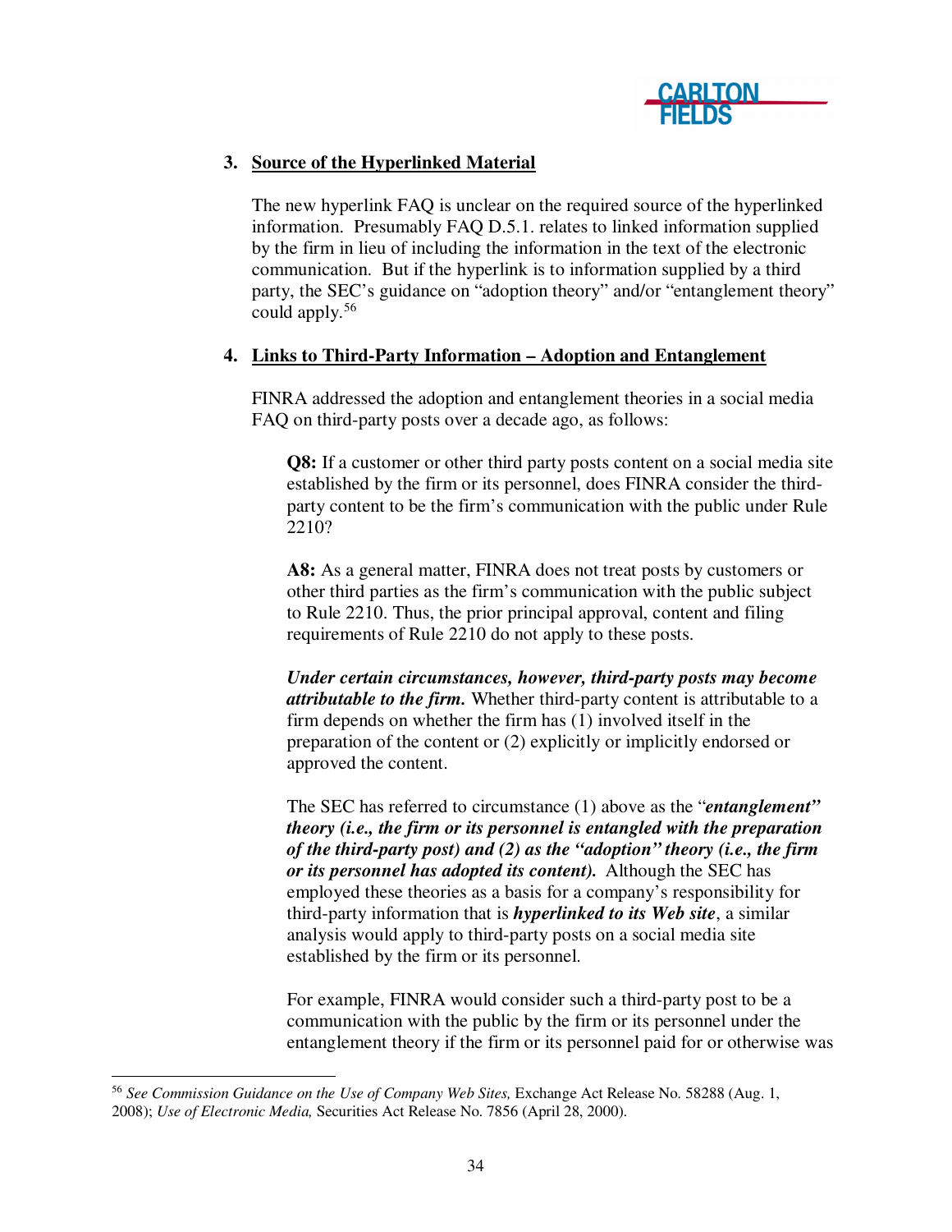### 3. <u>Source of the Hyperlinked Material</u>

The new hyperlink FAQ is unclear on the required source of the hyperlinked information. Presumably FAQ D.5.1. relates to linked information supplied by the firm in lieu of including the information in the text of the electronic communication. But if the hyperlink is to information supplied by a third party, the SEC's guidance on "adoption theory" and/or "entanglement theory" could apply.[56]

### 4. <u>Links to Third-Party Information – Adoption and Entanglement</u>

FINRA addressed the adoption and entanglement theories in a social media FAQ on third-party posts over a decade ago, as follows:

> **Q8:** If a customer or other third party posts content on a social media site established by the firm or its personnel, does FINRA consider the third-party content to be the firm's communication with the public under Rule 2210?
>
> **A8:** As a general matter, FINRA does not treat posts by customers or other third parties as the firm's communication with the public subject to Rule 2210. Thus, the prior principal approval, content and filing requirements of Rule 2210 do not apply to these posts.
>
> ***Under certain circumstances, however, third-party posts may become attributable to the firm.*** Whether third-party content is attributable to a firm depends on whether the firm has (1) involved itself in the preparation of the content or (2) explicitly or implicitly endorsed or approved the content.
>
> The SEC has referred to circumstance (1) above as the "***entanglement" theory (i.e., the firm or its personnel is entangled with the preparation of the third-party post) and (2) as the "adoption" theory (i.e., the firm or its personnel has adopted its content).*** Although the SEC has employed these theories as a basis for a company's responsibility for third-party information that is ***hyperlinked to its Web site***, a similar analysis would apply to third-party posts on a social media site established by the firm or its personnel.
>
> For example, FINRA would consider such a third-party post to be a communication with the public by the firm or its personnel under the entanglement theory if the firm or its personnel paid for or otherwise was

---

[56] *See Commission Guidance on the Use of Company Web Sites,* Exchange Act Release No. 58288 (Aug. 1, 2008); *Use of Electronic Media,* Securities Act Release No. 7856 (April 28, 2000).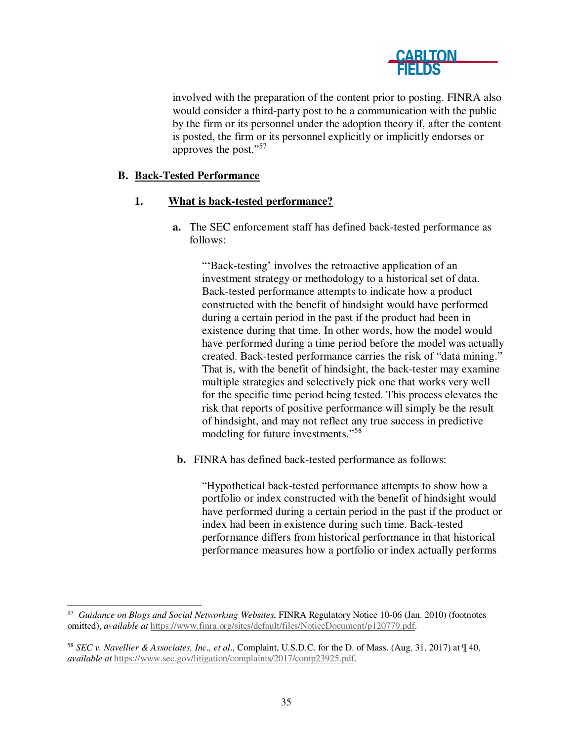involved with the preparation of the content prior to posting. FINRA also would consider a third-party post to be a communication with the public by the firm or its personnel under the adoption theory if, after the content is posted, the firm or its personnel explicitly or implicitly endorses or approves the post."[57]

**B. <u>Back-Tested Performance</u>**

**1. <u>What is back-tested performance?</u>**

**a.** The SEC enforcement staff has defined back-tested performance as follows:

> "'Back-testing' involves the retroactive application of an investment strategy or methodology to a historical set of data. Back-tested performance attempts to indicate how a product constructed with the benefit of hindsight would have performed during a certain period in the past if the product had been in existence during that time. In other words, how the model would have performed during a time period before the model was actually created. Back-tested performance carries the risk of "data mining." That is, with the benefit of hindsight, the back-tester may examine multiple strategies and selectively pick one that works very well for the specific time period being tested. This process elevates the risk that reports of positive performance will simply be the result of hindsight, and may not reflect any true success in predictive modeling for future investments."[58]

**b.** FINRA has defined back-tested performance as follows:

> "Hypothetical back-tested performance attempts to show how a portfolio or index constructed with the benefit of hindsight would have performed during a certain period in the past if the product or index had been in existence during such time. Back-tested performance differs from historical performance in that historical performance measures how a portfolio or index actually performs

---

[57] *Guidance on Blogs and Social Networking Websites*, FINRA Regulatory Notice 10-06 (Jan. 2010) (footnotes omitted), *available at* https://www.finra.org/sites/default/files/NoticeDocument/p120779.pdf.

[58] *SEC v. Navellier & Associates, Inc., et al.*, Complaint, U.S.D.C. for the D. of Mass. (Aug. 31, 2017) at ¶ 40, *available at* https://www.sec.gov/litigation/complaints/2017/comp23925.pdf.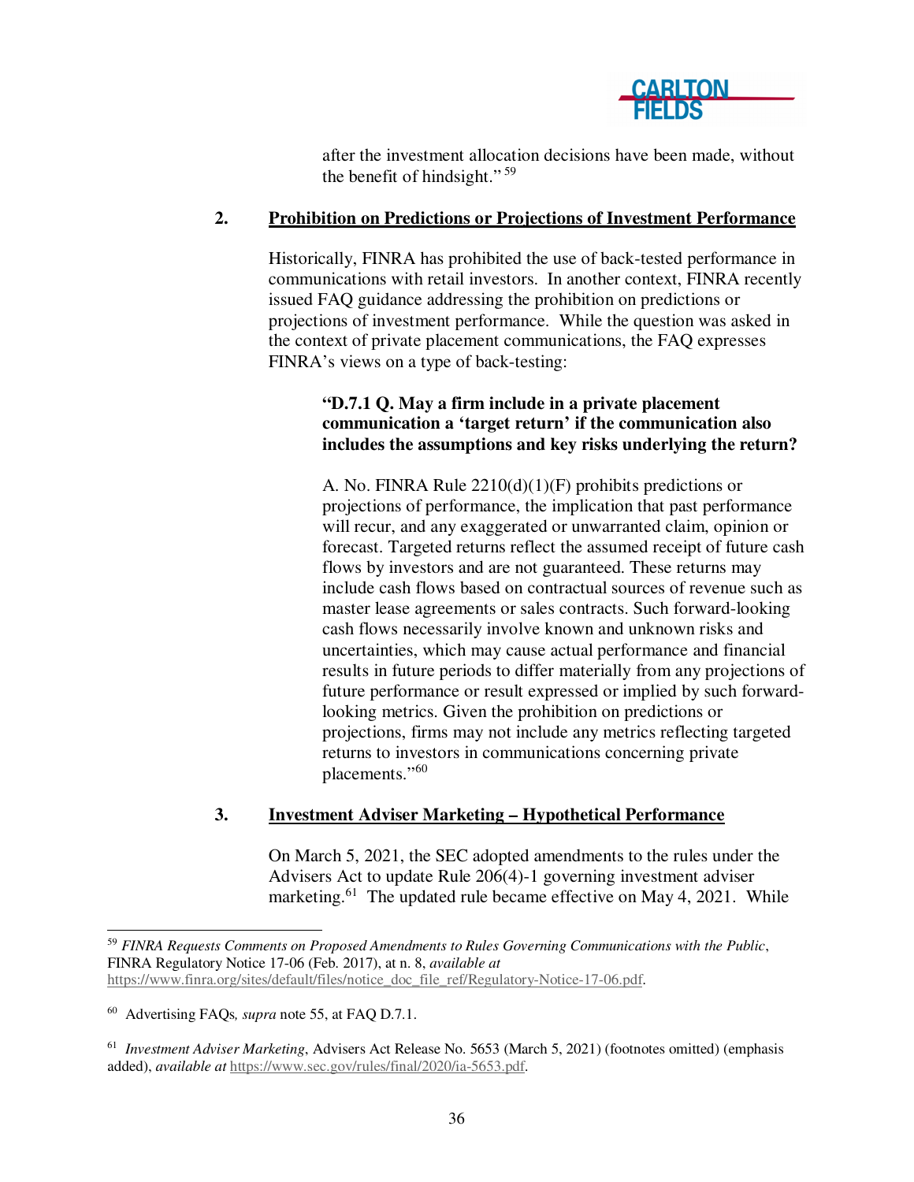after the investment allocation decisions have been made, without the benefit of hindsight."[59]

### 2. Prohibition on Predictions or Projections of Investment Performance

Historically, FINRA has prohibited the use of back-tested performance in communications with retail investors. In another context, FINRA recently issued FAQ guidance addressing the prohibition on predictions or projections of investment performance. While the question was asked in the context of private placement communications, the FAQ expresses FINRA's views on a type of back-testing:

> **"D.7.1 Q. May a firm include in a private placement communication a 'target return' if the communication also includes the assumptions and key risks underlying the return?**
>
> A. No. FINRA Rule 2210(d)(1)(F) prohibits predictions or projections of performance, the implication that past performance will recur, and any exaggerated or unwarranted claim, opinion or forecast. Targeted returns reflect the assumed receipt of future cash flows by investors and are not guaranteed. These returns may include cash flows based on contractual sources of revenue such as master lease agreements or sales contracts. Such forward-looking cash flows necessarily involve known and unknown risks and uncertainties, which may cause actual performance and financial results in future periods to differ materially from any projections of future performance or result expressed or implied by such forward-looking metrics. Given the prohibition on predictions or projections, firms may not include any metrics reflecting targeted returns to investors in communications concerning private placements."[60]

### 3. Investment Adviser Marketing – Hypothetical Performance

On March 5, 2021, the SEC adopted amendments to the rules under the Advisers Act to update Rule 206(4)-1 governing investment adviser marketing.[61] The updated rule became effective on May 4, 2021. While

---

[59] *FINRA Requests Comments on Proposed Amendments to Rules Governing Communications with the Public*, FINRA Regulatory Notice 17-06 (Feb. 2017), at n. 8, *available at* https://www.finra.org/sites/default/files/notice_doc_file_ref/Regulatory-Notice-17-06.pdf.

[60] Advertising FAQs*, supra* note 55, at FAQ D.7.1.

[61] *Investment Adviser Marketing*, Advisers Act Release No. 5653 (March 5, 2021) (footnotes omitted) (emphasis added), *available at* https://www.sec.gov/rules/final/2020/ia-5653.pdf.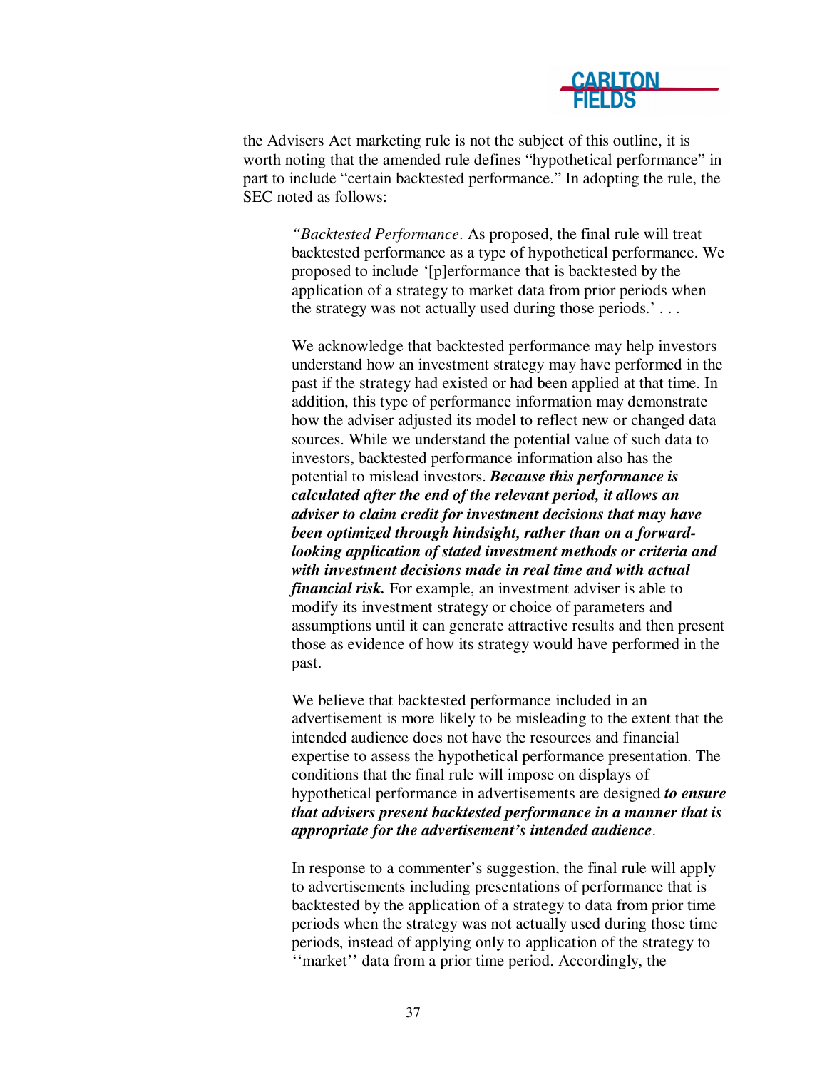the Advisers Act marketing rule is not the subject of this outline, it is worth noting that the amended rule defines "hypothetical performance" in part to include "certain backtested performance." In adopting the rule, the SEC noted as follows:

> *"Backtested Performance*. As proposed, the final rule will treat backtested performance as a type of hypothetical performance. We proposed to include '[p]erformance that is backtested by the application of a strategy to market data from prior periods when the strategy was not actually used during those periods.' . . .
>
> We acknowledge that backtested performance may help investors understand how an investment strategy may have performed in the past if the strategy had existed or had been applied at that time. In addition, this type of performance information may demonstrate how the adviser adjusted its model to reflect new or changed data sources. While we understand the potential value of such data to investors, backtested performance information also has the potential to mislead investors. ***Because this performance is calculated after the end of the relevant period, it allows an adviser to claim credit for investment decisions that may have been optimized through hindsight, rather than on a forward-looking application of stated investment methods or criteria and with investment decisions made in real time and with actual financial risk.*** For example, an investment adviser is able to modify its investment strategy or choice of parameters and assumptions until it can generate attractive results and then present those as evidence of how its strategy would have performed in the past.
>
> We believe that backtested performance included in an advertisement is more likely to be misleading to the extent that the intended audience does not have the resources and financial expertise to assess the hypothetical performance presentation. The conditions that the final rule will impose on displays of hypothetical performance in advertisements are designed ***to ensure that advisers present backtested performance in a manner that is appropriate for the advertisement's intended audience***.
>
> In response to a commenter's suggestion, the final rule will apply to advertisements including presentations of performance that is backtested by the application of a strategy to data from prior time periods when the strategy was not actually used during those time periods, instead of applying only to application of the strategy to ''market'' data from a prior time period. Accordingly, the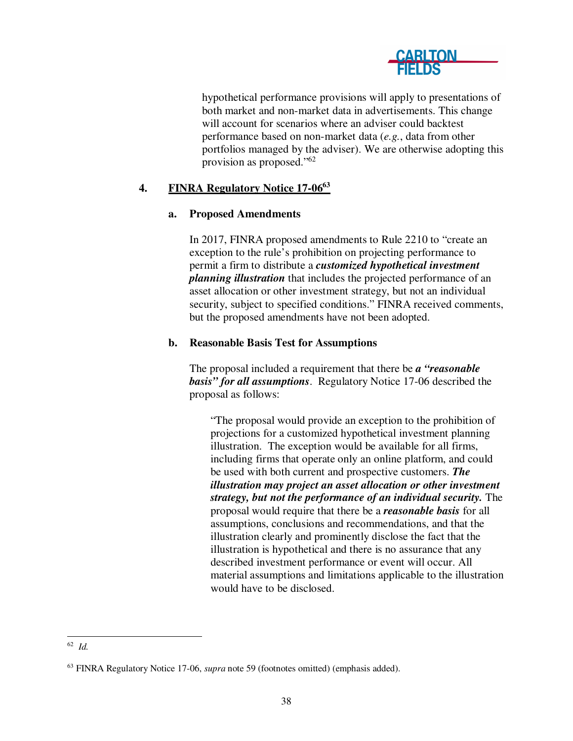hypothetical performance provisions will apply to presentations of both market and non-market data in advertisements. This change will account for scenarios where an adviser could backtest performance based on non-market data (*e.g.*, data from other portfolios managed by the adviser). We are otherwise adopting this provision as proposed."[62]

### 4. FINRA Regulatory Notice 17-06[63]

#### a. Proposed Amendments

In 2017, FINRA proposed amendments to Rule 2210 to "create an exception to the rule's prohibition on projecting performance to permit a firm to distribute a ***customized hypothetical investment planning illustration*** that includes the projected performance of an asset allocation or other investment strategy, but not an individual security, subject to specified conditions." FINRA received comments, but the proposed amendments have not been adopted.

#### b. Reasonable Basis Test for Assumptions

The proposal included a requirement that there be ***a "reasonable basis" for all assumptions***. Regulatory Notice 17-06 described the proposal as follows:

> "The proposal would provide an exception to the prohibition of projections for a customized hypothetical investment planning illustration. The exception would be available for all firms, including firms that operate only an online platform, and could be used with both current and prospective customers. ***The illustration may project an asset allocation or other investment strategy, but not the performance of an individual security.*** The proposal would require that there be a ***reasonable basis*** for all assumptions, conclusions and recommendations, and that the illustration clearly and prominently disclose the fact that the illustration is hypothetical and there is no assurance that any described investment performance or event will occur. All material assumptions and limitations applicable to the illustration would have to be disclosed.

---

[62] *Id.*

[63] FINRA Regulatory Notice 17-06, *supra* note 59 (footnotes omitted) (emphasis added).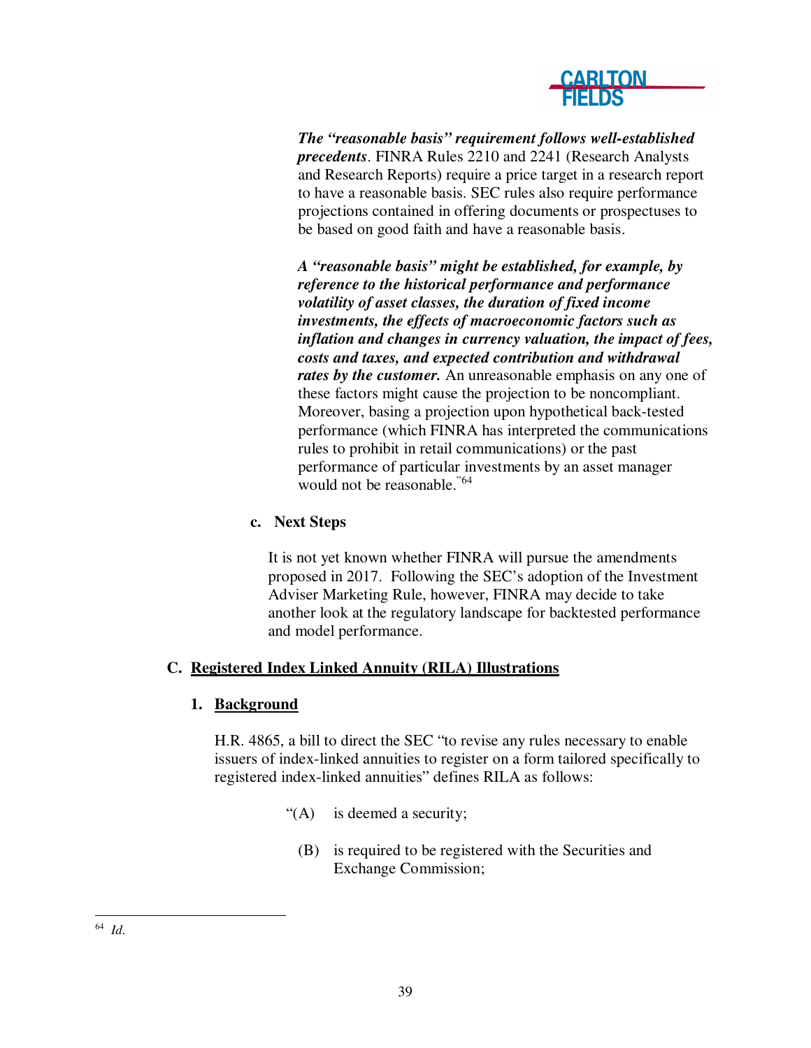***The "reasonable basis" requirement follows well-established precedents***. FINRA Rules 2210 and 2241 (Research Analysts and Research Reports) require a price target in a research report to have a reasonable basis. SEC rules also require performance projections contained in offering documents or prospectuses to be based on good faith and have a reasonable basis.

***A "reasonable basis" might be established, for example, by reference to the historical performance and performance volatility of asset classes, the duration of fixed income investments, the effects of macroeconomic factors such as inflation and changes in currency valuation, the impact of fees, costs and taxes, and expected contribution and withdrawal rates by the customer.*** An unreasonable emphasis on any one of these factors might cause the projection to be noncompliant. Moreover, basing a projection upon hypothetical back-tested performance (which FINRA has interpreted the communications rules to prohibit in retail communications) or the past performance of particular investments by an asset manager would not be reasonable."[64]

**c. Next Steps**

It is not yet known whether FINRA will pursue the amendments proposed in 2017. Following the SEC's adoption of the Investment Adviser Marketing Rule, however, FINRA may decide to take another look at the regulatory landscape for backtested performance and model performance.

## C. Registered Index Linked Annuity (RILA) Illustrations

### 1. Background

H.R. 4865, a bill to direct the SEC "to revise any rules necessary to enable issuers of index-linked annuities to register on a form tailored specifically to registered index-linked annuities" defines RILA as follows:

"(A) is deemed a security;

(B) is required to be registered with the Securities and Exchange Commission;

---

[64] *Id.*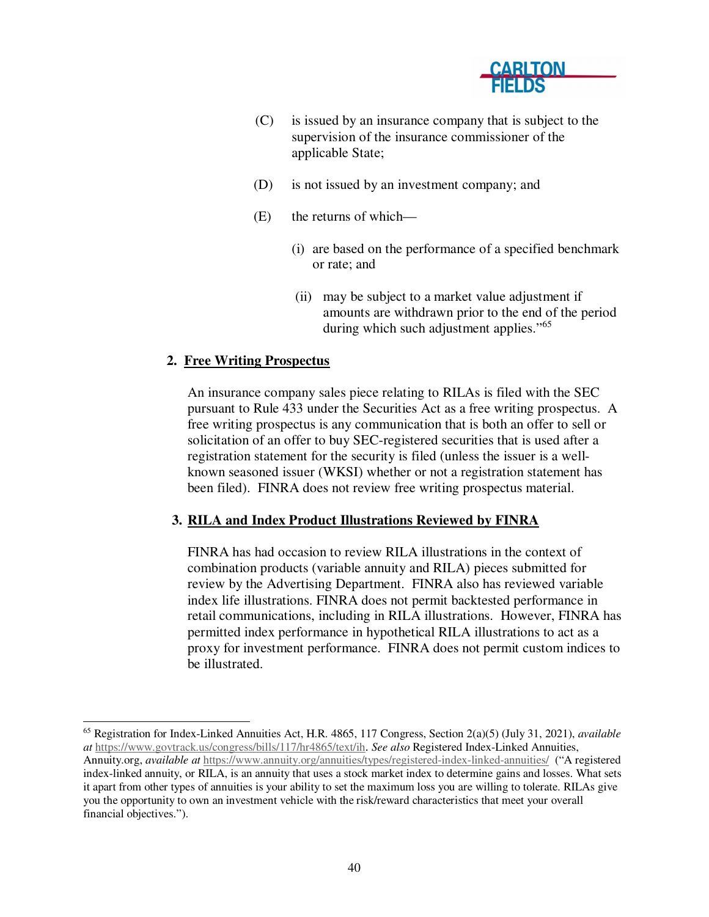(C) is issued by an insurance company that is subject to the supervision of the insurance commissioner of the applicable State;

(D) is not issued by an investment company; and

(E) the returns of which—

(i) are based on the performance of a specified benchmark or rate; and

(ii) may be subject to a market value adjustment if amounts are withdrawn prior to the end of the period during which such adjustment applies."[65]

### 2. Free Writing Prospectus

An insurance company sales piece relating to RILAs is filed with the SEC pursuant to Rule 433 under the Securities Act as a free writing prospectus. A free writing prospectus is any communication that is both an offer to sell or solicitation of an offer to buy SEC-registered securities that is used after a registration statement for the security is filed (unless the issuer is a well-known seasoned issuer (WKSI) whether or not a registration statement has been filed). FINRA does not review free writing prospectus material.

### 3. RILA and Index Product Illustrations Reviewed by FINRA

FINRA has had occasion to review RILA illustrations in the context of combination products (variable annuity and RILA) pieces submitted for review by the Advertising Department. FINRA also has reviewed variable index life illustrations. FINRA does not permit backtested performance in retail communications, including in RILA illustrations. However, FINRA has permitted index performance in hypothetical RILA illustrations to act as a proxy for investment performance. FINRA does not permit custom indices to be illustrated.

---

[65] Registration for Index-Linked Annuities Act, H.R. 4865, 117 Congress, Section 2(a)(5) (July 31, 2021), *available at* https://www.govtrack.us/congress/bills/117/hr4865/text/ih. *See also* Registered Index-Linked Annuities, Annuity.org, *available at* https://www.annuity.org/annuities/types/registered-index-linked-annuities/ ("A registered index-linked annuity, or RILA, is an annuity that uses a stock market index to determine gains and losses. What sets it apart from other types of annuities is your ability to set the maximum loss you are willing to tolerate. RILAs give you the opportunity to own an investment vehicle with the risk/reward characteristics that meet your overall financial objectives.").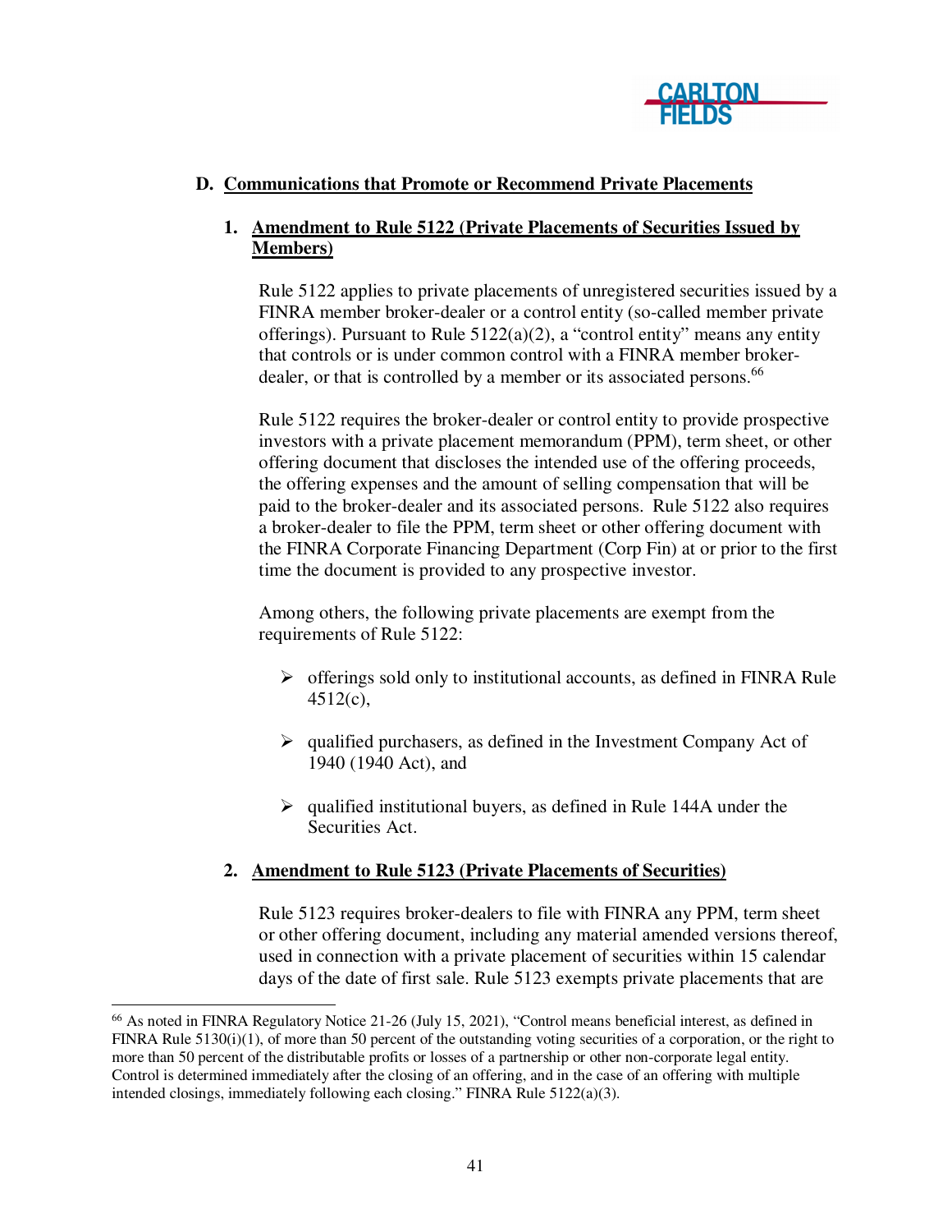## D. Communications that Promote or Recommend Private Placements

### 1. Amendment to Rule 5122 (Private Placements of Securities Issued by Members)

Rule 5122 applies to private placements of unregistered securities issued by a FINRA member broker-dealer or a control entity (so-called member private offerings). Pursuant to Rule 5122(a)(2), a "control entity" means any entity that controls or is under common control with a FINRA member broker-dealer, or that is controlled by a member or its associated persons.[66]

Rule 5122 requires the broker-dealer or control entity to provide prospective investors with a private placement memorandum (PPM), term sheet, or other offering document that discloses the intended use of the offering proceeds, the offering expenses and the amount of selling compensation that will be paid to the broker-dealer and its associated persons. Rule 5122 also requires a broker-dealer to file the PPM, term sheet or other offering document with the FINRA Corporate Financing Department (Corp Fin) at or prior to the first time the document is provided to any prospective investor.

Among others, the following private placements are exempt from the requirements of Rule 5122:

- offerings sold only to institutional accounts, as defined in FINRA Rule 4512(c),
- qualified purchasers, as defined in the Investment Company Act of 1940 (1940 Act), and
- qualified institutional buyers, as defined in Rule 144A under the Securities Act.

### 2. Amendment to Rule 5123 (Private Placements of Securities)

Rule 5123 requires broker-dealers to file with FINRA any PPM, term sheet or other offering document, including any material amended versions thereof, used in connection with a private placement of securities within 15 calendar days of the date of first sale. Rule 5123 exempts private placements that are

---

[66] As noted in FINRA Regulatory Notice 21-26 (July 15, 2021), "Control means beneficial interest, as defined in FINRA Rule 5130(i)(1), of more than 50 percent of the outstanding voting securities of a corporation, or the right to more than 50 percent of the distributable profits or losses of a partnership or other non-corporate legal entity. Control is determined immediately after the closing of an offering, and in the case of an offering with multiple intended closings, immediately following each closing." FINRA Rule 5122(a)(3).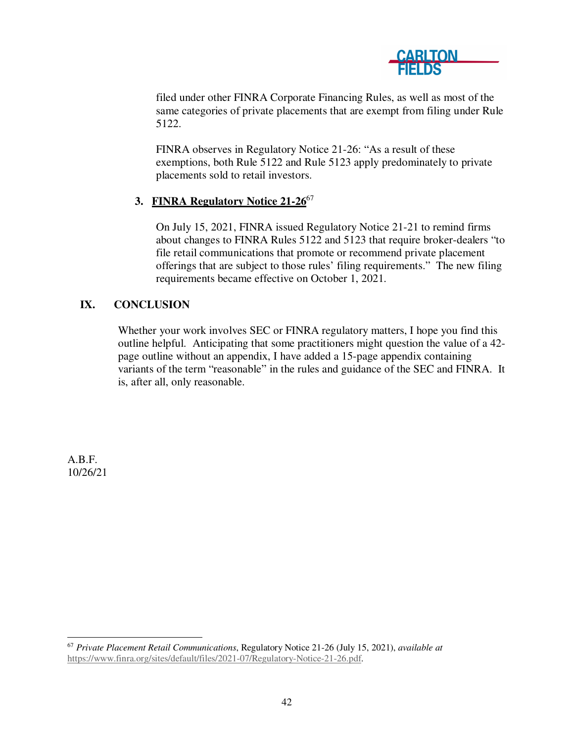filed under other FINRA Corporate Financing Rules, as well as most of the same categories of private placements that are exempt from filing under Rule 5122.

FINRA observes in Regulatory Notice 21-26: "As a result of these exemptions, both Rule 5122 and Rule 5123 apply predominately to private placements sold to retail investors.

### 3. FINRA Regulatory Notice 21-26[67]

On July 15, 2021, FINRA issued Regulatory Notice 21-21 to remind firms about changes to FINRA Rules 5122 and 5123 that require broker-dealers "to file retail communications that promote or recommend private placement offerings that are subject to those rules' filing requirements." The new filing requirements became effective on October 1, 2021.

## IX. CONCLUSION

Whether your work involves SEC or FINRA regulatory matters, I hope you find this outline helpful. Anticipating that some practitioners might question the value of a 42-page outline without an appendix, I have added a 15-page appendix containing variants of the term "reasonable" in the rules and guidance of the SEC and FINRA. It is, after all, only reasonable.

A.B.F.
10/26/21

---

[67] *Private Placement Retail Communications*, Regulatory Notice 21-26 (July 15, 2021), *available at* https://www.finra.org/sites/default/files/2021-07/Regulatory-Notice-21-26.pdf.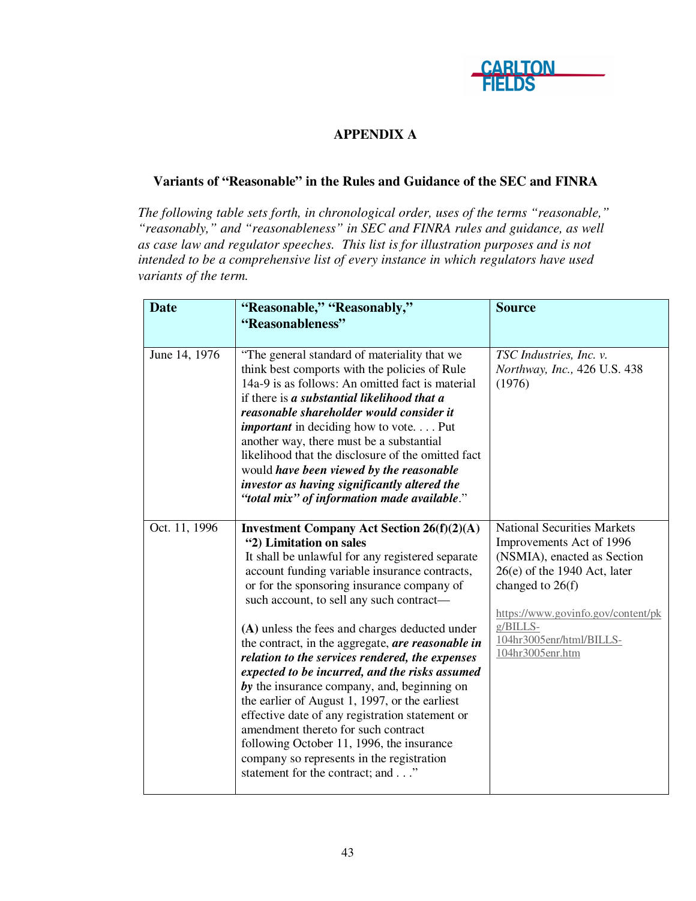## APPENDIX A

### Variants of "Reasonable" in the Rules and Guidance of the SEC and FINRA

*The following table sets forth, in chronological order, uses of the terms "reasonable," "reasonably," and "reasonableness" in SEC and FINRA rules and guidance, as well as case law and regulator speeches. This list is for illustration purposes and is not intended to be a comprehensive list of every instance in which regulators have used variants of the term.*

| Date | "Reasonable," "Reasonably," "Reasonableness" | Source |
|---|---|---|
| June 14, 1976 | "The general standard of materiality that we think best comports with the policies of Rule 14a-9 is as follows: An omitted fact is material if there is ***a substantial likelihood that a reasonable shareholder would consider it important*** in deciding how to vote. . . . Put another way, there must be a substantial likelihood that the disclosure of the omitted fact would ***have been viewed by the reasonable investor as having significantly altered the "total mix" of information made available***." | *TSC Industries, Inc. v. Northway, Inc.,* 426 U.S. 438 (1976) |
| Oct. 11, 1996 | **Investment Company Act Section 26(f)(2)(A)** **"2) Limitation on sales** It shall be unlawful for any registered separate account funding variable insurance contracts, or for the sponsoring insurance company of such account, to sell any such contract— **(A)** unless the fees and charges deducted under the contract, in the aggregate, ***are reasonable in relation to the services rendered, the expenses expected to be incurred, and the risks assumed by*** the insurance company, and, beginning on the earlier of August 1, 1997, or the earliest effective date of any registration statement or amendment thereto for such contract following October 11, 1996, the insurance company so represents in the registration statement for the contract; and . . ." | National Securities Markets Improvements Act of 1996 (NSMIA), enacted as Section 26(e) of the 1940 Act, later changed to 26(f) https://www.govinfo.gov/content/pkg/BILLS-104hr3005enr/html/BILLS-104hr3005enr.htm |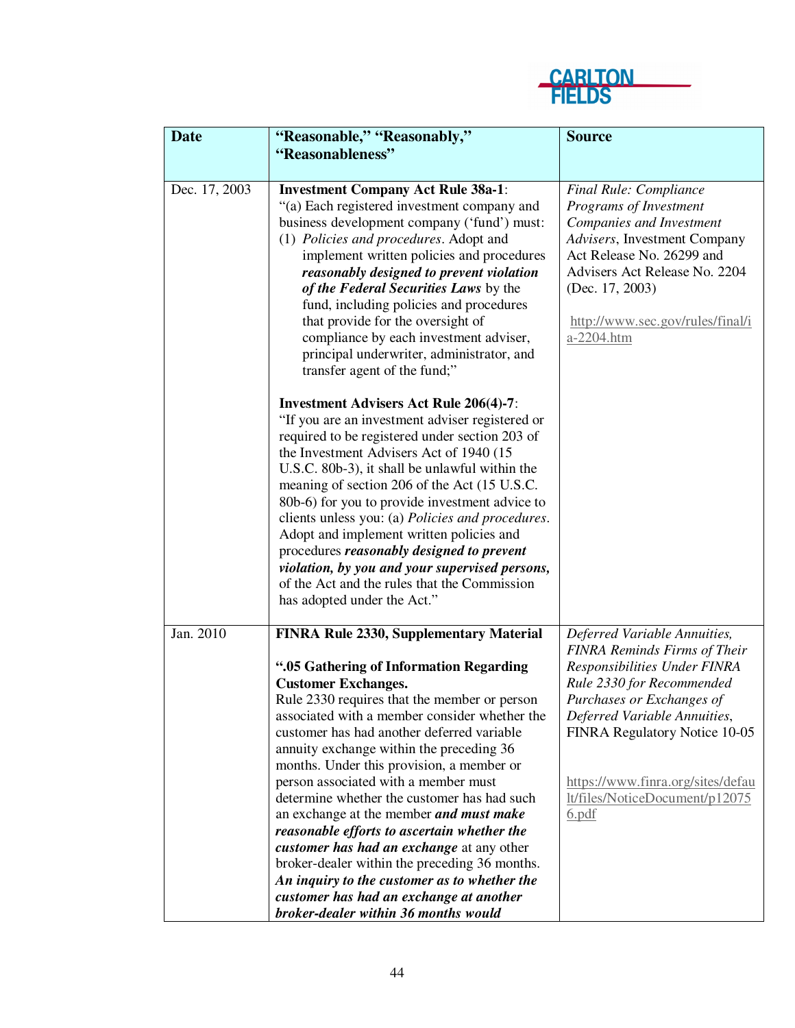| Date | "Reasonable," "Reasonably," "Reasonableness" | Source |
|---|---|---|
| Dec. 17, 2003 | **Investment Company Act Rule 38a-1**: "(a) Each registered investment company and business development company ('fund') must: (1) *Policies and procedures*. Adopt and implement written policies and procedures ***reasonably designed to prevent violation of the Federal Securities Laws*** by the fund, including policies and procedures that provide for the oversight of compliance by each investment adviser, principal underwriter, administrator, and transfer agent of the fund;"<br><br>**Investment Advisers Act Rule 206(4)-7**: "If you are an investment adviser registered or required to be registered under section 203 of the Investment Advisers Act of 1940 (15 U.S.C. 80b-3), it shall be unlawful within the meaning of section 206 of the Act (15 U.S.C. 80b-6) for you to provide investment advice to clients unless you: (a) *Policies and procedures*. Adopt and implement written policies and procedures ***reasonably designed to prevent violation, by you and your supervised persons,*** of the Act and the rules that the Commission has adopted under the Act." | *Final Rule: Compliance Programs of Investment Companies and Investment Advisers*, Investment Company Act Release No. 26299 and Advisers Act Release No. 2204 (Dec. 17, 2003)<br><br>http://www.sec.gov/rules/final/ia-2204.htm |
| Jan. 2010 | **FINRA Rule 2330, Supplementary Material**<br><br>**".05 Gathering of Information Regarding Customer Exchanges.**<br>Rule 2330 requires that the member or person associated with a member consider whether the customer has had another deferred variable annuity exchange within the preceding 36 months. Under this provision, a member or person associated with a member must determine whether the customer has had such an exchange at the member ***and must make reasonable efforts to ascertain whether the customer has had an exchange*** at any other broker-dealer within the preceding 36 months. ***An inquiry to the customer as to whether the customer has had an exchange at another broker-dealer within 36 months would*** | *Deferred Variable Annuities, FINRA Reminds Firms of Their Responsibilities Under FINRA Rule 2330 for Recommended Purchases or Exchanges of Deferred Variable Annuities*, FINRA Regulatory Notice 10-05<br><br>https://www.finra.org/sites/default/files/NoticeDocument/p120756.pdf |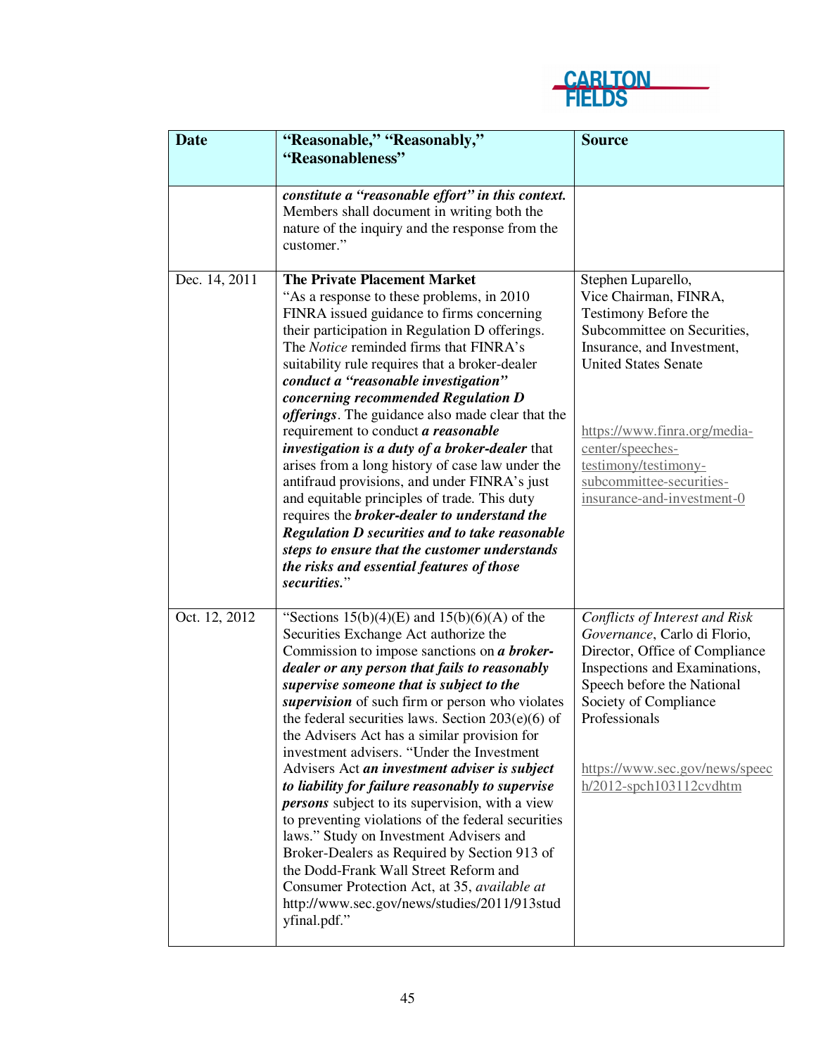| Date | "Reasonable," "Reasonably," "Reasonableness" | Source |
|---|---|---|
| | ***constitute a "reasonable effort" in this context.*** Members shall document in writing both the nature of the inquiry and the response from the customer." | |
| Dec. 14, 2011 | **The Private Placement Market**<br>"As a response to these problems, in 2010 FINRA issued guidance to firms concerning their participation in Regulation D offerings. The *Notice* reminded firms that FINRA's suitability rule requires that a broker-dealer ***conduct a "reasonable investigation" concerning recommended Regulation D offerings***. The guidance also made clear that the requirement to conduct ***a reasonable investigation is a duty of a broker-dealer*** that arises from a long history of case law under the antifraud provisions, and under FINRA's just and equitable principles of trade. This duty requires the ***broker-dealer to understand the Regulation D securities and to take reasonable steps to ensure that the customer understands the risks and essential features of those securities.***" | Stephen Luparello, Vice Chairman, FINRA, Testimony Before the Subcommittee on Securities, Insurance, and Investment, United States Senate<br><br>https://www.finra.org/media-center/speeches-testimony/testimony-subcommittee-securities-insurance-and-investment-0 |
| Oct. 12, 2012 | "Sections 15(b)(4)(E) and 15(b)(6)(A) of the Securities Exchange Act authorize the Commission to impose sanctions on ***a broker-dealer or any person that fails to reasonably supervise someone that is subject to the supervision*** of such firm or person who violates the federal securities laws. Section 203(e)(6) of the Advisers Act has a similar provision for investment advisers. "Under the Investment Advisers Act ***an investment adviser is subject to liability for failure reasonably to supervise persons*** subject to its supervision, with a view to preventing violations of the federal securities laws." Study on Investment Advisers and Broker-Dealers as Required by Section 913 of the Dodd-Frank Wall Street Reform and Consumer Protection Act, at 35, *available at* http://www.sec.gov/news/studies/2011/913studyfinal.pdf." | *Conflicts of Interest and Risk Governance*, Carlo di Florio, Director, Office of Compliance Inspections and Examinations, Speech before the National Society of Compliance Professionals<br><br>https://www.sec.gov/news/speech/2012-spch103112cvdhtm |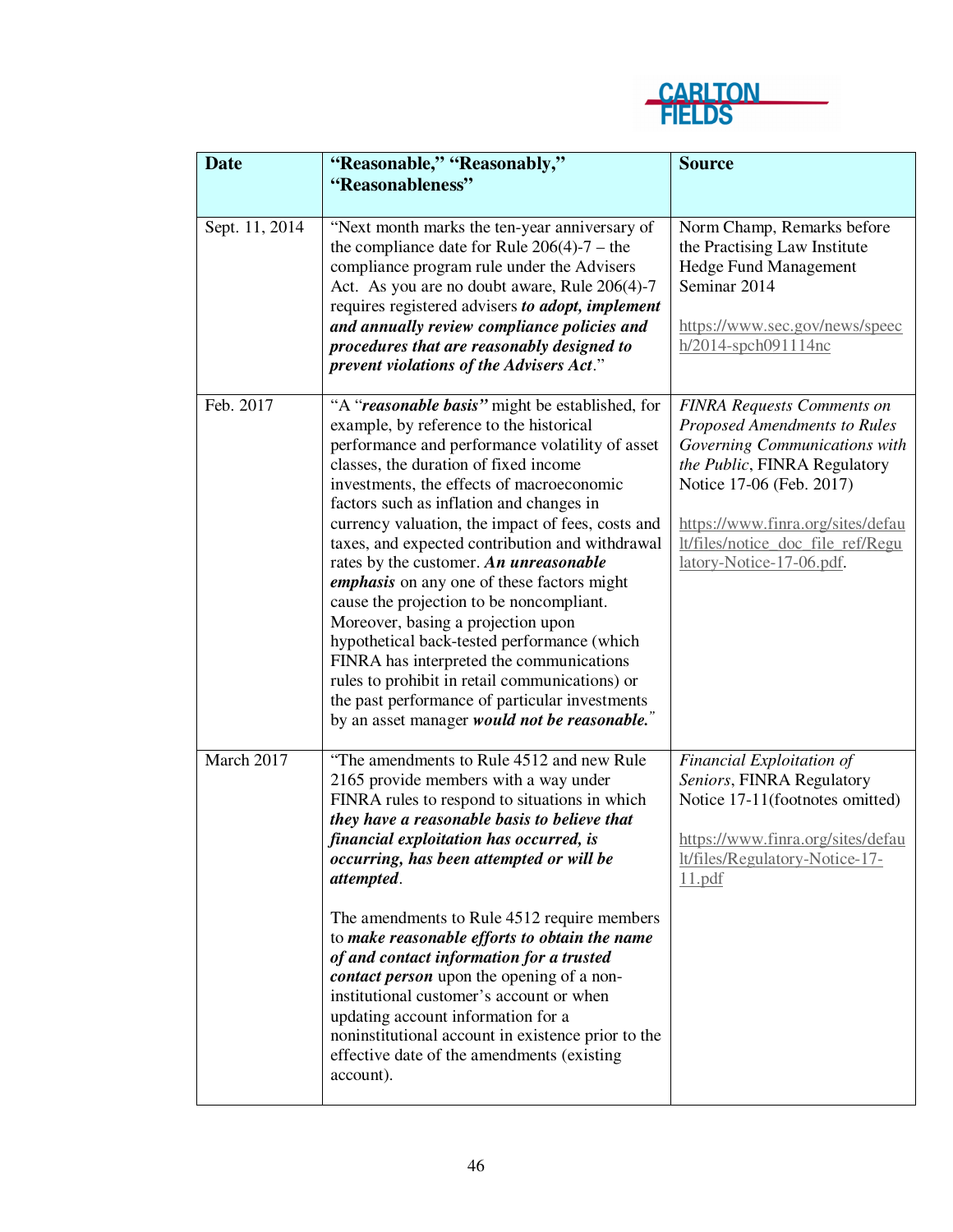| Date | "Reasonable," "Reasonably," "Reasonableness" | Source |
|---|---|---|
| Sept. 11, 2014 | "Next month marks the ten-year anniversary of the compliance date for Rule 206(4)-7 – the compliance program rule under the Advisers Act. As you are no doubt aware, Rule 206(4)-7 requires registered advisers ***to adopt, implement and annually review compliance policies and procedures that are reasonably designed to prevent violations of the Advisers Act***." | Norm Champ, Remarks before the Practising Law Institute Hedge Fund Management Seminar 2014<br><br>https://www.sec.gov/news/speech/2014-spch091114nc |
| Feb. 2017 | "A "***reasonable basis***" might be established, for example, by reference to the historical performance and performance volatility of asset classes, the duration of fixed income investments, the effects of macroeconomic factors such as inflation and changes in currency valuation, the impact of fees, costs and taxes, and expected contribution and withdrawal rates by the customer. ***An unreasonable emphasis*** on any one of these factors might cause the projection to be noncompliant. Moreover, basing a projection upon hypothetical back-tested performance (which FINRA has interpreted the communications rules to prohibit in retail communications) or the past performance of particular investments by an asset manager ***would not be reasonable.***" | *FINRA Requests Comments on Proposed Amendments to Rules Governing Communications with the Public*, FINRA Regulatory Notice 17-06 (Feb. 2017)<br><br>https://www.finra.org/sites/default/files/notice_doc_file_ref/Regulatory-Notice-17-06.pdf. |
| March 2017 | "The amendments to Rule 4512 and new Rule 2165 provide members with a way under FINRA rules to respond to situations in which ***they have a reasonable basis to believe that financial exploitation has occurred, is occurring, has been attempted or will be attempted***.<br><br>The amendments to Rule 4512 require members to ***make reasonable efforts to obtain the name of and contact information for a trusted contact person*** upon the opening of a non-institutional customer's account or when updating account information for a noninstitutional account in existence prior to the effective date of the amendments (existing account). | *Financial Exploitation of Seniors*, FINRA Regulatory Notice 17-11(footnotes omitted)<br><br>https://www.finra.org/sites/default/files/Regulatory-Notice-17-11.pdf |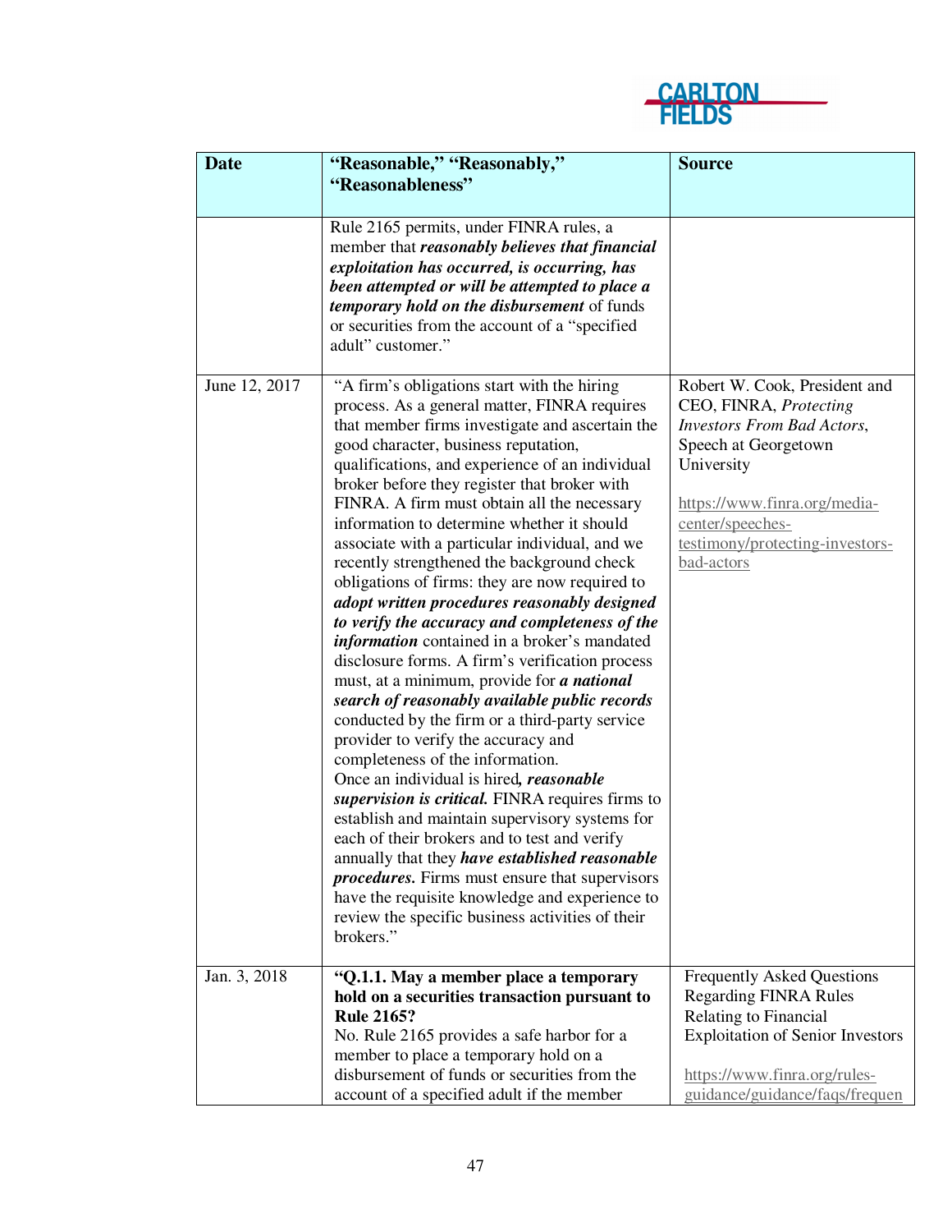| Date | "Reasonable," "Reasonably," "Reasonableness" | Source |
|---|---|---|
| | Rule 2165 permits, under FINRA rules, a member that ***reasonably believes that financial exploitation has occurred, is occurring, has been attempted or will be attempted to place a temporary hold on the disbursement*** of funds or securities from the account of a "specified adult" customer." | |
| June 12, 2017 | "A firm's obligations start with the hiring process. As a general matter, FINRA requires that member firms investigate and ascertain the good character, business reputation, qualifications, and experience of an individual broker before they register that broker with FINRA. A firm must obtain all the necessary information to determine whether it should associate with a particular individual, and we recently strengthened the background check obligations of firms: they are now required to ***adopt written procedures reasonably designed to verify the accuracy and completeness of the information*** contained in a broker's mandated disclosure forms. A firm's verification process must, at a minimum, provide for ***a national search of reasonably available public records*** conducted by the firm or a third-party service provider to verify the accuracy and completeness of the information. Once an individual is hired***, reasonable supervision is critical.*** FINRA requires firms to establish and maintain supervisory systems for each of their brokers and to test and verify annually that they ***have established reasonable procedures.*** Firms must ensure that supervisors have the requisite knowledge and experience to review the specific business activities of their brokers." | Robert W. Cook, President and CEO, FINRA, *Protecting Investors From Bad Actors*, Speech at Georgetown University<br><br>https://www.finra.org/media-center/speeches-testimony/protecting-investors-bad-actors |
| Jan. 3, 2018 | **"Q.1.1. May a member place a temporary hold on a securities transaction pursuant to Rule 2165?**<br>No. Rule 2165 provides a safe harbor for a member to place a temporary hold on a disbursement of funds or securities from the account of a specified adult if the member | Frequently Asked Questions Regarding FINRA Rules Relating to Financial Exploitation of Senior Investors<br><br>https://www.finra.org/rules-guidance/guidance/faqs/frequen |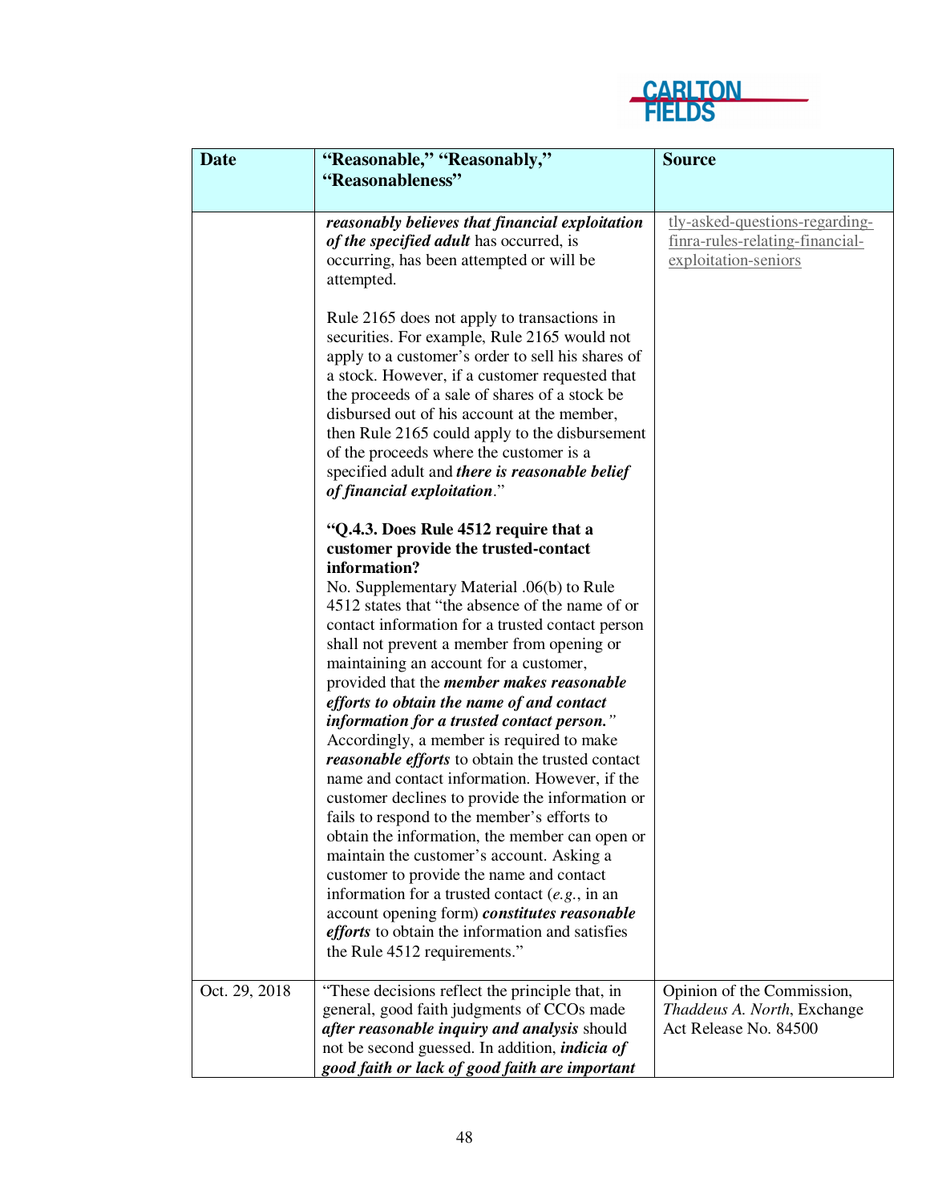| Date | "Reasonable," "Reasonably," "Reasonableness" | Source |
|---|---|---|
| | ***reasonably believes that financial exploitation of the specified adult*** has occurred, is occurring, has been attempted or will be attempted.<br><br>Rule 2165 does not apply to transactions in securities. For example, Rule 2165 would not apply to a customer's order to sell his shares of a stock. However, if a customer requested that the proceeds of a sale of shares of a stock be disbursed out of his account at the member, then Rule 2165 could apply to the disbursement of the proceeds where the customer is a specified adult and ***there is reasonable belief of financial exploitation***."<br><br>**"Q.4.3. Does Rule 4512 require that a customer provide the trusted-contact information?**<br>No. Supplementary Material .06(b) to Rule 4512 states that "the absence of the name of or contact information for a trusted contact person shall not prevent a member from opening or maintaining an account for a customer, provided that the ***member makes reasonable efforts to obtain the name of and contact information for a trusted contact person."*** Accordingly, a member is required to make ***reasonable efforts*** to obtain the trusted contact name and contact information. However, if the customer declines to provide the information or fails to respond to the member's efforts to obtain the information, the member can open or maintain the customer's account. Asking a customer to provide the name and contact information for a trusted contact (*e.g.*, in an account opening form) ***constitutes reasonable efforts*** to obtain the information and satisfies the Rule 4512 requirements." | tly-asked-questions-regarding-finra-rules-relating-financial-exploitation-seniors |
| Oct. 29, 2018 | "These decisions reflect the principle that, in general, good faith judgments of CCOs made ***after reasonable inquiry and analysis*** should not be second guessed. In addition, ***indicia of good faith or lack of good faith are important*** | Opinion of the Commission, *Thaddeus A. North*, Exchange Act Release No. 84500 |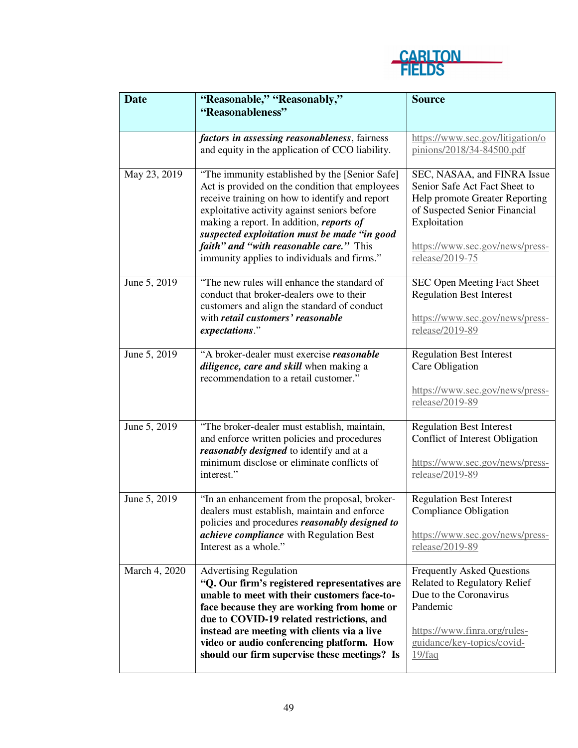| Date | "Reasonable," "Reasonably," "Reasonableness" | Source |
|---|---|---|
| | ***factors in assessing reasonableness***, fairness and equity in the application of CCO liability. | https://www.sec.gov/litigation/opinions/2018/34-84500.pdf |
| May 23, 2019 | "The immunity established by the [Senior Safe] Act is provided on the condition that employees receive training on how to identify and report exploitative activity against seniors before making a report. In addition, ***reports of suspected exploitation must be made "in good faith" and "with reasonable care."*** This immunity applies to individuals and firms." | SEC, NASAA, and FINRA Issue Senior Safe Act Fact Sheet to Help promote Greater Reporting of Suspected Senior Financial Exploitation<br><br>https://www.sec.gov/news/press-release/2019-75 |
| June 5, 2019 | "The new rules will enhance the standard of conduct that broker-dealers owe to their customers and align the standard of conduct with ***retail customers' reasonable expectations***." | SEC Open Meeting Fact Sheet Regulation Best Interest<br><br>https://www.sec.gov/news/press-release/2019-89 |
| June 5, 2019 | "A broker-dealer must exercise ***reasonable diligence, care and skill*** when making a recommendation to a retail customer." | Regulation Best Interest Care Obligation<br><br>https://www.sec.gov/news/press-release/2019-89 |
| June 5, 2019 | "The broker-dealer must establish, maintain, and enforce written policies and procedures ***reasonably designed*** to identify and at a minimum disclose or eliminate conflicts of interest." | Regulation Best Interest Conflict of Interest Obligation<br><br>https://www.sec.gov/news/press-release/2019-89 |
| June 5, 2019 | "In an enhancement from the proposal, broker-dealers must establish, maintain and enforce policies and procedures ***reasonably designed to achieve compliance*** with Regulation Best Interest as a whole." | Regulation Best Interest Compliance Obligation<br><br>https://www.sec.gov/news/press-release/2019-89 |
| March 4, 2020 | Advertising Regulation<br>**"Q. Our firm's registered representatives are unable to meet with their customers face-to-face because they are working from home or due to COVID-19 related restrictions, and instead are meeting with clients via a live video or audio conferencing platform. How should our firm supervise these meetings? Is** | Frequently Asked Questions Related to Regulatory Relief Due to the Coronavirus Pandemic<br><br>https://www.finra.org/rules-guidance/key-topics/covid-19/faq |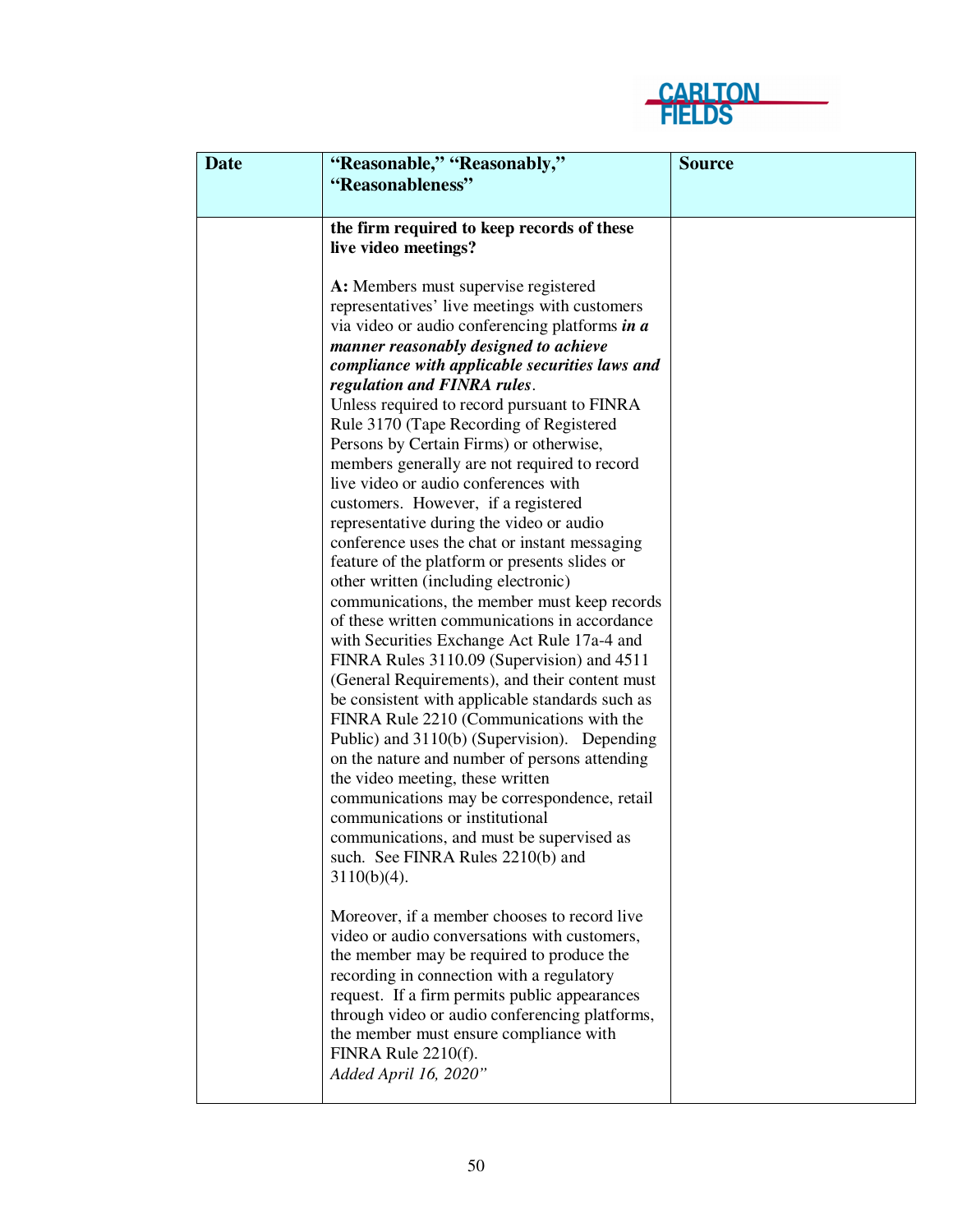| Date | "Reasonable," "Reasonably," "Reasonableness" | Source |
|---|---|---|
| | **the firm required to keep records of these live video meetings?**<br><br>**A:** Members must supervise registered representatives' live meetings with customers via video or audio conferencing platforms ***in a manner reasonably designed to achieve compliance with applicable securities laws and regulation and FINRA rules***.<br>Unless required to record pursuant to FINRA Rule 3170 (Tape Recording of Registered Persons by Certain Firms) or otherwise, members generally are not required to record live video or audio conferences with customers. However, if a registered representative during the video or audio conference uses the chat or instant messaging feature of the platform or presents slides or other written (including electronic) communications, the member must keep records of these written communications in accordance with Securities Exchange Act Rule 17a-4 and FINRA Rules 3110.09 (Supervision) and 4511 (General Requirements), and their content must be consistent with applicable standards such as FINRA Rule 2210 (Communications with the Public) and 3110(b) (Supervision). Depending on the nature and number of persons attending the video meeting, these written communications may be correspondence, retail communications or institutional communications, and must be supervised as such. See FINRA Rules 2210(b) and 3110(b)(4).<br><br>Moreover, if a member chooses to record live video or audio conversations with customers, the member may be required to produce the recording in connection with a regulatory request. If a firm permits public appearances through video or audio conferencing platforms, the member must ensure compliance with FINRA Rule 2210(f).<br>*Added April 16, 2020"* | |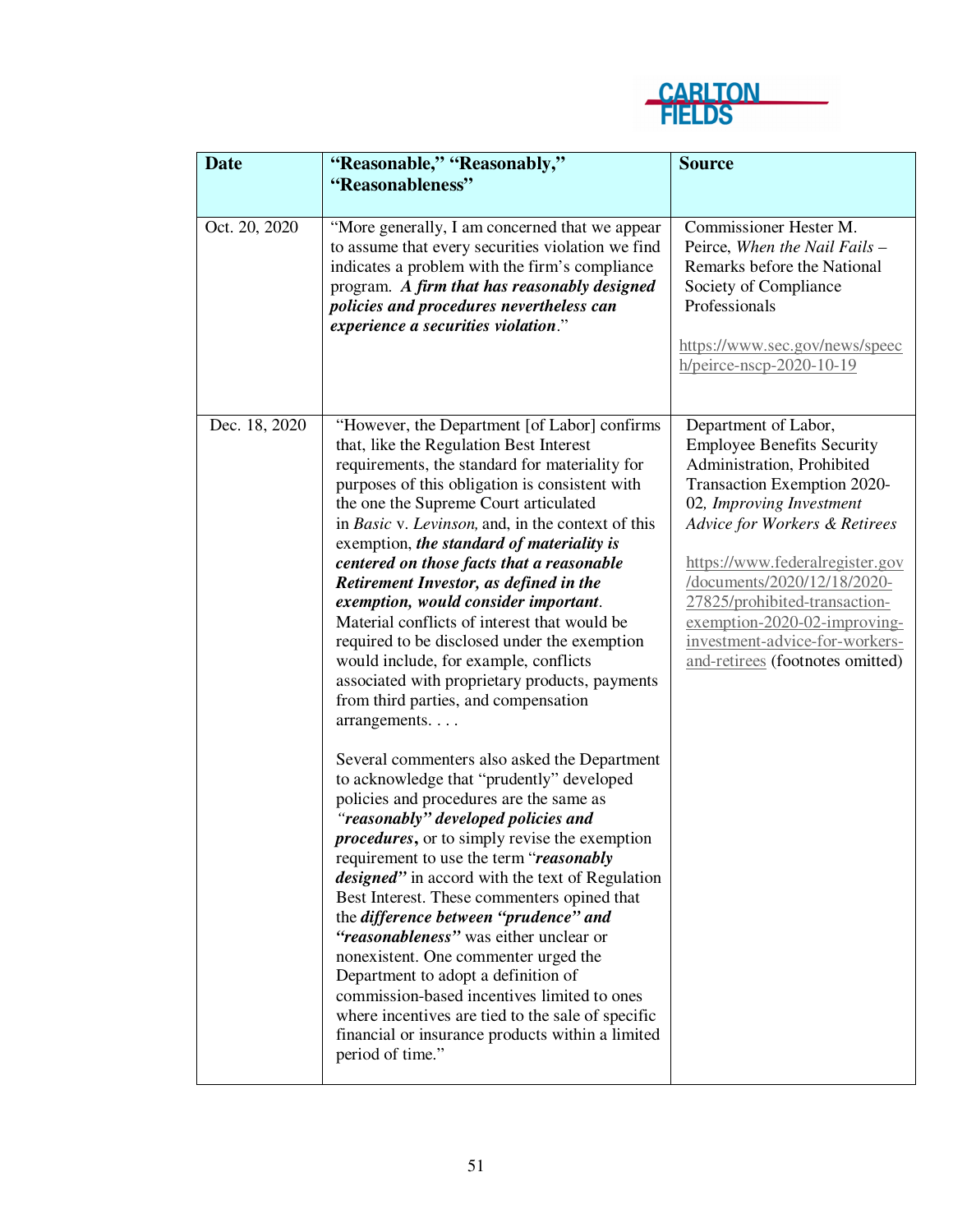| Date | "Reasonable," "Reasonably," "Reasonableness" | Source |
|---|---|---|
| Oct. 20, 2020 | "More generally, I am concerned that we appear to assume that every securities violation we find indicates a problem with the firm's compliance program. ***A firm that has reasonably designed policies and procedures nevertheless can experience a securities violation***." | Commissioner Hester M. Peirce, *When the Nail Fails* – Remarks before the National Society of Compliance Professionals<br><br>https://www.sec.gov/news/speech/peirce-nscp-2020-10-19 |
| Dec. 18, 2020 | "However, the Department [of Labor] confirms that, like the Regulation Best Interest requirements, the standard for materiality for purposes of this obligation is consistent with the one the Supreme Court articulated in *Basic* v. *Levinson,* and, in the context of this exemption, ***the standard of materiality is centered on those facts that a reasonable Retirement Investor, as defined in the exemption, would consider important***. Material conflicts of interest that would be required to be disclosed under the exemption would include, for example, conflicts associated with proprietary products, payments from third parties, and compensation arrangements. . . .<br><br>Several commenters also asked the Department to acknowledge that "prudently" developed policies and procedures are the same as ***"reasonably" developed policies and procedures***, or to simply revise the exemption requirement to use the term "***reasonably designed"*** in accord with the text of Regulation Best Interest. These commenters opined that the ***difference between "prudence" and "reasonableness"*** was either unclear or nonexistent. One commenter urged the Department to adopt a definition of commission-based incentives limited to ones where incentives are tied to the sale of specific financial or insurance products within a limited period of time." | Department of Labor, Employee Benefits Security Administration, Prohibited Transaction Exemption 2020-02, *Improving Investment Advice for Workers & Retirees*<br><br>https://www.federalregister.gov/documents/2020/12/18/2020-27825/prohibited-transaction-exemption-2020-02-improving-investment-advice-for-workers-and-retirees (footnotes omitted) |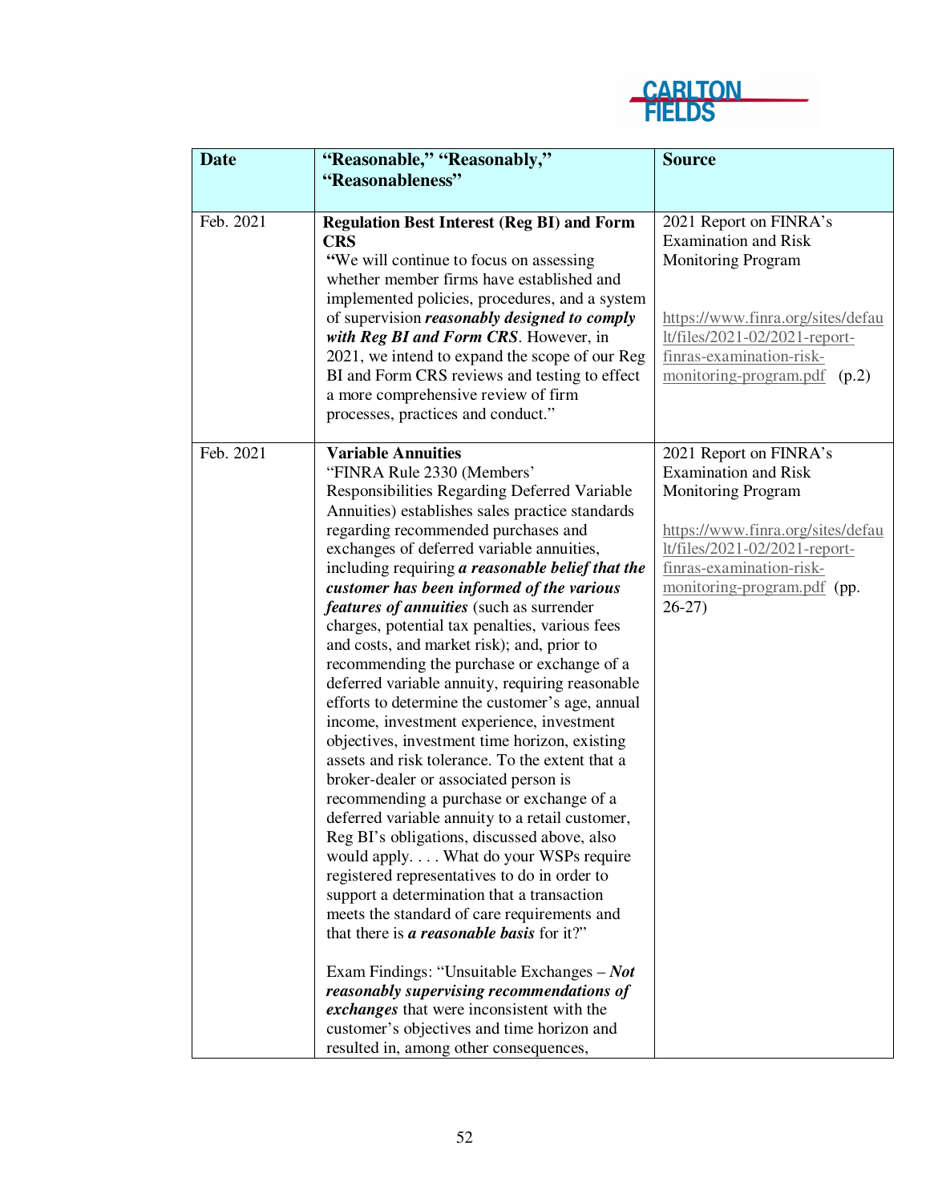| Date | "Reasonable," "Reasonably," "Reasonableness" | Source |
|---|---|---|
| Feb. 2021 | **Regulation Best Interest (Reg BI) and Form CRS**<br>"We will continue to focus on assessing whether member firms have established and implemented policies, procedures, and a system of supervision ***reasonably designed to comply with Reg BI and Form CRS***. However, in 2021, we intend to expand the scope of our Reg BI and Form CRS reviews and testing to effect a more comprehensive review of firm processes, practices and conduct." | 2021 Report on FINRA's Examination and Risk Monitoring Program<br><br>https://www.finra.org/sites/default/files/2021-02/2021-report-finras-examination-risk-monitoring-program.pdf (p.2) |
| Feb. 2021 | **Variable Annuities**<br>"FINRA Rule 2330 (Members' Responsibilities Regarding Deferred Variable Annuities) establishes sales practice standards regarding recommended purchases and exchanges of deferred variable annuities, including requiring ***a reasonable belief that the customer has been informed of the various features of annuities*** (such as surrender charges, potential tax penalties, various fees and costs, and market risk); and, prior to recommending the purchase or exchange of a deferred variable annuity, requiring reasonable efforts to determine the customer's age, annual income, investment experience, investment objectives, investment time horizon, existing assets and risk tolerance. To the extent that a broker-dealer or associated person is recommending a purchase or exchange of a deferred variable annuity to a retail customer, Reg BI's obligations, discussed above, also would apply. . . . What do your WSPs require registered representatives to do in order to support a determination that a transaction meets the standard of care requirements and that there is ***a reasonable basis*** for it?"<br><br>Exam Findings: "Unsuitable Exchanges – ***Not reasonably supervising recommendations of exchanges*** that were inconsistent with the customer's objectives and time horizon and resulted in, among other consequences, | 2021 Report on FINRA's Examination and Risk Monitoring Program<br><br>https://www.finra.org/sites/default/files/2021-02/2021-report-finras-examination-risk-monitoring-program.pdf (pp. 26-27) |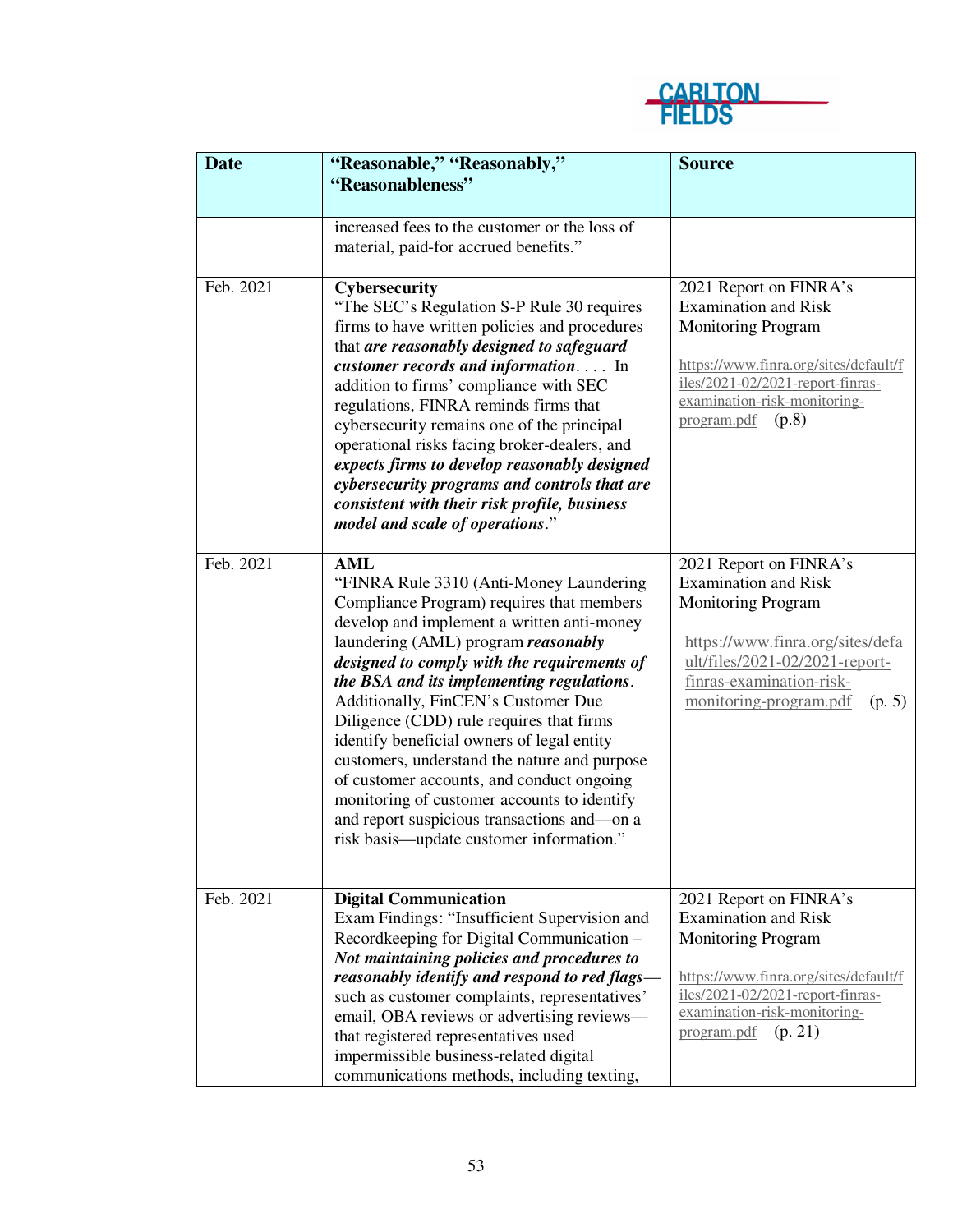| Date | "Reasonable," "Reasonably," "Reasonableness" | Source |
|---|---|---|
| | increased fees to the customer or the loss of material, paid-for accrued benefits." | |
| Feb. 2021 | **Cybersecurity**<br>"The SEC's Regulation S-P Rule 30 requires firms to have written policies and procedures that ***are reasonably designed to safeguard customer records and information***. . . . In addition to firms' compliance with SEC regulations, FINRA reminds firms that cybersecurity remains one of the principal operational risks facing broker-dealers, and ***expects firms to develop reasonably designed cybersecurity programs and controls that are consistent with their risk profile, business model and scale of operations***." | 2021 Report on FINRA's Examination and Risk Monitoring Program<br><br>https://www.finra.org/sites/default/files/2021-02/2021-report-finras-examination-risk-monitoring-program.pdf (p.8) |
| Feb. 2021 | **AML**<br>"FINRA Rule 3310 (Anti-Money Laundering Compliance Program) requires that members develop and implement a written anti-money laundering (AML) program ***reasonably designed to comply with the requirements of the BSA and its implementing regulations***. Additionally, FinCEN's Customer Due Diligence (CDD) rule requires that firms identify beneficial owners of legal entity customers, understand the nature and purpose of customer accounts, and conduct ongoing monitoring of customer accounts to identify and report suspicious transactions and—on a risk basis—update customer information." | 2021 Report on FINRA's Examination and Risk Monitoring Program<br><br>https://www.finra.org/sites/default/files/2021-02/2021-report-finras-examination-risk-monitoring-program.pdf (p. 5) |
| Feb. 2021 | **Digital Communication**<br>Exam Findings: "Insufficient Supervision and Recordkeeping for Digital Communication – ***Not maintaining policies and procedures to reasonably identify and respond to red flags***—such as customer complaints, representatives' email, OBA reviews or advertising reviews—that registered representatives used impermissible business-related digital communications methods, including texting, | 2021 Report on FINRA's Examination and Risk Monitoring Program<br><br>https://www.finra.org/sites/default/files/2021-02/2021-report-finras-examination-risk-monitoring-program.pdf (p. 21) |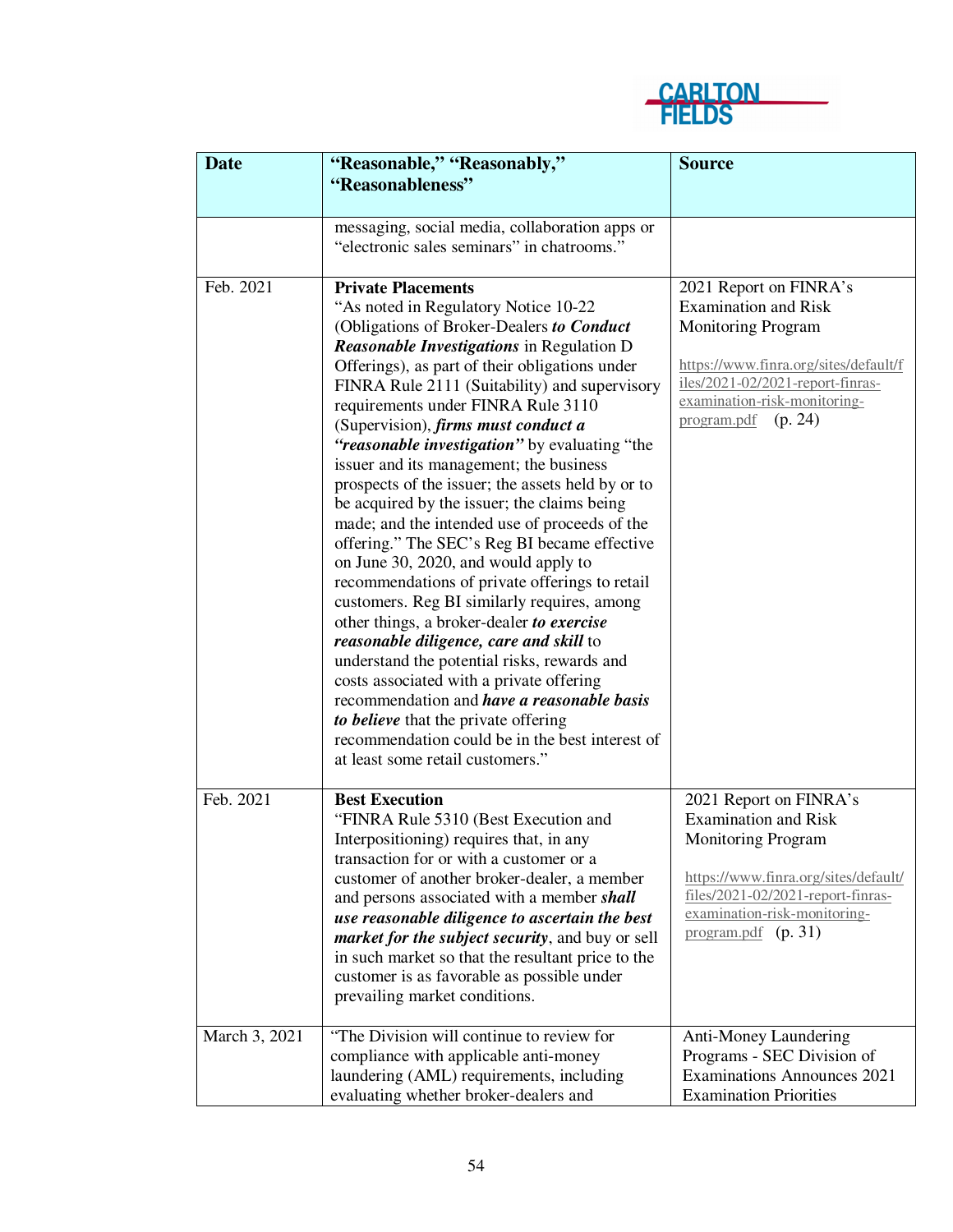| Date | "Reasonable," "Reasonably," "Reasonableness" | Source |
|---|---|---|
| | messaging, social media, collaboration apps or "electronic sales seminars" in chatrooms." | |
| Feb. 2021 | **Private Placements**<br>"As noted in Regulatory Notice 10-22 (Obligations of Broker-Dealers ***to Conduct Reasonable Investigations*** in Regulation D Offerings), as part of their obligations under FINRA Rule 2111 (Suitability) and supervisory requirements under FINRA Rule 3110 (Supervision), ***firms must conduct a "reasonable investigation"*** by evaluating "the issuer and its management; the business prospects of the issuer; the assets held by or to be acquired by the issuer; the claims being made; and the intended use of proceeds of the offering." The SEC's Reg BI became effective on June 30, 2020, and would apply to recommendations of private offerings to retail customers. Reg BI similarly requires, among other things, a broker-dealer ***to exercise reasonable diligence, care and skill*** to understand the potential risks, rewards and costs associated with a private offering recommendation and ***have a reasonable basis to believe*** that the private offering recommendation could be in the best interest of at least some retail customers." | 2021 Report on FINRA's Examination and Risk Monitoring Program<br><br>https://www.finra.org/sites/default/files/2021-02/2021-report-finras-examination-risk-monitoring-program.pdf (p. 24) |
| Feb. 2021 | **Best Execution**<br>"FINRA Rule 5310 (Best Execution and Interpositioning) requires that, in any transaction for or with a customer or a customer of another broker-dealer, a member and persons associated with a member ***shall use reasonable diligence to ascertain the best market for the subject security***, and buy or sell in such market so that the resultant price to the customer is as favorable as possible under prevailing market conditions. | 2021 Report on FINRA's Examination and Risk Monitoring Program<br><br>https://www.finra.org/sites/default/files/2021-02/2021-report-finras-examination-risk-monitoring-program.pdf (p. 31) |
| March 3, 2021 | "The Division will continue to review for compliance with applicable anti-money laundering (AML) requirements, including evaluating whether broker-dealers and | Anti-Money Laundering Programs - SEC Division of Examinations Announces 2021 Examination Priorities |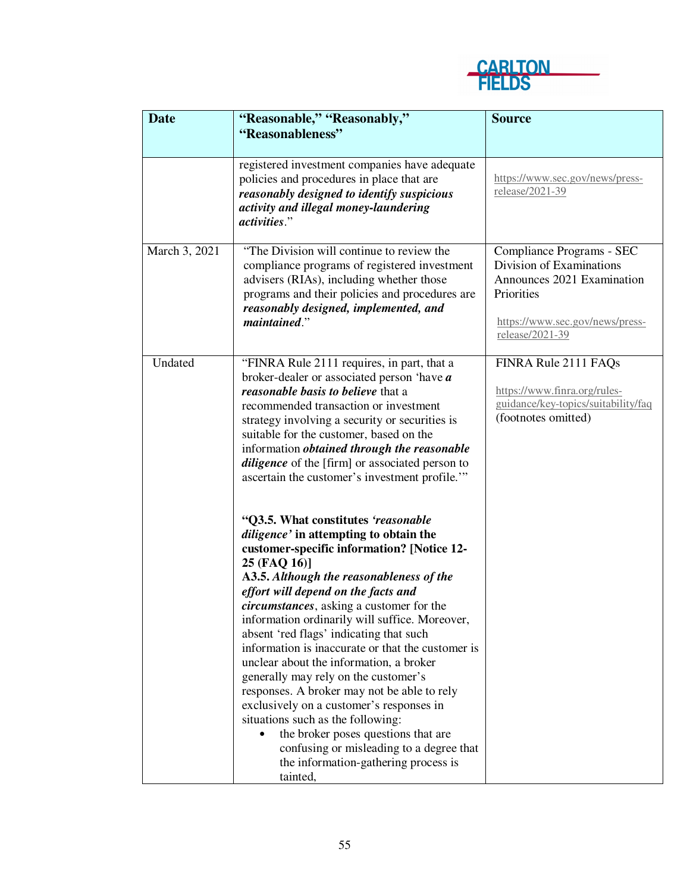| Date | "Reasonable," "Reasonably," "Reasonableness" | Source |
|---|---|---|
| | registered investment companies have adequate policies and procedures in place that are ***reasonably designed to identify suspicious activity and illegal money-laundering activities***." | https://www.sec.gov/news/press-release/2021-39 |
| March 3, 2021 | "The Division will continue to review the compliance programs of registered investment advisers (RIAs), including whether those programs and their policies and procedures are ***reasonably designed, implemented, and maintained***." | Compliance Programs - SEC Division of Examinations Announces 2021 Examination Priorities<br><br>https://www.sec.gov/news/press-release/2021-39 |
| Undated | "FINRA Rule 2111 requires, in part, that a broker-dealer or associated person 'have ***a reasonable basis to believe*** that a recommended transaction or investment strategy involving a security or securities is suitable for the customer, based on the information ***obtained through the reasonable diligence*** of the [firm] or associated person to ascertain the customer's investment profile.'"<br><br>**"Q3.5. What constitutes *'reasonable diligence'* in attempting to obtain the customer-specific information? [Notice 12-25 (FAQ 16)]**<br>**A3.5.** ***Although the reasonableness of the effort will depend on the facts and circumstances***, asking a customer for the information ordinarily will suffice. Moreover, absent 'red flags' indicating that such information is inaccurate or that the customer is unclear about the information, a broker generally may rely on the customer's responses. A broker may not be able to rely exclusively on a customer's responses in situations such as the following:<br>• the broker poses questions that are confusing or misleading to a degree that the information-gathering process is tainted, | FINRA Rule 2111 FAQs<br><br>https://www.finra.org/rules-guidance/key-topics/suitability/faq (footnotes omitted) |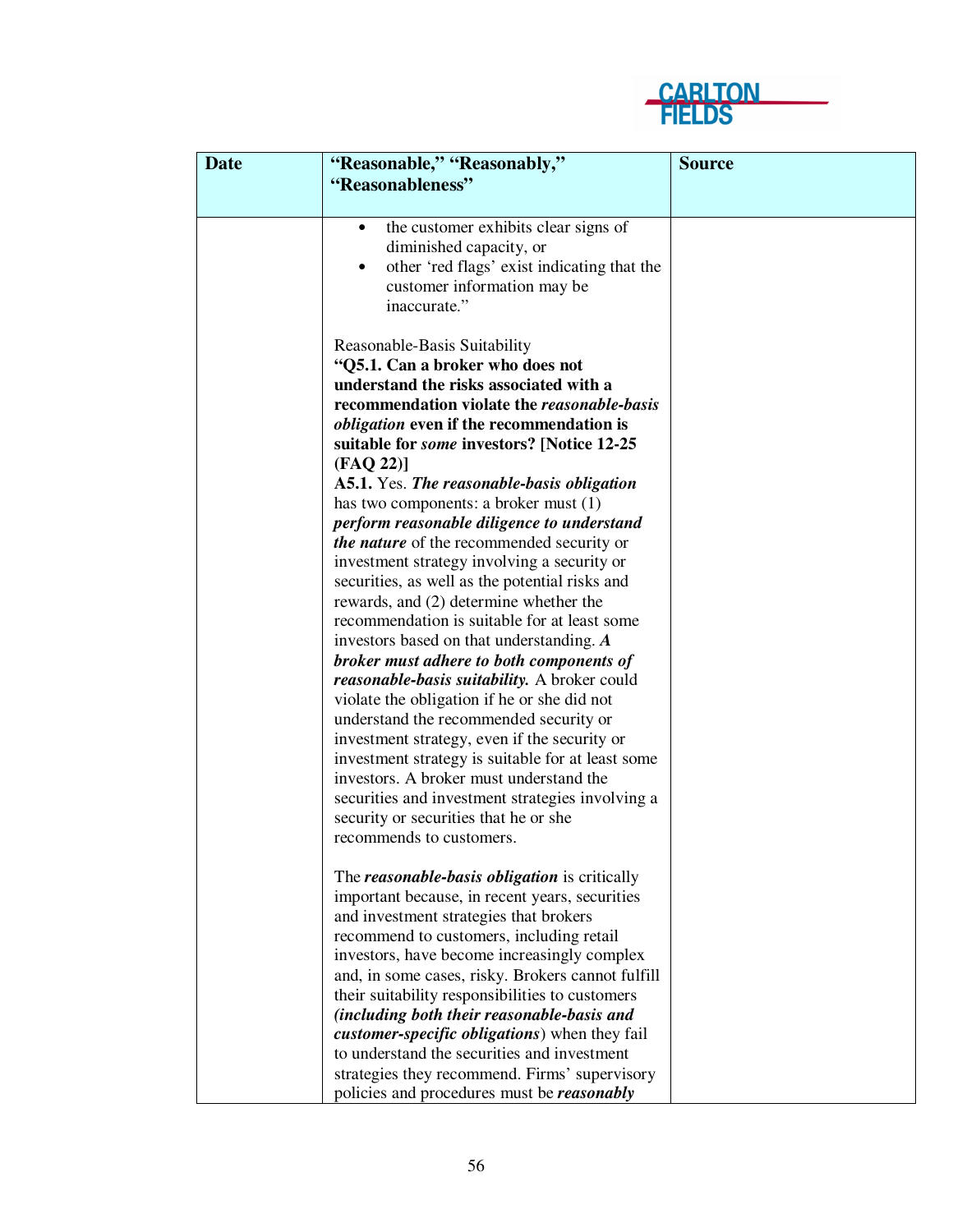| Date | “Reasonable,” “Reasonably,” “Reasonableness” | Source |
|---|---|---|
| | • the customer exhibits clear signs of diminished capacity, or<br>• other ‘red flags’ exist indicating that the customer information may be inaccurate.”<br><br>Reasonable-Basis Suitability<br>**“Q5.1. Can a broker who does not understand the risks associated with a recommendation violate the *reasonable-basis obligation* even if the recommendation is suitable for *some* investors? [Notice 12-25 (FAQ 22)]**<br>**A5.1.** Yes. ***The reasonable-basis obligation*** has two components: a broker must (1) ***perform reasonable diligence to understand the nature*** of the recommended security or investment strategy involving a security or securities, as well as the potential risks and rewards, and (2) determine whether the recommendation is suitable for at least some investors based on that understanding. ***A broker must adhere to both components of reasonable-basis suitability.*** A broker could violate the obligation if he or she did not understand the recommended security or investment strategy, even if the security or investment strategy is suitable for at least some investors. A broker must understand the securities and investment strategies involving a security or securities that he or she recommends to customers.<br><br>The ***reasonable-basis obligation*** is critically important because, in recent years, securities and investment strategies that brokers recommend to customers, including retail investors, have become increasingly complex and, in some cases, risky. Brokers cannot fulfill their suitability responsibilities to customers ***(including both their reasonable-basis and customer-specific obligations***) when they fail to understand the securities and investment strategies they recommend. Firms’ supervisory policies and procedures must be ***reasonably*** | |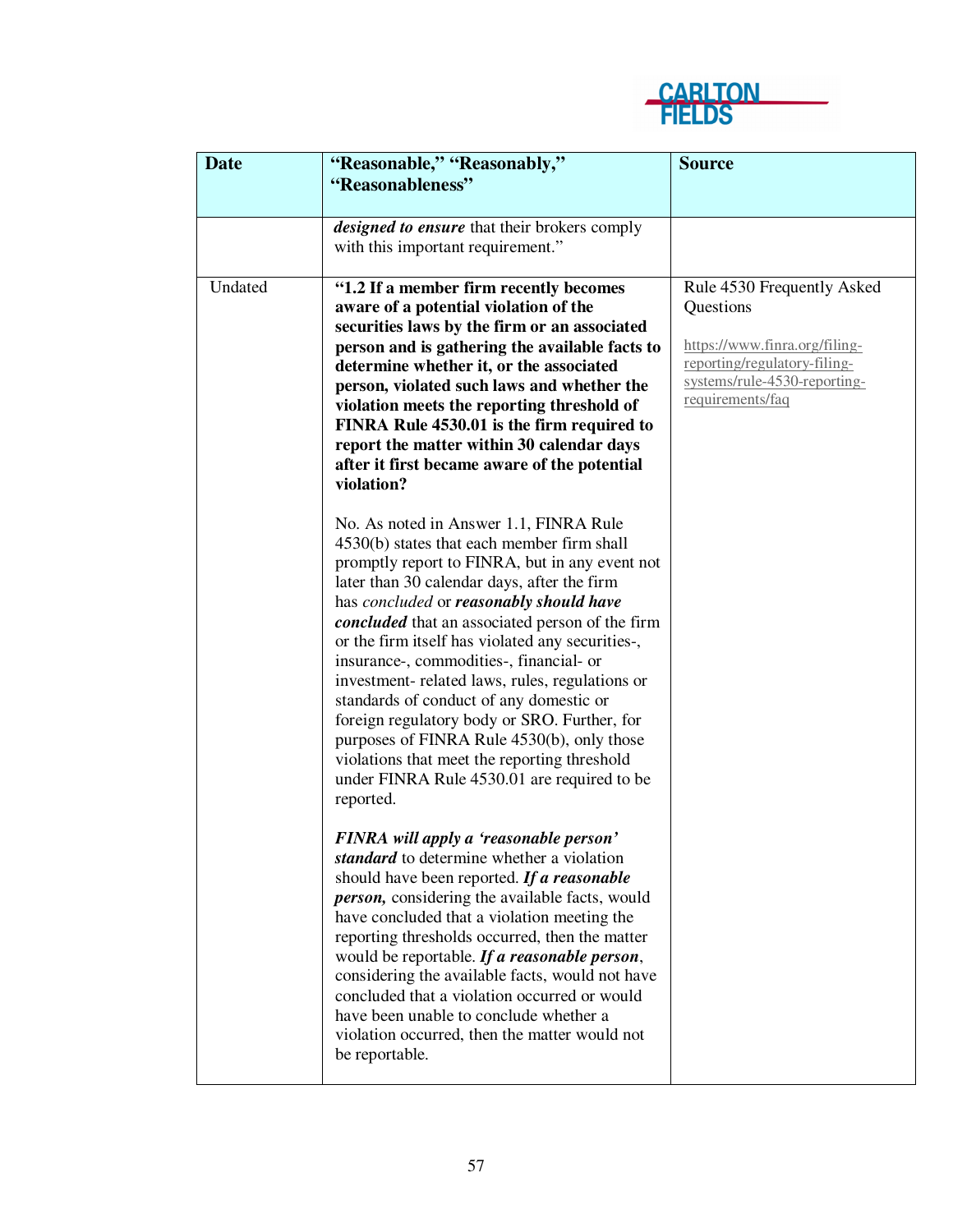| Date | "Reasonable," "Reasonably," "Reasonableness" | Source |
|---|---|---|
| | ***designed to ensure*** that their brokers comply with this important requirement." | |
| Undated | **"1.2 If a member firm recently becomes aware of a potential violation of the securities laws by the firm or an associated person and is gathering the available facts to determine whether it, or the associated person, violated such laws and whether the violation meets the reporting threshold of FINRA Rule 4530.01 is the firm required to report the matter within 30 calendar days after it first became aware of the potential violation?**<br><br>No. As noted in Answer 1.1, FINRA Rule 4530(b) states that each member firm shall promptly report to FINRA, but in any event not later than 30 calendar days, after the firm has *concluded* or ***reasonably should have concluded*** that an associated person of the firm or the firm itself has violated any securities-, insurance-, commodities-, financial- or investment- related laws, rules, regulations or standards of conduct of any domestic or foreign regulatory body or SRO. Further, for purposes of FINRA Rule 4530(b), only those violations that meet the reporting threshold under FINRA Rule 4530.01 are required to be reported.<br><br>***FINRA will apply a 'reasonable person' standard*** to determine whether a violation should have been reported. ***If a reasonable person,*** considering the available facts, would have concluded that a violation meeting the reporting thresholds occurred, then the matter would be reportable. ***If a reasonable person***, considering the available facts, would not have concluded that a violation occurred or would have been unable to conclude whether a violation occurred, then the matter would not be reportable. | Rule 4530 Frequently Asked Questions<br><br>https://www.finra.org/filing-reporting/regulatory-filing-systems/rule-4530-reporting-requirements/faq |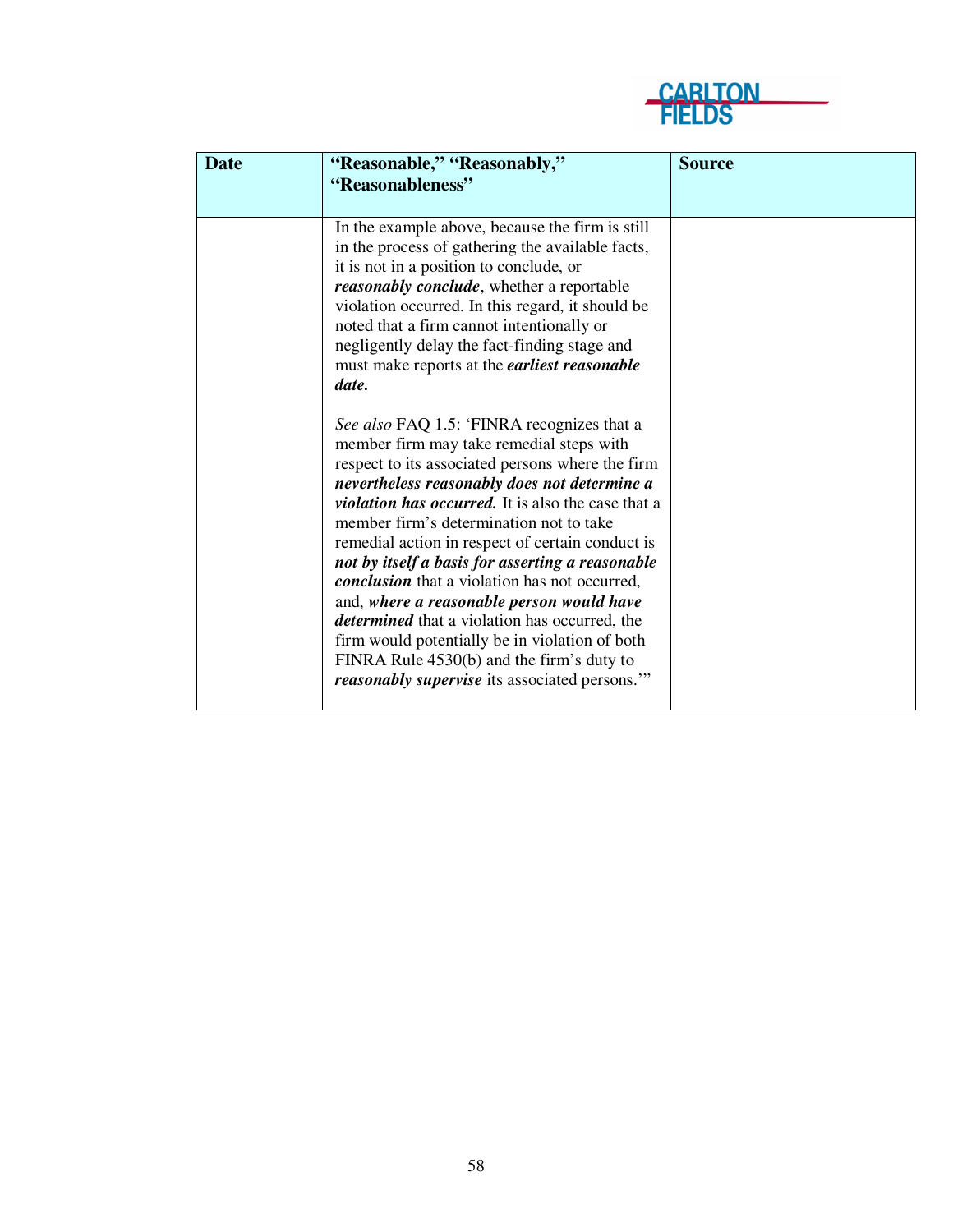| Date | "Reasonable," "Reasonably," "Reasonableness" | Source |
|---|---|---|
| | In the example above, because the firm is still in the process of gathering the available facts, it is not in a position to conclude, or ***reasonably conclude***, whether a reportable violation occurred. In this regard, it should be noted that a firm cannot intentionally or negligently delay the fact-finding stage and must make reports at the ***earliest reasonable date.***<br><br>*See also* FAQ 1.5: 'FINRA recognizes that a member firm may take remedial steps with respect to its associated persons where the firm ***nevertheless reasonably does not determine a violation has occurred.*** It is also the case that a member firm's determination not to take remedial action in respect of certain conduct is ***not by itself a basis for asserting a reasonable conclusion*** that a violation has not occurred, and, ***where a reasonable person would have determined*** that a violation has occurred, the firm would potentially be in violation of both FINRA Rule 4530(b) and the firm's duty to ***reasonably supervise*** its associated persons.'" | |